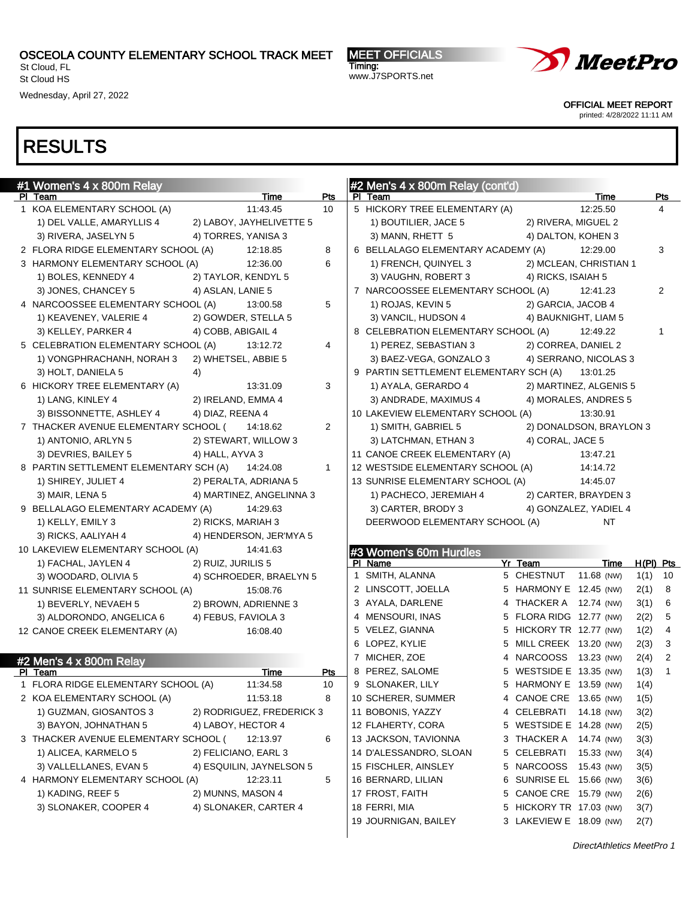# OSCEOLA COUNTY ELEMENTARY SCHOOL TRACK MEET

St Cloud, FL
St Cloud HS
Wednesday, April 27, 2022

**MEET OFFICIALS**
Timing:
www.J7SPORTS.net

OFFICIAL MEET REPORT
printed: 4/28/2022 11:11 AM

# RESULTS

## #1 Women's 4 x 800m Relay

| Pl | Team | Time | Pts |
|---|---|---|---|
| 1 | KOA ELEMENTARY SCHOOL (A) | 11:43.45 | 10 |
| | 1) DEL VALLE, AMARYLLIS 4 — 2) LABOY, JAYHELIVETTE 5 — 3) RIVERA, JASELYN 5 — 4) TORRES, YANISA 3 | | |
| 2 | FLORA RIDGE ELEMENTARY SCHOOL (A) | 12:18.85 | 8 |
| 3 | HARMONY ELEMENTARY SCHOOL (A) | 12:36.00 | 6 |
| | 1) BOLES, KENNEDY 4 — 2) TAYLOR, KENDYL 5 — 3) JONES, CHANCEY 5 — 4) ASLAN, LANIE 5 | | |
| 4 | NARCOOSSEE ELEMENTARY SCHOOL (A) | 13:00.58 | 5 |
| | 1) KEAVENEY, VALERIE 4 — 2) GOWDER, STELLA 5 — 3) KELLEY, PARKER 4 — 4) COBB, ABIGAIL 4 | | |
| 5 | CELEBRATION ELEMENTARY SCHOOL (A) | 13:12.72 | 4 |
| | 1) VONGPHRACHANH, NORAH 3 — 2) WHETSEL, ABBIE 5 — 3) HOLT, DANIELA 5 — 4) | | |
| 6 | HICKORY TREE ELEMENTARY (A) | 13:31.09 | 3 |
| | 1) LANG, KINLEY 4 — 2) IRELAND, EMMA 4 — 3) BISSONNETTE, ASHLEY 4 — 4) DIAZ, REENA 4 | | |
| 7 | THACKER AVENUE ELEMENTARY SCHOOL ( | 14:18.62 | 2 |
| | 1) ANTONIO, ARLYN 5 — 2) STEWART, WILLOW 3 — 3) DEVRIES, BAILEY 5 — 4) HALL, AYVA 3 | | |
| 8 | PARTIN SETTLEMENT ELEMENTARY SCH (A) | 14:24.08 | 1 |
| | 1) SHIREY, JULIET 4 — 2) PERALTA, ADRIANA 5 — 3) MAIR, LENA 5 — 4) MARTINEZ, ANGELINNA 3 | | |
| 9 | BELLALAGO ELEMENTARY ACADEMY (A) | 14:29.63 | |
| | 1) KELLY, EMILY 3 — 2) RICKS, MARIAH 3 — 3) RICKS, AALIYAH 4 — 4) HENDERSON, JER'MYA 5 | | |
| 10 | LAKEVIEW ELEMENTARY SCHOOL (A) | 14:41.63 | |
| | 1) FACHAL, JAYLEN 4 — 2) RUIZ, JURILIS 5 — 3) WOODARD, OLIVIA 5 — 4) SCHROEDER, BRAELYN 5 | | |
| 11 | SUNRISE ELEMENTARY SCHOOL (A) | 15:08.76 | |
| | 1) BEVERLY, NEVAEH 5 — 2) BROWN, ADRIENNE 3 — 3) ALDORONDO, ANGELICA 6 — 4) FEBUS, FAVIOLA 3 | | |
| 12 | CANOE CREEK ELEMENTARY (A) | 16:08.40 | |

## #2 Men's 4 x 800m Relay

| Pl | Team | Time | Pts |
|---|---|---|---|
| 1 | FLORA RIDGE ELEMENTARY SCHOOL (A) | 11:34.58 | 10 |
| 2 | KOA ELEMENTARY SCHOOL (A) | 11:53.18 | 8 |
| | 1) GUZMAN, GIOSANTOS 3 — 2) RODRIGUEZ, FREDERICK 3 — 3) BAYON, JOHNATHAN 5 — 4) LABOY, HECTOR 4 | | |
| 3 | THACKER AVENUE ELEMENTARY SCHOOL ( | 12:13.97 | 6 |
| | 1) ALICEA, KARMELO 5 — 2) FELICIANO, EARL 3 — 3) VALLELLANES, EVAN 5 — 4) ESQUILIN, JAYNELSON 5 | | |
| 4 | HARMONY ELEMENTARY SCHOOL (A) | 12:23.11 | 5 |
| | 1) KADING, REEF 5 — 2) MUNNS, MASON 4 — 3) SLONAKER, COOPER 4 — 4) SLONAKER, CARTER 4 | | |
| 5 | HICKORY TREE ELEMENTARY (A) | 12:25.50 | 4 |
| | 1) BOUTILIER, JACE 5 — 2) RIVERA, MIGUEL 2 — 3) MANN, RHETT 5 — 4) DALTON, KOHEN 3 | | |
| 6 | BELLALAGO ELEMENTARY ACADEMY (A) | 12:29.00 | 3 |
| | 1) FRENCH, QUINYEL 3 — 2) MCLEAN, CHRISTIAN 1 — 3) VAUGHN, ROBERT 3 — 4) RICKS, ISAIAH 5 | | |
| 7 | NARCOOSSEE ELEMENTARY SCHOOL (A) | 12:41.23 | 2 |
| | 1) ROJAS, KEVIN 5 — 2) GARCIA, JACOB 4 — 3) VANCIL, HUDSON 4 — 4) BAUKNIGHT, LIAM 5 | | |
| 8 | CELEBRATION ELEMENTARY SCHOOL (A) | 12:49.22 | 1 |
| | 1) PEREZ, SEBASTIAN 3 — 2) CORREA, DANIEL 2 — 3) BAEZ-VEGA, GONZALO 3 — 4) SERRANO, NICOLAS 3 | | |
| 9 | PARTIN SETTLEMENT ELEMENTARY SCH (A) | 13:01.25 | |
| | 1) AYALA, GERARDO 4 — 2) MARTINEZ, ALGENIS 5 — 3) ANDRADE, MAXIMUS 4 — 4) MORALES, ANDRES 5 | | |
| 10 | LAKEVIEW ELEMENTARY SCHOOL (A) | 13:30.91 | |
| | 1) SMITH, GABRIEL 5 — 2) DONALDSON, BRAYLON 3 — 3) LATCHMAN, ETHAN 3 — 4) CORAL, JACE 5 | | |
| 11 | CANOE CREEK ELEMENTARY (A) | 13:47.21 | |
| 12 | WESTSIDE ELEMENTARY SCHOOL (A) | 14:14.72 | |
| 13 | SUNRISE ELEMENTARY SCHOOL (A) | 14:45.07 | |
| | 1) PACHECO, JEREMIAH 4 — 2) CARTER, BRAYDEN 3 — 3) CARTER, BRODY 3 — 4) GONZALEZ, YADIEL 4 | | |
| | DEERWOOD ELEMENTARY SCHOOL (A) | NT | |

## #3 Women's 60m Hurdles

| Pl | Name | Yr | Team | Time | H(Pl) | Pts |
|---|---|---|---|---|---|---|
| 1 | SMITH, ALANNA | 5 | CHESTNUT | 11.68 (NW) | 1(1) | 10 |
| 2 | LINSCOTT, JOELLA | 5 | HARMONY E | 12.45 (NW) | 2(1) | 8 |
| 3 | AYALA, DARLENE | 4 | THACKER A | 12.74 (NW) | 3(1) | 6 |
| 4 | MENSOURI, INAS | 5 | FLORA RIDG | 12.77 (NW) | 2(2) | 5 |
| 5 | VELEZ, GIANNA | 5 | HICKORY TR | 12.77 (NW) | 1(2) | 4 |
| 6 | LOPEZ, KYLIE | 5 | MILL CREEK | 13.20 (NW) | 2(3) | 3 |
| 7 | MICHER, ZOE | 4 | NARCOOSS | 13.23 (NW) | 2(4) | 2 |
| 8 | PEREZ, SALOME | 5 | WESTSIDE E | 13.35 (NW) | 1(3) | 1 |
| 9 | SLONAKER, LILY | 5 | HARMONY E | 13.59 (NW) | 1(4) | |
| 10 | SCHERER, SUMMER | 4 | CANOE CRE | 13.65 (NW) | 1(5) | |
| 11 | BOBONIS, YAZZY | 4 | CELEBRATI | 14.18 (NW) | 3(2) | |
| 12 | FLAHERTY, CORA | 5 | WESTSIDE E | 14.28 (NW) | 2(5) | |
| 13 | JACKSON, TAVIONNA | 3 | THACKER A | 14.74 (NW) | 3(3) | |
| 14 | D'ALESSANDRO, SLOAN | 5 | CELEBRATI | 15.33 (NW) | 3(4) | |
| 15 | FISCHLER, AINSLEY | 5 | NARCOOSS | 15.43 (NW) | 3(5) | |
| 16 | BERNARD, LILIAN | 6 | SUNRISE EL | 15.66 (NW) | 3(6) | |
| 17 | FROST, FAITH | 5 | CANOE CRE | 15.79 (NW) | 2(6) | |
| 18 | FERRI, MIA | 5 | HICKORY TR | 17.03 (NW) | 3(7) | |
| 19 | JOURNIGAN, BAILEY | 3 | LAKEVIEW E | 18.09 (NW) | 2(7) | |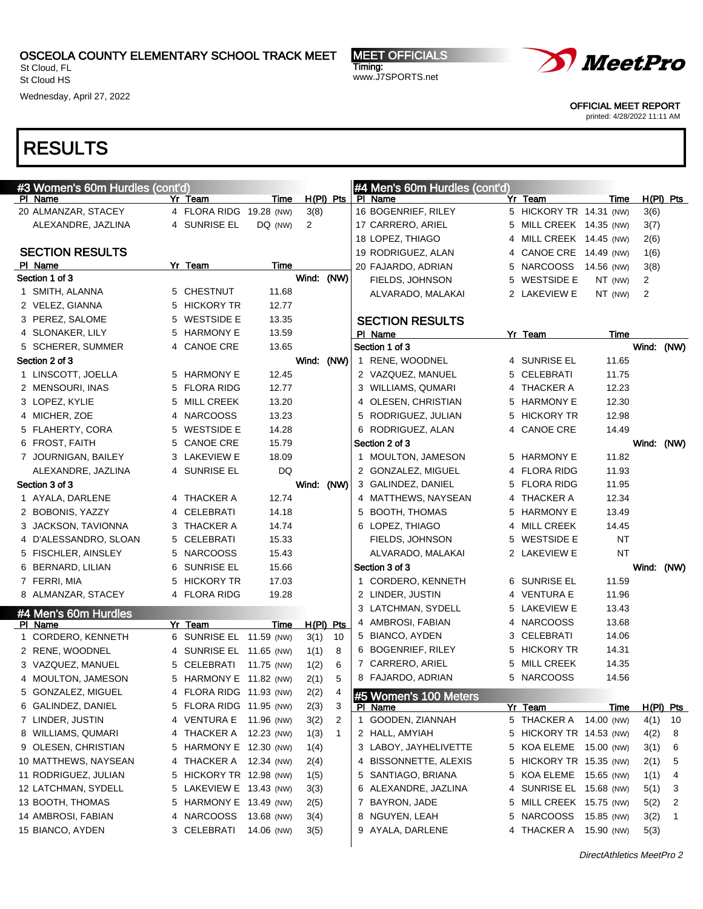OSCEOLA COUNTY ELEMENTARY SCHOOL TRACK MEET
St Cloud, FL
St Cloud HS
Wednesday, April 27, 2022

MEET OFFICIALS
Timing:
www.J7SPORTS.net

OFFICIAL MEET REPORT
printed: 4/28/2022 11:11 AM

# RESULTS

## #3 Women's 60m Hurdles (cont'd)

| Pl | Name | Yr | Team | Time | | H(Pl) | Pts |
|---|---|---|---|---|---|---|---|
| 20 | ALMANZAR, STACEY | 4 | FLORA RIDG | 19.28 | (NW) | 3(8) | |
| | ALEXANDRE, JAZLINA | 4 | SUNRISE EL | DQ | (NW) | 2 | |

### SECTION RESULTS

| Pl | Name | Yr | Team | Time |
|---|---|---|---|---|
| **Section 1 of 3** | | | | Wind: (NW) |
| 1 | SMITH, ALANNA | 5 | CHESTNUT | 11.68 |
| 2 | VELEZ, GIANNA | 5 | HICKORY TR | 12.77 |
| 3 | PEREZ, SALOME | 5 | WESTSIDE E | 13.35 |
| 4 | SLONAKER, LILY | 5 | HARMONY E | 13.59 |
| 5 | SCHERER, SUMMER | 4 | CANOE CRE | 13.65 |
| **Section 2 of 3** | | | | Wind: (NW) |
| 1 | LINSCOTT, JOELLA | 5 | HARMONY E | 12.45 |
| 2 | MENSOURI, INAS | 5 | FLORA RIDG | 12.77 |
| 3 | LOPEZ, KYLIE | 5 | MILL CREEK | 13.20 |
| 4 | MICHER, ZOE | 4 | NARCOOSS | 13.23 |
| 5 | FLAHERTY, CORA | 5 | WESTSIDE E | 14.28 |
| 6 | FROST, FAITH | 5 | CANOE CRE | 15.79 |
| 7 | JOURNIGAN, BAILEY | 3 | LAKEVIEW E | 18.09 |
| | ALEXANDRE, JAZLINA | 4 | SUNRISE EL | DQ |
| **Section 3 of 3** | | | | Wind: (NW) |
| 1 | AYALA, DARLENE | 4 | THACKER A | 12.74 |
| 2 | BOBONIS, YAZZY | 4 | CELEBRATI | 14.18 |
| 3 | JACKSON, TAVIONNA | 3 | THACKER A | 14.74 |
| 4 | D'ALESSANDRO, SLOAN | 5 | CELEBRATI | 15.33 |
| 5 | FISCHLER, AINSLEY | 5 | NARCOOSS | 15.43 |
| 6 | BERNARD, LILIAN | 6 | SUNRISE EL | 15.66 |
| 7 | FERRI, MIA | 5 | HICKORY TR | 17.03 |
| 8 | ALMANZAR, STACEY | 4 | FLORA RIDG | 19.28 |

## #4 Men's 60m Hurdles

| Pl | Name | Yr | Team | Time | | H(Pl) | Pts |
|---|---|---|---|---|---|---|---|
| 1 | CORDERO, KENNETH | 6 | SUNRISE EL | 11.59 | (NW) | 3(1) | 10 |
| 2 | RENE, WOODNEL | 4 | SUNRISE EL | 11.65 | (NW) | 1(1) | 8 |
| 3 | VAZQUEZ, MANUEL | 5 | CELEBRATI | 11.75 | (NW) | 1(2) | 6 |
| 4 | MOULTON, JAMESON | 5 | HARMONY E | 11.82 | (NW) | 2(1) | 5 |
| 5 | GONZALEZ, MIGUEL | 4 | FLORA RIDG | 11.93 | (NW) | 2(2) | 4 |
| 6 | GALINDEZ, DANIEL | 5 | FLORA RIDG | 11.95 | (NW) | 2(3) | 3 |
| 7 | LINDER, JUSTIN | 4 | VENTURA E | 11.96 | (NW) | 3(2) | 2 |
| 8 | WILLIAMS, QUMARI | 4 | THACKER A | 12.23 | (NW) | 1(3) | 1 |
| 9 | OLESEN, CHRISTIAN | 5 | HARMONY E | 12.30 | (NW) | 1(4) | |
| 10 | MATTHEWS, NAYSEAN | 4 | THACKER A | 12.34 | (NW) | 2(4) | |
| 11 | RODRIGUEZ, JULIAN | 5 | HICKORY TR | 12.98 | (NW) | 1(5) | |
| 12 | LATCHMAN, SYDELL | 5 | LAKEVIEW E | 13.43 | (NW) | 3(3) | |
| 13 | BOOTH, THOMAS | 5 | HARMONY E | 13.49 | (NW) | 2(5) | |
| 14 | AMBROSI, FABIAN | 4 | NARCOOSS | 13.68 | (NW) | 3(4) | |
| 15 | BIANCO, AYDEN | 3 | CELEBRATI | 14.06 | (NW) | 3(5) | |
| 16 | BOGENRIEF, RILEY | 5 | HICKORY TR | 14.31 | (NW) | 3(6) | |
| 17 | CARRERO, ARIEL | 5 | MILL CREEK | 14.35 | (NW) | 3(7) | |
| 18 | LOPEZ, THIAGO | 4 | MILL CREEK | 14.45 | (NW) | 2(6) | |
| 19 | RODRIGUEZ, ALAN | 4 | CANOE CRE | 14.49 | (NW) | 1(6) | |
| 20 | FAJARDO, ADRIAN | 5 | NARCOOSS | 14.56 | (NW) | 3(8) | |
| | FIELDS, JOHNSON | 5 | WESTSIDE E | NT | (NW) | 2 | |
| | ALVARADO, MALAKAI | 2 | LAKEVIEW E | NT | (NW) | 2 | |

### SECTION RESULTS

| Pl | Name | Yr | Team | Time |
|---|---|---|---|---|
| **Section 1 of 3** | | | | Wind: (NW) |
| 1 | RENE, WOODNEL | 4 | SUNRISE EL | 11.65 |
| 2 | VAZQUEZ, MANUEL | 5 | CELEBRATI | 11.75 |
| 3 | WILLIAMS, QUMARI | 4 | THACKER A | 12.23 |
| 4 | OLESEN, CHRISTIAN | 5 | HARMONY E | 12.30 |
| 5 | RODRIGUEZ, JULIAN | 5 | HICKORY TR | 12.98 |
| 6 | RODRIGUEZ, ALAN | 4 | CANOE CRE | 14.49 |
| **Section 2 of 3** | | | | Wind: (NW) |
| 1 | MOULTON, JAMESON | 5 | HARMONY E | 11.82 |
| 2 | GONZALEZ, MIGUEL | 4 | FLORA RIDG | 11.93 |
| 3 | GALINDEZ, DANIEL | 5 | FLORA RIDG | 11.95 |
| 4 | MATTHEWS, NAYSEAN | 4 | THACKER A | 12.34 |
| 5 | BOOTH, THOMAS | 5 | HARMONY E | 13.49 |
| 6 | LOPEZ, THIAGO | 4 | MILL CREEK | 14.45 |
| | FIELDS, JOHNSON | 5 | WESTSIDE E | NT |
| | ALVARADO, MALAKAI | 2 | LAKEVIEW E | NT |
| **Section 3 of 3** | | | | Wind: (NW) |
| 1 | CORDERO, KENNETH | 6 | SUNRISE EL | 11.59 |
| 2 | LINDER, JUSTIN | 4 | VENTURA E | 11.96 |
| 3 | LATCHMAN, SYDELL | 5 | LAKEVIEW E | 13.43 |
| 4 | AMBROSI, FABIAN | 4 | NARCOOSS | 13.68 |
| 5 | BIANCO, AYDEN | 3 | CELEBRATI | 14.06 |
| 6 | BOGENRIEF, RILEY | 5 | HICKORY TR | 14.31 |
| 7 | CARRERO, ARIEL | 5 | MILL CREEK | 14.35 |
| 8 | FAJARDO, ADRIAN | 5 | NARCOOSS | 14.56 |

## #5 Women's 100 Meters

| Pl | Name | Yr | Team | Time | | H(Pl) | Pts |
|---|---|---|---|---|---|---|---|
| 1 | GOODEN, ZIANNAH | 5 | THACKER A | 14.00 | (NW) | 4(1) | 10 |
| 2 | HALL, AMYIAH | 5 | HICKORY TR | 14.53 | (NW) | 4(2) | 8 |
| 3 | LABOY, JAYHELIVETTE | 5 | KOA ELEME | 15.00 | (NW) | 3(1) | 6 |
| 4 | BISSONNETTE, ALEXIS | 5 | HICKORY TR | 15.35 | (NW) | 2(1) | 5 |
| 5 | SANTIAGO, BRIANA | 5 | KOA ELEME | 15.65 | (NW) | 1(1) | 4 |
| 6 | ALEXANDRE, JAZLINA | 4 | SUNRISE EL | 15.68 | (NW) | 5(1) | 3 |
| 7 | BAYRON, JADE | 5 | MILL CREEK | 15.75 | (NW) | 5(2) | 2 |
| 8 | NGUYEN, LEAH | 5 | NARCOOSS | 15.85 | (NW) | 3(2) | 1 |
| 9 | AYALA, DARLENE | 4 | THACKER A | 15.90 | (NW) | 5(3) | |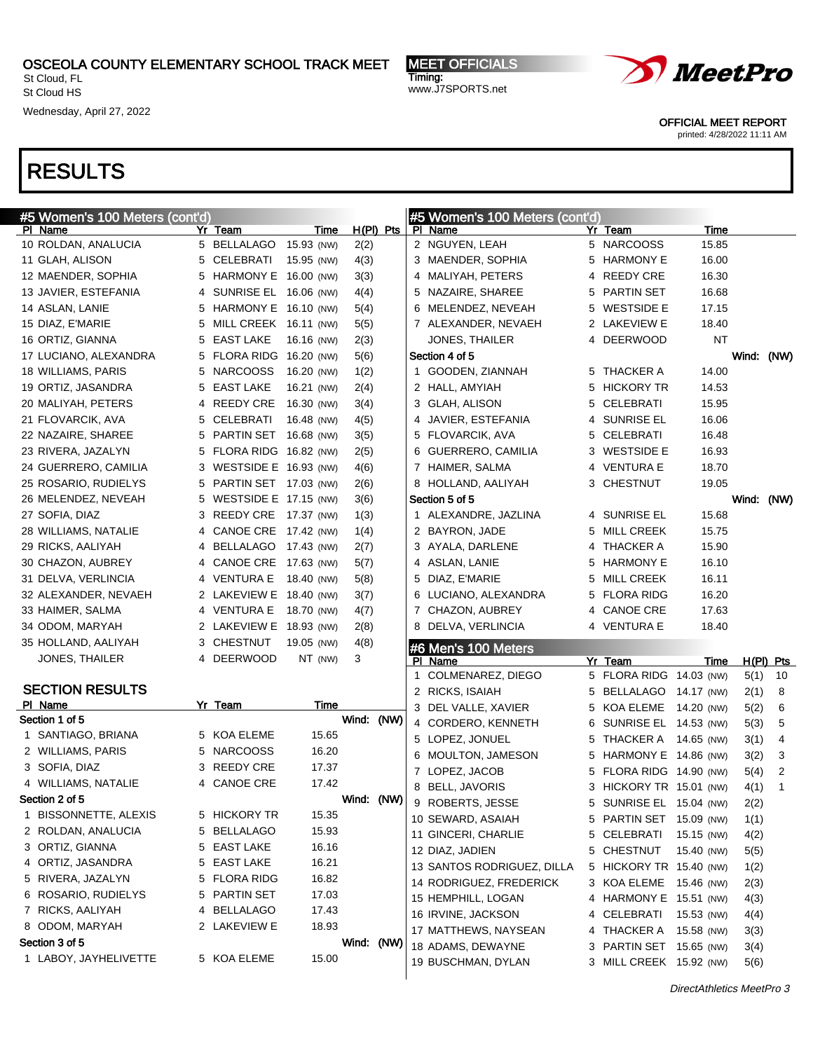OSCEOLA COUNTY ELEMENTARY SCHOOL TRACK MEET
St Cloud, FL
St Cloud HS
Wednesday, April 27, 2022

MEET OFFICIALS
Timing:
www.J7SPORTS.net

OFFICIAL MEET REPORT
printed: 4/28/2022 11:11 AM

# RESULTS

## #5 Women's 100 Meters (cont'd)

| Pl | Name | Yr | Team | Time | | H(Pl) | Pts |
|---|---|---|---|---|---|---|---|
| 10 | ROLDAN, ANALUCIA | 5 | BELLALAGO | 15.93 | (NW) | 2(2) | |
| 11 | GLAH, ALISON | 5 | CELEBRATI | 15.95 | (NW) | 4(3) | |
| 12 | MAENDER, SOPHIA | 5 | HARMONY E | 16.00 | (NW) | 3(3) | |
| 13 | JAVIER, ESTEFANIA | 4 | SUNRISE EL | 16.06 | (NW) | 4(4) | |
| 14 | ASLAN, LANIE | 5 | HARMONY E | 16.10 | (NW) | 5(4) | |
| 15 | DIAZ, E'MARIE | 5 | MILL CREEK | 16.11 | (NW) | 5(5) | |
| 16 | ORTIZ, GIANNA | 5 | EAST LAKE | 16.16 | (NW) | 2(3) | |
| 17 | LUCIANO, ALEXANDRA | 5 | FLORA RIDG | 16.20 | (NW) | 5(6) | |
| 18 | WILLIAMS, PARIS | 5 | NARCOOSS | 16.20 | (NW) | 1(2) | |
| 19 | ORTIZ, JASANDRA | 5 | EAST LAKE | 16.21 | (NW) | 2(4) | |
| 20 | MALIYAH, PETERS | 4 | REEDY CRE | 16.30 | (NW) | 3(4) | |
| 21 | FLOVARCIK, AVA | 5 | CELEBRATI | 16.48 | (NW) | 4(5) | |
| 22 | NAZAIRE, SHAREE | 5 | PARTIN SET | 16.68 | (NW) | 3(5) | |
| 23 | RIVERA, JAZALYN | 5 | FLORA RIDG | 16.82 | (NW) | 2(5) | |
| 24 | GUERRERO, CAMILIA | 3 | WESTSIDE E | 16.93 | (NW) | 4(6) | |
| 25 | ROSARIO, RUDIELYS | 5 | PARTIN SET | 17.03 | (NW) | 2(6) | |
| 26 | MELENDEZ, NEVEAH | 5 | WESTSIDE E | 17.15 | (NW) | 3(6) | |
| 27 | SOFIA, DIAZ | 3 | REEDY CRE | 17.37 | (NW) | 1(3) | |
| 28 | WILLIAMS, NATALIE | 4 | CANOE CRE | 17.42 | (NW) | 1(4) | |
| 29 | RICKS, AALIYAH | 4 | BELLALAGO | 17.43 | (NW) | 2(7) | |
| 30 | CHAZON, AUBREY | 4 | CANOE CRE | 17.63 | (NW) | 5(7) | |
| 31 | DELVA, VERLINCIA | 4 | VENTURA E | 18.40 | (NW) | 5(8) | |
| 32 | ALEXANDER, NEVAEH | 2 | LAKEVIEW E | 18.40 | (NW) | 3(7) | |
| 33 | HAIMER, SALMA | 4 | VENTURA E | 18.70 | (NW) | 4(7) | |
| 34 | ODOM, MARYAH | 2 | LAKEVIEW E | 18.93 | (NW) | 2(8) | |
| 35 | HOLLAND, AALIYAH | 3 | CHESTNUT | 19.05 | (NW) | 4(8) | |
| | JONES, THAILER | 4 | DEERWOOD | NT | (NW) | 3 | |

### SECTION RESULTS

| Pl | Name | Yr | Team | Time |
|---|---|---|---|---|
| **Section 1 of 5** | | | | Wind: (NW) |
| 1 | SANTIAGO, BRIANA | 5 | KOA ELEME | 15.65 |
| 2 | WILLIAMS, PARIS | 5 | NARCOOSS | 16.20 |
| 3 | SOFIA, DIAZ | 3 | REEDY CRE | 17.37 |
| 4 | WILLIAMS, NATALIE | 4 | CANOE CRE | 17.42 |
| **Section 2 of 5** | | | | Wind: (NW) |
| 1 | BISSONNETTE, ALEXIS | 5 | HICKORY TR | 15.35 |
| 2 | ROLDAN, ANALUCIA | 5 | BELLALAGO | 15.93 |
| 3 | ORTIZ, GIANNA | 5 | EAST LAKE | 16.16 |
| 4 | ORTIZ, JASANDRA | 5 | EAST LAKE | 16.21 |
| 5 | RIVERA, JAZALYN | 5 | FLORA RIDG | 16.82 |
| 6 | ROSARIO, RUDIELYS | 5 | PARTIN SET | 17.03 |
| 7 | RICKS, AALIYAH | 4 | BELLALAGO | 17.43 |
| 8 | ODOM, MARYAH | 2 | LAKEVIEW E | 18.93 |
| **Section 3 of 5** | | | | Wind: (NW) |
| 1 | LABOY, JAYHELIVETTE | 5 | KOA ELEME | 15.00 |
| 2 | NGUYEN, LEAH | 5 | NARCOOSS | 15.85 |
| 3 | MAENDER, SOPHIA | 5 | HARMONY E | 16.00 |
| 4 | MALIYAH, PETERS | 4 | REEDY CRE | 16.30 |
| 5 | NAZAIRE, SHAREE | 5 | PARTIN SET | 16.68 |
| 6 | MELENDEZ, NEVEAH | 5 | WESTSIDE E | 17.15 |
| 7 | ALEXANDER, NEVAEH | 2 | LAKEVIEW E | 18.40 |
| | JONES, THAILER | 4 | DEERWOOD | NT |
| **Section 4 of 5** | | | | Wind: (NW) |
| 1 | GOODEN, ZIANNAH | 5 | THACKER A | 14.00 |
| 2 | HALL, AMYIAH | 5 | HICKORY TR | 14.53 |
| 3 | GLAH, ALISON | 5 | CELEBRATI | 15.95 |
| 4 | JAVIER, ESTEFANIA | 4 | SUNRISE EL | 16.06 |
| 5 | FLOVARCIK, AVA | 5 | CELEBRATI | 16.48 |
| 6 | GUERRERO, CAMILIA | 3 | WESTSIDE E | 16.93 |
| 7 | HAIMER, SALMA | 4 | VENTURA E | 18.70 |
| 8 | HOLLAND, AALIYAH | 3 | CHESTNUT | 19.05 |
| **Section 5 of 5** | | | | Wind: (NW) |
| 1 | ALEXANDRE, JAZLINA | 4 | SUNRISE EL | 15.68 |
| 2 | BAYRON, JADE | 5 | MILL CREEK | 15.75 |
| 3 | AYALA, DARLENE | 4 | THACKER A | 15.90 |
| 4 | ASLAN, LANIE | 5 | HARMONY E | 16.10 |
| 5 | DIAZ, E'MARIE | 5 | MILL CREEK | 16.11 |
| 6 | LUCIANO, ALEXANDRA | 5 | FLORA RIDG | 16.20 |
| 7 | CHAZON, AUBREY | 4 | CANOE CRE | 17.63 |
| 8 | DELVA, VERLINCIA | 4 | VENTURA E | 18.40 |

## #6 Men's 100 Meters

| Pl | Name | Yr | Team | Time | | H(Pl) | Pts |
|---|---|---|---|---|---|---|---|
| 1 | COLMENAREZ, DIEGO | 5 | FLORA RIDG | 14.03 | (NW) | 5(1) | 10 |
| 2 | RICKS, ISAIAH | 5 | BELLALAGO | 14.17 | (NW) | 2(1) | 8 |
| 3 | DEL VALLE, XAVIER | 5 | KOA ELEME | 14.20 | (NW) | 5(2) | 6 |
| 4 | CORDERO, KENNETH | 6 | SUNRISE EL | 14.53 | (NW) | 5(3) | 5 |
| 5 | LOPEZ, JONUEL | 5 | THACKER A | 14.65 | (NW) | 3(1) | 4 |
| 6 | MOULTON, JAMESON | 5 | HARMONY E | 14.86 | (NW) | 3(2) | 3 |
| 7 | LOPEZ, JACOB | 5 | FLORA RIDG | 14.90 | (NW) | 5(4) | 2 |
| 8 | BELL, JAVORIS | 3 | HICKORY TR | 15.01 | (NW) | 4(1) | 1 |
| 9 | ROBERTS, JESSE | 5 | SUNRISE EL | 15.04 | (NW) | 2(2) | |
| 10 | SEWARD, ASAIAH | 5 | PARTIN SET | 15.09 | (NW) | 1(1) | |
| 11 | GINCERI, CHARLIE | 5 | CELEBRATI | 15.15 | (NW) | 4(2) | |
| 12 | DIAZ, JADIEN | 5 | CHESTNUT | 15.40 | (NW) | 5(5) | |
| 13 | SANTOS RODRIGUEZ, DILLA | 5 | HICKORY TR | 15.40 | (NW) | 1(2) | |
| 14 | RODRIGUEZ, FREDERICK | 3 | KOA ELEME | 15.46 | (NW) | 2(3) | |
| 15 | HEMPHILL, LOGAN | 4 | HARMONY E | 15.51 | (NW) | 4(3) | |
| 16 | IRVINE, JACKSON | 4 | CELEBRATI | 15.53 | (NW) | 4(4) | |
| 17 | MATTHEWS, NAYSEAN | 4 | THACKER A | 15.58 | (NW) | 3(3) | |
| 18 | ADAMS, DEWAYNE | 3 | PARTIN SET | 15.65 | (NW) | 3(4) | |
| 19 | BUSCHMAN, DYLAN | 3 | MILL CREEK | 15.92 | (NW) | 5(6) | |

DirectAthletics MeetPro 3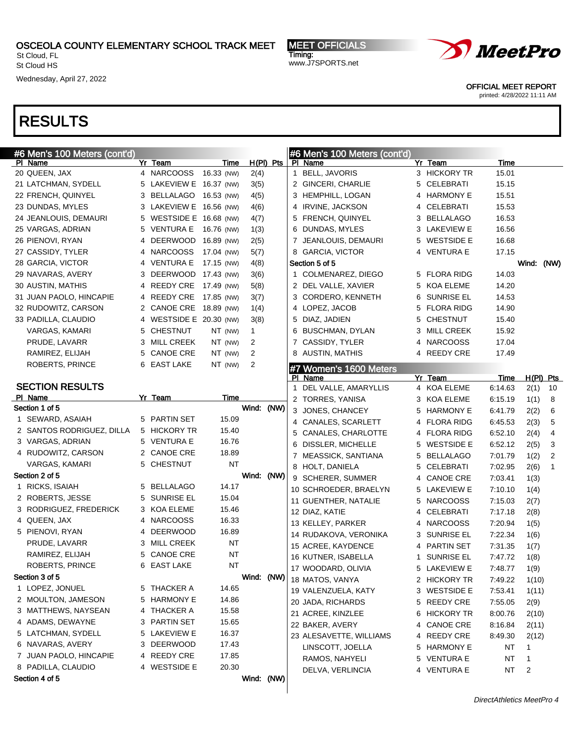OSCEOLA COUNTY ELEMENTARY SCHOOL TRACK MEET
St Cloud, FL
St Cloud HS
Wednesday, April 27, 2022

MEET OFFICIALS
Timing:
www.J7SPORTS.net

OFFICIAL MEET REPORT
printed: 4/28/2022 11:11 AM

# RESULTS

## #6 Men's 100 Meters (cont'd)

| Pl | Name | Yr | Team | Time | | H(Pl) | Pts |
|---|---|---|---|---|---|---|---|
| 20 | QUEEN, JAX | 4 | NARCOOSS | 16.33 | (NW) | 2(4) | |
| 21 | LATCHMAN, SYDELL | 5 | LAKEVIEW E | 16.37 | (NW) | 3(5) | |
| 22 | FRENCH, QUINYEL | 3 | BELLALAGO | 16.53 | (NW) | 4(5) | |
| 23 | DUNDAS, MYLES | 3 | LAKEVIEW E | 16.56 | (NW) | 4(6) | |
| 24 | JEANLOUIS, DEMAURI | 5 | WESTSIDE E | 16.68 | (NW) | 4(7) | |
| 25 | VARGAS, ADRIAN | 5 | VENTURA E | 16.76 | (NW) | 1(3) | |
| 26 | PIENOVI, RYAN | 4 | DEERWOOD | 16.89 | (NW) | 2(5) | |
| 27 | CASSIDY, TYLER | 4 | NARCOOSS | 17.04 | (NW) | 5(7) | |
| 28 | GARCIA, VICTOR | 4 | VENTURA E | 17.15 | (NW) | 4(8) | |
| 29 | NAVARAS, AVERY | 3 | DEERWOOD | 17.43 | (NW) | 3(6) | |
| 30 | AUSTIN, MATHIS | 4 | REEDY CRE | 17.49 | (NW) | 5(8) | |
| 31 | JUAN PAOLO, HINCAPIE | 4 | REEDY CRE | 17.85 | (NW) | 3(7) | |
| 32 | RUDOWITZ, CARSON | 2 | CANOE CRE | 18.89 | (NW) | 1(4) | |
| 33 | PADILLA, CLAUDIO | 4 | WESTSIDE E | 20.30 | (NW) | 3(8) | |
| | VARGAS, KAMARI | 5 | CHESTNUT | NT | (NW) | 1 | |
| | PRUDE, LAVARR | 3 | MILL CREEK | NT | (NW) | 2 | |
| | RAMIREZ, ELIJAH | 5 | CANOE CRE | NT | (NW) | 2 | |
| | ROBERTS, PRINCE | 6 | EAST LAKE | NT | (NW) | 2 | |

### SECTION RESULTS

| Pl | Name | Yr | Team | Time |
|---|---|---|---|---|
| **Section 1 of 5** | | | | Wind: (NW) |
| 1 | SEWARD, ASAIAH | 5 | PARTIN SET | 15.09 |
| 2 | SANTOS RODRIGUEZ, DILLA | 5 | HICKORY TR | 15.40 |
| 3 | VARGAS, ADRIAN | 5 | VENTURA E | 16.76 |
| 4 | RUDOWITZ, CARSON | 2 | CANOE CRE | 18.89 |
| | VARGAS, KAMARI | 5 | CHESTNUT | NT |
| **Section 2 of 5** | | | | Wind: (NW) |
| 1 | RICKS, ISAIAH | 5 | BELLALAGO | 14.17 |
| 2 | ROBERTS, JESSE | 5 | SUNRISE EL | 15.04 |
| 3 | RODRIGUEZ, FREDERICK | 3 | KOA ELEME | 15.46 |
| 4 | QUEEN, JAX | 4 | NARCOOSS | 16.33 |
| 5 | PIENOVI, RYAN | 4 | DEERWOOD | 16.89 |
| | PRUDE, LAVARR | 3 | MILL CREEK | NT |
| | RAMIREZ, ELIJAH | 5 | CANOE CRE | NT |
| | ROBERTS, PRINCE | 6 | EAST LAKE | NT |
| **Section 3 of 5** | | | | Wind: (NW) |
| 1 | LOPEZ, JONUEL | 5 | THACKER A | 14.65 |
| 2 | MOULTON, JAMESON | 5 | HARMONY E | 14.86 |
| 3 | MATTHEWS, NAYSEAN | 4 | THACKER A | 15.58 |
| 4 | ADAMS, DEWAYNE | 3 | PARTIN SET | 15.65 |
| 5 | LATCHMAN, SYDELL | 5 | LAKEVIEW E | 16.37 |
| 6 | NAVARAS, AVERY | 3 | DEERWOOD | 17.43 |
| 7 | JUAN PAOLO, HINCAPIE | 4 | REEDY CRE | 17.85 |
| 8 | PADILLA, CLAUDIO | 4 | WESTSIDE E | 20.30 |
| **Section 4 of 5** | | | | Wind: (NW) |
| 1 | BELL, JAVORIS | 3 | HICKORY TR | 15.01 |
| 2 | GINCERI, CHARLIE | 5 | CELEBRATI | 15.15 |
| 3 | HEMPHILL, LOGAN | 4 | HARMONY E | 15.51 |
| 4 | IRVINE, JACKSON | 4 | CELEBRATI | 15.53 |
| 5 | FRENCH, QUINYEL | 3 | BELLALAGO | 16.53 |
| 6 | DUNDAS, MYLES | 3 | LAKEVIEW E | 16.56 |
| 7 | JEANLOUIS, DEMAURI | 5 | WESTSIDE E | 16.68 |
| 8 | GARCIA, VICTOR | 4 | VENTURA E | 17.15 |
| **Section 5 of 5** | | | | Wind: (NW) |
| 1 | COLMENAREZ, DIEGO | 5 | FLORA RIDG | 14.03 |
| 2 | DEL VALLE, XAVIER | 5 | KOA ELEME | 14.20 |
| 3 | CORDERO, KENNETH | 6 | SUNRISE EL | 14.53 |
| 4 | LOPEZ, JACOB | 5 | FLORA RIDG | 14.90 |
| 5 | DIAZ, JADIEN | 5 | CHESTNUT | 15.40 |
| 6 | BUSCHMAN, DYLAN | 3 | MILL CREEK | 15.92 |
| 7 | CASSIDY, TYLER | 4 | NARCOOSS | 17.04 |
| 8 | AUSTIN, MATHIS | 4 | REEDY CRE | 17.49 |

## #7 Women's 1600 Meters

| Pl | Name | Yr | Team | Time | H(Pl) | Pts |
|---|---|---|---|---|---|---|
| 1 | DEL VALLE, AMARYLLIS | 4 | KOA ELEME | 6:14.63 | 2(1) | 10 |
| 2 | TORRES, YANISA | 3 | KOA ELEME | 6:15.19 | 1(1) | 8 |
| 3 | JONES, CHANCEY | 5 | HARMONY E | 6:41.79 | 2(2) | 6 |
| 4 | CANALES, SCARLETT | 4 | FLORA RIDG | 6:45.53 | 2(3) | 5 |
| 5 | CANALES, CHARLOTTE | 4 | FLORA RIDG | 6:52.10 | 2(4) | 4 |
| 6 | DISSLER, MICHELLE | 5 | WESTSIDE E | 6:52.12 | 2(5) | 3 |
| 7 | MEASSICK, SANTIANA | 5 | BELLALAGO | 7:01.79 | 1(2) | 2 |
| 8 | HOLT, DANIELA | 5 | CELEBRATI | 7:02.95 | 2(6) | 1 |
| 9 | SCHERER, SUMMER | 4 | CANOE CRE | 7:03.41 | 1(3) | |
| 10 | SCHROEDER, BRAELYN | 5 | LAKEVIEW E | 7:10.10 | 1(4) | |
| 11 | GUENTHER, NATALIE | 5 | NARCOOSS | 7:15.03 | 2(7) | |
| 12 | DIAZ, KATIE | 4 | CELEBRATI | 7:17.18 | 2(8) | |
| 13 | KELLEY, PARKER | 4 | NARCOOSS | 7:20.94 | 1(5) | |
| 14 | RUDAKOVA, VERONIKA | 3 | SUNRISE EL | 7:22.34 | 1(6) | |
| 15 | ACREE, KAYDENCE | 4 | PARTIN SET | 7:31.35 | 1(7) | |
| 16 | KUTNER, ISABELLA | 1 | SUNRISE EL | 7:47.72 | 1(8) | |
| 17 | WOODARD, OLIVIA | 5 | LAKEVIEW E | 7:48.77 | 1(9) | |
| 18 | MATOS, VANYA | 2 | HICKORY TR | 7:49.22 | 1(10) | |
| 19 | VALENZUELA, KATY | 3 | WESTSIDE E | 7:53.41 | 1(11) | |
| 20 | ACAJ, NATHALIA | 5 | REEDY CRE | 7:55.05 | 2(9) | |
| 21 | ACREE, KINZLEE | 6 | HICKORY TR | 8:00.76 | 2(10) | |
| 22 | BAKER, AVERY | 4 | CANOE CRE | 8:16.84 | 2(11) | |
| 23 | ALESAVETTE, WILLIAMS | 4 | REEDY CRE | 8:49.30 | 2(12) | |
| | LINSCOTT, JOELLA | 5 | HARMONY E | NT | 1 | |
| | RAMOS, NAHYELI | 5 | VENTURA E | NT | 1 | |
| | DELVA, VERLINCIA | 4 | VENTURA E | NT | 2 | |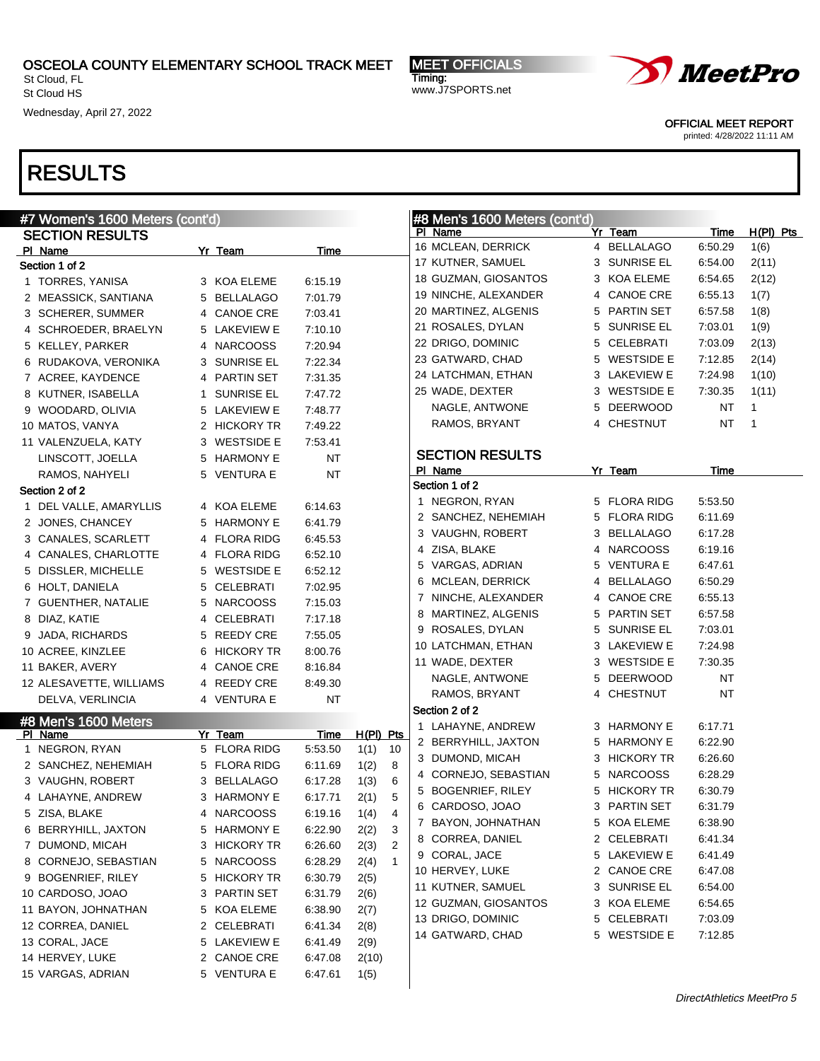# OSCEOLA COUNTY ELEMENTARY SCHOOL TRACK MEET

St Cloud, FL
St Cloud HS
Wednesday, April 27, 2022

MEET OFFICIALS
Timing:
www.J7SPORTS.net

OFFICIAL MEET REPORT
printed: 4/28/2022 11:11 AM

# RESULTS

## #7 Women's 1600 Meters (cont'd)

### SECTION RESULTS

**Section 1 of 2**

| Pl | Name | Yr | Team | Time |
|---|---|---|---|---|
| 1 | TORRES, YANISA | 3 | KOA ELEME | 6:15.19 |
| 2 | MEASSICK, SANTIANA | 5 | BELLALAGO | 7:01.79 |
| 3 | SCHERER, SUMMER | 4 | CANOE CRE | 7:03.41 |
| 4 | SCHROEDER, BRAELYN | 5 | LAKEVIEW E | 7:10.10 |
| 5 | KELLEY, PARKER | 4 | NARCOOSS | 7:20.94 |
| 6 | RUDAKOVA, VERONIKA | 3 | SUNRISE EL | 7:22.34 |
| 7 | ACREE, KAYDENCE | 4 | PARTIN SET | 7:31.35 |
| 8 | KUTNER, ISABELLA | 1 | SUNRISE EL | 7:47.72 |
| 9 | WOODARD, OLIVIA | 5 | LAKEVIEW E | 7:48.77 |
| 10 | MATOS, VANYA | 2 | HICKORY TR | 7:49.22 |
| 11 | VALENZUELA, KATY | 3 | WESTSIDE E | 7:53.41 |
| | LINSCOTT, JOELLA | 5 | HARMONY E | NT |
| | RAMOS, NAHYELI | 5 | VENTURA E | NT |

**Section 2 of 2**

| Pl | Name | Yr | Team | Time |
|---|---|---|---|---|
| 1 | DEL VALLE, AMARYLLIS | 4 | KOA ELEME | 6:14.63 |
| 2 | JONES, CHANCEY | 5 | HARMONY E | 6:41.79 |
| 3 | CANALES, SCARLETT | 4 | FLORA RIDG | 6:45.53 |
| 4 | CANALES, CHARLOTTE | 4 | FLORA RIDG | 6:52.10 |
| 5 | DISSLER, MICHELLE | 5 | WESTSIDE E | 6:52.12 |
| 6 | HOLT, DANIELA | 5 | CELEBRATI | 7:02.95 |
| 7 | GUENTHER, NATALIE | 5 | NARCOOSS | 7:15.03 |
| 8 | DIAZ, KATIE | 4 | CELEBRATI | 7:17.18 |
| 9 | JADA, RICHARDS | 5 | REEDY CRE | 7:55.05 |
| 10 | ACREE, KINZLEE | 6 | HICKORY TR | 8:00.76 |
| 11 | BAKER, AVERY | 4 | CANOE CRE | 8:16.84 |
| 12 | ALESAVETTE, WILLIAMS | 4 | REEDY CRE | 8:49.30 |
| | DELVA, VERLINCIA | 4 | VENTURA E | NT |

## #8 Men's 1600 Meters

| Pl | Name | Yr | Team | Time | H(Pl) | Pts |
|---|---|---|---|---|---|---|
| 1 | NEGRON, RYAN | 5 | FLORA RIDG | 5:53.50 | 1(1) | 10 |
| 2 | SANCHEZ, NEHEMIAH | 5 | FLORA RIDG | 6:11.69 | 1(2) | 8 |
| 3 | VAUGHN, ROBERT | 3 | BELLALAGO | 6:17.28 | 1(3) | 6 |
| 4 | LAHAYNE, ANDREW | 3 | HARMONY E | 6:17.71 | 2(1) | 5 |
| 5 | ZISA, BLAKE | 4 | NARCOOSS | 6:19.16 | 1(4) | 4 |
| 6 | BERRYHILL, JAXTON | 5 | HARMONY E | 6:22.90 | 2(2) | 3 |
| 7 | DUMOND, MICAH | 3 | HICKORY TR | 6:26.60 | 2(3) | 2 |
| 8 | CORNEJO, SEBASTIAN | 5 | NARCOOSS | 6:28.29 | 2(4) | 1 |
| 9 | BOGENRIEF, RILEY | 5 | HICKORY TR | 6:30.79 | 2(5) | |
| 10 | CARDOSO, JOAO | 3 | PARTIN SET | 6:31.79 | 2(6) | |
| 11 | BAYON, JOHNATHAN | 5 | KOA ELEME | 6:38.90 | 2(7) | |
| 12 | CORREA, DANIEL | 2 | CELEBRATI | 6:41.34 | 2(8) | |
| 13 | CORAL, JACE | 5 | LAKEVIEW E | 6:41.49 | 2(9) | |
| 14 | HERVEY, LUKE | 2 | CANOE CRE | 6:47.08 | 2(10) | |
| 15 | VARGAS, ADRIAN | 5 | VENTURA E | 6:47.61 | 1(5) | |
| 16 | MCLEAN, DERRICK | 4 | BELLALAGO | 6:50.29 | 1(6) | |
| 17 | KUTNER, SAMUEL | 3 | SUNRISE EL | 6:54.00 | 2(11) | |
| 18 | GUZMAN, GIOSANTOS | 3 | KOA ELEME | 6:54.65 | 2(12) | |
| 19 | NINCHE, ALEXANDER | 4 | CANOE CRE | 6:55.13 | 1(7) | |
| 20 | MARTINEZ, ALGENIS | 5 | PARTIN SET | 6:57.58 | 1(8) | |
| 21 | ROSALES, DYLAN | 5 | SUNRISE EL | 7:03.01 | 1(9) | |
| 22 | DRIGO, DOMINIC | 5 | CELEBRATI | 7:03.09 | 2(13) | |
| 23 | GATWARD, CHAD | 5 | WESTSIDE E | 7:12.85 | 2(14) | |
| 24 | LATCHMAN, ETHAN | 3 | LAKEVIEW E | 7:24.98 | 1(10) | |
| 25 | WADE, DEXTER | 3 | WESTSIDE E | 7:30.35 | 1(11) | |
| | NAGLE, ANTWONE | 5 | DEERWOOD | NT | 1 | |
| | RAMOS, BRYANT | 4 | CHESTNUT | NT | 1 | |

### SECTION RESULTS

**Section 1 of 2**

| Pl | Name | Yr | Team | Time |
|---|---|---|---|---|
| 1 | NEGRON, RYAN | 5 | FLORA RIDG | 5:53.50 |
| 2 | SANCHEZ, NEHEMIAH | 5 | FLORA RIDG | 6:11.69 |
| 3 | VAUGHN, ROBERT | 3 | BELLALAGO | 6:17.28 |
| 4 | ZISA, BLAKE | 4 | NARCOOSS | 6:19.16 |
| 5 | VARGAS, ADRIAN | 5 | VENTURA E | 6:47.61 |
| 6 | MCLEAN, DERRICK | 4 | BELLALAGO | 6:50.29 |
| 7 | NINCHE, ALEXANDER | 4 | CANOE CRE | 6:55.13 |
| 8 | MARTINEZ, ALGENIS | 5 | PARTIN SET | 6:57.58 |
| 9 | ROSALES, DYLAN | 5 | SUNRISE EL | 7:03.01 |
| 10 | LATCHMAN, ETHAN | 3 | LAKEVIEW E | 7:24.98 |
| 11 | WADE, DEXTER | 3 | WESTSIDE E | 7:30.35 |
| | NAGLE, ANTWONE | 5 | DEERWOOD | NT |
| | RAMOS, BRYANT | 4 | CHESTNUT | NT |

**Section 2 of 2**

| Pl | Name | Yr | Team | Time |
|---|---|---|---|---|
| 1 | LAHAYNE, ANDREW | 3 | HARMONY E | 6:17.71 |
| 2 | BERRYHILL, JAXTON | 5 | HARMONY E | 6:22.90 |
| 3 | DUMOND, MICAH | 3 | HICKORY TR | 6:26.60 |
| 4 | CORNEJO, SEBASTIAN | 5 | NARCOOSS | 6:28.29 |
| 5 | BOGENRIEF, RILEY | 5 | HICKORY TR | 6:30.79 |
| 6 | CARDOSO, JOAO | 3 | PARTIN SET | 6:31.79 |
| 7 | BAYON, JOHNATHAN | 5 | KOA ELEME | 6:38.90 |
| 8 | CORREA, DANIEL | 2 | CELEBRATI | 6:41.34 |
| 9 | CORAL, JACE | 5 | LAKEVIEW E | 6:41.49 |
| 10 | HERVEY, LUKE | 2 | CANOE CRE | 6:47.08 |
| 11 | KUTNER, SAMUEL | 3 | SUNRISE EL | 6:54.00 |
| 12 | GUZMAN, GIOSANTOS | 3 | KOA ELEME | 6:54.65 |
| 13 | DRIGO, DOMINIC | 5 | CELEBRATI | 7:03.09 |
| 14 | GATWARD, CHAD | 5 | WESTSIDE E | 7:12.85 |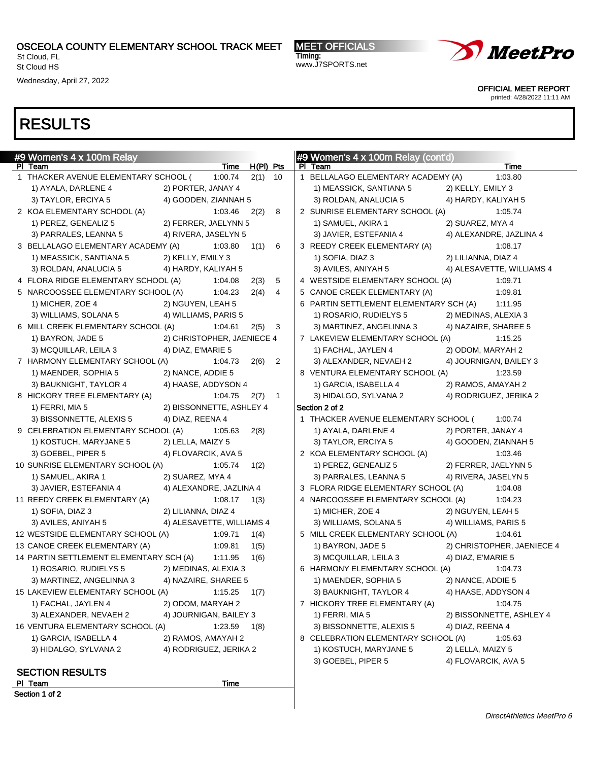OSCEOLA COUNTY ELEMENTARY SCHOOL TRACK MEET
St Cloud, FL
St Cloud HS
Wednesday, April 27, 2022

MEET OFFICIALS
Timing:
www.J7SPORTS.net

OFFICIAL MEET REPORT
printed: 4/28/2022 11:11 AM

# RESULTS

## #9 Women's 4 x 100m Relay

| Pl | Team | Time | H(Pl) | Pts |
|---|---|---|---|---|
| 1 | THACKER AVENUE ELEMENTARY SCHOOL ( | 1:00.74 | 2(1) | 10 |
| | 1) AYALA, DARLENE 4; 2) PORTER, JANAY 4; 3) TAYLOR, ERCIYA 5; 4) GOODEN, ZIANNAH 5 | | | |
| 2 | KOA ELEMENTARY SCHOOL (A) | 1:03.46 | 2(2) | 8 |
| | 1) PEREZ, GENEALIZ 5; 2) FERRER, JAELYNN 5; 3) PARRALES, LEANNA 5; 4) RIVERA, JASELYN 5 | | | |
| 3 | BELLALAGO ELEMENTARY ACADEMY (A) | 1:03.80 | 1(1) | 6 |
| | 1) MEASSICK, SANTIANA 5; 2) KELLY, EMILY 3; 3) ROLDAN, ANALUCIA 5; 4) HARDY, KALIYAH 5 | | | |
| 4 | FLORA RIDGE ELEMENTARY SCHOOL (A) | 1:04.08 | 2(3) | 5 |
| 5 | NARCOOSSEE ELEMENTARY SCHOOL (A) | 1:04.23 | 2(4) | 4 |
| | 1) MICHER, ZOE 4; 2) NGUYEN, LEAH 5; 3) WILLIAMS, SOLANA 5; 4) WILLIAMS, PARIS 5 | | | |
| 6 | MILL CREEK ELEMENTARY SCHOOL (A) | 1:04.61 | 2(5) | 3 |
| | 1) BAYRON, JADE 5; 2) CHRISTOPHER, JAENIECE 4; 3) MCQUILLAR, LEILA 3; 4) DIAZ, E'MARIE 5 | | | |
| 7 | HARMONY ELEMENTARY SCHOOL (A) | 1:04.73 | 2(6) | 2 |
| | 1) MAENDER, SOPHIA 5; 2) NANCE, ADDIE 5; 3) BAUKNIGHT, TAYLOR 4; 4) HAASE, ADDYSON 4 | | | |
| 8 | HICKORY TREE ELEMENTARY (A) | 1:04.75 | 2(7) | 1 |
| | 1) FERRI, MIA 5; 2) BISSONNETTE, ASHLEY 4; 3) BISSONNETTE, ALEXIS 5; 4) DIAZ, REENA 4 | | | |
| 9 | CELEBRATION ELEMENTARY SCHOOL (A) | 1:05.63 | 2(8) | |
| | 1) KOSTUCH, MARYJANE 5; 2) LELLA, MAIZY 5; 3) GOEBEL, PIPER 5; 4) FLOVARCIK, AVA 5 | | | |
| 10 | SUNRISE ELEMENTARY SCHOOL (A) | 1:05.74 | 1(2) | |
| | 1) SAMUEL, AKIRA 1; 2) SUAREZ, MYA 4; 3) JAVIER, ESTEFANIA 4; 4) ALEXANDRE, JAZLINA 4 | | | |
| 11 | REEDY CREEK ELEMENTARY (A) | 1:08.17 | 1(3) | |
| | 1) SOFIA, DIAZ 3; 2) LILIANNA, DIAZ 4; 3) AVILES, ANIYAH 5; 4) ALESAVETTE, WILLIAMS 4 | | | |
| 12 | WESTSIDE ELEMENTARY SCHOOL (A) | 1:09.71 | 1(4) | |
| 13 | CANOE CREEK ELEMENTARY (A) | 1:09.81 | 1(5) | |
| 14 | PARTIN SETTLEMENT ELEMENTARY SCH (A) | 1:11.95 | 1(6) | |
| | 1) ROSARIO, RUDIELYS 5; 2) MEDINAS, ALEXIA 3; 3) MARTINEZ, ANGELINNA 3; 4) NAZAIRE, SHAREE 5 | | | |
| 15 | LAKEVIEW ELEMENTARY SCHOOL (A) | 1:15.25 | 1(7) | |
| | 1) FACHAL, JAYLEN 4; 2) ODOM, MARYAH 2; 3) ALEXANDER, NEVAEH 2; 4) JOURNIGAN, BAILEY 3 | | | |
| 16 | VENTURA ELEMENTARY SCHOOL (A) | 1:23.59 | 1(8) | |
| | 1) GARCIA, ISABELLA 4; 2) RAMOS, AMAYAH 2; 3) HIDALGO, SYLVANA 2; 4) RODRIGUEZ, JERIKA 2 | | | |

### SECTION RESULTS

**Section 1 of 2**

| Pl | Team | Time |
|---|---|---|
| 1 | BELLALAGO ELEMENTARY ACADEMY (A) | 1:03.80 |
| | 1) MEASSICK, SANTIANA 5; 2) KELLY, EMILY 3; 3) ROLDAN, ANALUCIA 5; 4) HARDY, KALIYAH 5 | |
| 2 | SUNRISE ELEMENTARY SCHOOL (A) | 1:05.74 |
| | 1) SAMUEL, AKIRA 1; 2) SUAREZ, MYA 4; 3) JAVIER, ESTEFANIA 4; 4) ALEXANDRE, JAZLINA 4 | |
| 3 | REEDY CREEK ELEMENTARY (A) | 1:08.17 |
| | 1) SOFIA, DIAZ 3; 2) LILIANNA, DIAZ 4; 3) AVILES, ANIYAH 5; 4) ALESAVETTE, WILLIAMS 4 | |
| 4 | WESTSIDE ELEMENTARY SCHOOL (A) | 1:09.71 |
| 5 | CANOE CREEK ELEMENTARY (A) | 1:09.81 |
| 6 | PARTIN SETTLEMENT ELEMENTARY SCH (A) | 1:11.95 |
| | 1) ROSARIO, RUDIELYS 5; 2) MEDINAS, ALEXIA 3; 3) MARTINEZ, ANGELINNA 3; 4) NAZAIRE, SHAREE 5 | |
| 7 | LAKEVIEW ELEMENTARY SCHOOL (A) | 1:15.25 |
| | 1) FACHAL, JAYLEN 4; 2) ODOM, MARYAH 2; 3) ALEXANDER, NEVAEH 2; 4) JOURNIGAN, BAILEY 3 | |
| 8 | VENTURA ELEMENTARY SCHOOL (A) | 1:23.59 |
| | 1) GARCIA, ISABELLA 4; 2) RAMOS, AMAYAH 2; 3) HIDALGO, SYLVANA 2; 4) RODRIGUEZ, JERIKA 2 | |

**Section 2 of 2**

| Pl | Team | Time |
|---|---|---|
| 1 | THACKER AVENUE ELEMENTARY SCHOOL ( | 1:00.74 |
| | 1) AYALA, DARLENE 4; 2) PORTER, JANAY 4; 3) TAYLOR, ERCIYA 5; 4) GOODEN, ZIANNAH 5 | |
| 2 | KOA ELEMENTARY SCHOOL (A) | 1:03.46 |
| | 1) PEREZ, GENEALIZ 5; 2) FERRER, JAELYNN 5; 3) PARRALES, LEANNA 5; 4) RIVERA, JASELYN 5 | |
| 3 | FLORA RIDGE ELEMENTARY SCHOOL (A) | 1:04.08 |
| 4 | NARCOOSSEE ELEMENTARY SCHOOL (A) | 1:04.23 |
| | 1) MICHER, ZOE 4; 2) NGUYEN, LEAH 5; 3) WILLIAMS, SOLANA 5; 4) WILLIAMS, PARIS 5 | |
| 5 | MILL CREEK ELEMENTARY SCHOOL (A) | 1:04.61 |
| | 1) BAYRON, JADE 5; 2) CHRISTOPHER, JAENIECE 4; 3) MCQUILLAR, LEILA 3; 4) DIAZ, E'MARIE 5 | |
| 6 | HARMONY ELEMENTARY SCHOOL (A) | 1:04.73 |
| | 1) MAENDER, SOPHIA 5; 2) NANCE, ADDIE 5; 3) BAUKNIGHT, TAYLOR 4; 4) HAASE, ADDYSON 4 | |
| 7 | HICKORY TREE ELEMENTARY (A) | 1:04.75 |
| | 1) FERRI, MIA 5; 2) BISSONNETTE, ASHLEY 4; 3) BISSONNETTE, ALEXIS 5; 4) DIAZ, REENA 4 | |
| 8 | CELEBRATION ELEMENTARY SCHOOL (A) | 1:05.63 |
| | 1) KOSTUCH, MARYJANE 5; 2) LELLA, MAIZY 5; 3) GOEBEL, PIPER 5; 4) FLOVARCIK, AVA 5 | |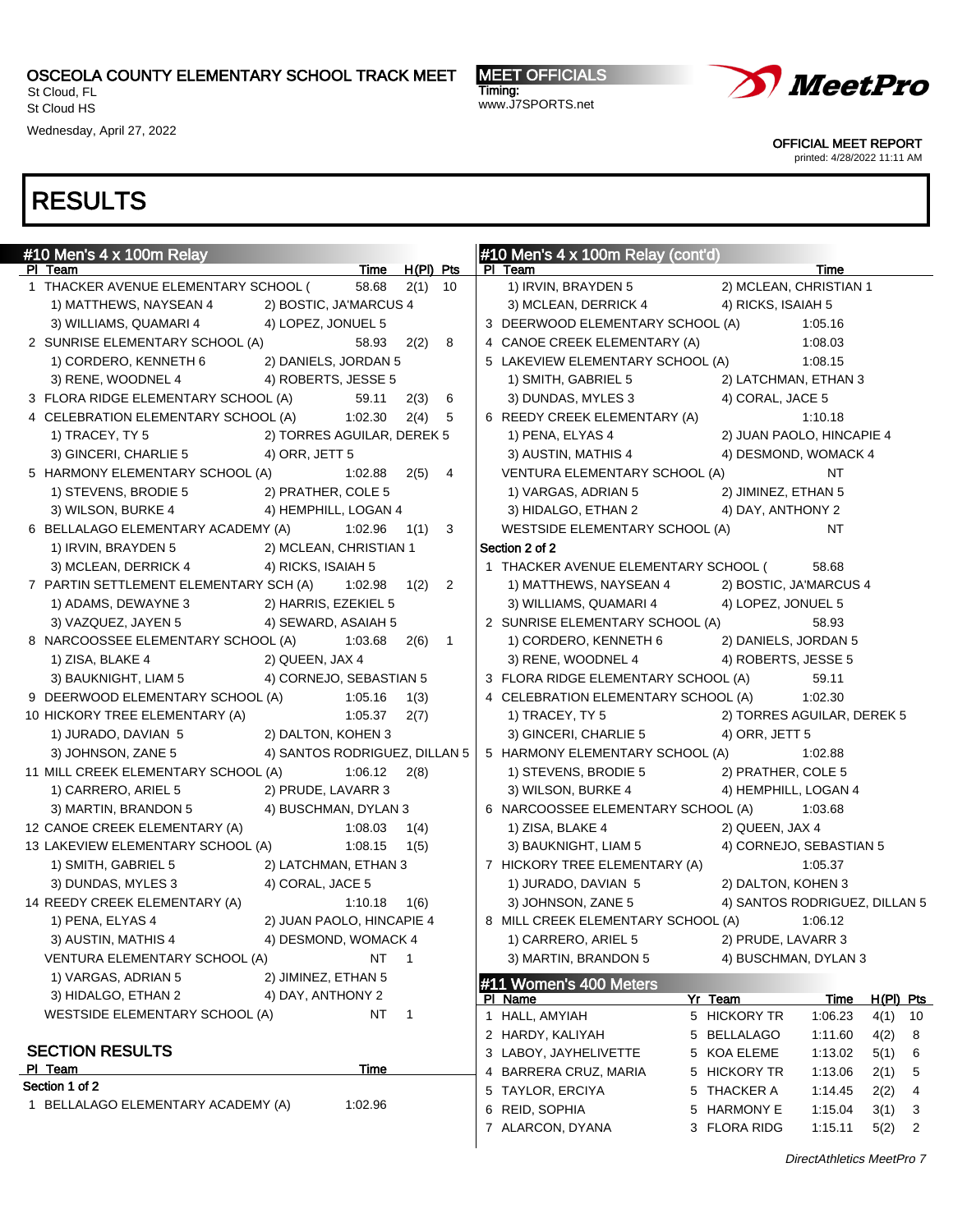# OSCEOLA COUNTY ELEMENTARY SCHOOL TRACK MEET

St Cloud, FL
St Cloud HS

Wednesday, April 27, 2022

MEET OFFICIALS
Timing:
www.J7SPORTS.net

OFFICIAL MEET REPORT
printed: 4/28/2022 11:11 AM

# RESULTS

## #10 Men's 4 x 100m Relay

| Pl | Team | Time | H(Pl) | Pts |
|---|---|---|---|---|
| 1 | THACKER AVENUE ELEMENTARY SCHOOL ( | 58.68 | 2(1) | 10 |
| | 1) MATTHEWS, NAYSEAN 4; 2) BOSTIC, JA'MARCUS 4; 3) WILLIAMS, QUAMARI 4; 4) LOPEZ, JONUEL 5 | | | |
| 2 | SUNRISE ELEMENTARY SCHOOL (A) | 58.93 | 2(2) | 8 |
| | 1) CORDERO, KENNETH 6; 2) DANIELS, JORDAN 5; 3) RENE, WOODNEL 4; 4) ROBERTS, JESSE 5 | | | |
| 3 | FLORA RIDGE ELEMENTARY SCHOOL (A) | 59.11 | 2(3) | 6 |
| 4 | CELEBRATION ELEMENTARY SCHOOL (A) | 1:02.30 | 2(4) | 5 |
| | 1) TRACEY, TY 5; 2) TORRES AGUILAR, DEREK 5; 3) GINCERI, CHARLIE 5; 4) ORR, JETT 5 | | | |
| 5 | HARMONY ELEMENTARY SCHOOL (A) | 1:02.88 | 2(5) | 4 |
| | 1) STEVENS, BRODIE 5; 2) PRATHER, COLE 5; 3) WILSON, BURKE 4; 4) HEMPHILL, LOGAN 4 | | | |
| 6 | BELLALAGO ELEMENTARY ACADEMY (A) | 1:02.96 | 1(1) | 3 |
| | 1) IRVIN, BRAYDEN 5; 2) MCLEAN, CHRISTIAN 1; 3) MCLEAN, DERRICK 4; 4) RICKS, ISAIAH 5 | | | |
| 7 | PARTIN SETTLEMENT ELEMENTARY SCH (A) | 1:02.98 | 1(2) | 2 |
| | 1) ADAMS, DEWAYNE 3; 2) HARRIS, EZEKIEL 5; 3) VAZQUEZ, JAYEN 5; 4) SEWARD, ASAIAH 5 | | | |
| 8 | NARCOOSSEE ELEMENTARY SCHOOL (A) | 1:03.68 | 2(6) | 1 |
| | 1) ZISA, BLAKE 4; 2) QUEEN, JAX 4; 3) BAUKNIGHT, LIAM 5; 4) CORNEJO, SEBASTIAN 5 | | | |
| 9 | DEERWOOD ELEMENTARY SCHOOL (A) | 1:05.16 | 1(3) | |
| 10 | HICKORY TREE ELEMENTARY (A) | 1:05.37 | 2(7) | |
| | 1) JURADO, DAVIAN 5; 2) DALTON, KOHEN 3; 3) JOHNSON, ZANE 5; 4) SANTOS RODRIGUEZ, DILLAN 5 | | | |
| 11 | MILL CREEK ELEMENTARY SCHOOL (A) | 1:06.12 | 2(8) | |
| | 1) CARRERO, ARIEL 5; 2) PRUDE, LAVARR 3; 3) MARTIN, BRANDON 5; 4) BUSCHMAN, DYLAN 3 | | | |
| 12 | CANOE CREEK ELEMENTARY (A) | 1:08.03 | 1(4) | |
| 13 | LAKEVIEW ELEMENTARY SCHOOL (A) | 1:08.15 | 1(5) | |
| | 1) SMITH, GABRIEL 5; 2) LATCHMAN, ETHAN 3; 3) DUNDAS, MYLES 3; 4) CORAL, JACE 5 | | | |
| 14 | REEDY CREEK ELEMENTARY (A) | 1:10.18 | 1(6) | |
| | 1) PENA, ELYAS 4; 2) JUAN PAOLO, HINCAPIE 4; 3) AUSTIN, MATHIS 4; 4) DESMOND, WOMACK 4 | | | |
| | VENTURA ELEMENTARY SCHOOL (A) | NT | 1 | |
| | 1) VARGAS, ADRIAN 5; 2) JIMINEZ, ETHAN 5; 3) HIDALGO, ETHAN 2; 4) DAY, ANTHONY 2 | | | |
| | WESTSIDE ELEMENTARY SCHOOL (A) | NT | 1 | |

### SECTION RESULTS

| Pl | Team | Time |
|---|---|---|
| **Section 1 of 2** | | |
| 1 | BELLALAGO ELEMENTARY ACADEMY (A) | 1:02.96 |
| | 1) IRVIN, BRAYDEN 5; 2) MCLEAN, CHRISTIAN 1; 3) MCLEAN, DERRICK 4; 4) RICKS, ISAIAH 5 | |
| 3 | DEERWOOD ELEMENTARY SCHOOL (A) | 1:05.16 |
| 4 | CANOE CREEK ELEMENTARY (A) | 1:08.03 |
| 5 | LAKEVIEW ELEMENTARY SCHOOL (A) | 1:08.15 |
| | 1) SMITH, GABRIEL 5; 2) LATCHMAN, ETHAN 3; 3) DUNDAS, MYLES 3; 4) CORAL, JACE 5 | |
| 6 | REEDY CREEK ELEMENTARY (A) | 1:10.18 |
| | 1) PENA, ELYAS 4; 2) JUAN PAOLO, HINCAPIE 4; 3) AUSTIN, MATHIS 4; 4) DESMOND, WOMACK 4 | |
| | VENTURA ELEMENTARY SCHOOL (A) | NT |
| | 1) VARGAS, ADRIAN 5; 2) JIMINEZ, ETHAN 5; 3) HIDALGO, ETHAN 2; 4) DAY, ANTHONY 2 | |
| | WESTSIDE ELEMENTARY SCHOOL (A) | NT |
| **Section 2 of 2** | | |
| 1 | THACKER AVENUE ELEMENTARY SCHOOL ( | 58.68 |
| | 1) MATTHEWS, NAYSEAN 4; 2) BOSTIC, JA'MARCUS 4; 3) WILLIAMS, QUAMARI 4; 4) LOPEZ, JONUEL 5 | |
| 2 | SUNRISE ELEMENTARY SCHOOL (A) | 58.93 |
| | 1) CORDERO, KENNETH 6; 2) DANIELS, JORDAN 5; 3) RENE, WOODNEL 4; 4) ROBERTS, JESSE 5 | |
| 3 | FLORA RIDGE ELEMENTARY SCHOOL (A) | 59.11 |
| 4 | CELEBRATION ELEMENTARY SCHOOL (A) | 1:02.30 |
| | 1) TRACEY, TY 5; 2) TORRES AGUILAR, DEREK 5; 3) GINCERI, CHARLIE 5; 4) ORR, JETT 5 | |
| 5 | HARMONY ELEMENTARY SCHOOL (A) | 1:02.88 |
| | 1) STEVENS, BRODIE 5; 2) PRATHER, COLE 5; 3) WILSON, BURKE 4; 4) HEMPHILL, LOGAN 4 | |
| 6 | NARCOOSSEE ELEMENTARY SCHOOL (A) | 1:03.68 |
| | 1) ZISA, BLAKE 4; 2) QUEEN, JAX 4; 3) BAUKNIGHT, LIAM 5; 4) CORNEJO, SEBASTIAN 5 | |
| 7 | HICKORY TREE ELEMENTARY (A) | 1:05.37 |
| | 1) JURADO, DAVIAN 5; 2) DALTON, KOHEN 3; 3) JOHNSON, ZANE 5; 4) SANTOS RODRIGUEZ, DILLAN 5 | |
| 8 | MILL CREEK ELEMENTARY SCHOOL (A) | 1:06.12 |
| | 1) CARRERO, ARIEL 5; 2) PRUDE, LAVARR 3; 3) MARTIN, BRANDON 5; 4) BUSCHMAN, DYLAN 3 | |

## #11 Women's 400 Meters

| Pl | Name | Yr | Team | Time | H(Pl) | Pts |
|---|---|---|---|---|---|---|
| 1 | HALL, AMYIAH | 5 | HICKORY TR | 1:06.23 | 4(1) | 10 |
| 2 | HARDY, KALIYAH | 5 | BELLALAGO | 1:11.60 | 4(2) | 8 |
| 3 | LABOY, JAYHELIVETTE | 5 | KOA ELEME | 1:13.02 | 5(1) | 6 |
| 4 | BARRERA CRUZ, MARIA | 5 | HICKORY TR | 1:13.06 | 2(1) | 5 |
| 5 | TAYLOR, ERCIYA | 5 | THACKER A | 1:14.45 | 2(2) | 4 |
| 6 | REID, SOPHIA | 5 | HARMONY E | 1:15.04 | 3(1) | 3 |
| 7 | ALARCON, DYANA | 3 | FLORA RIDG | 1:15.11 | 5(2) | 2 |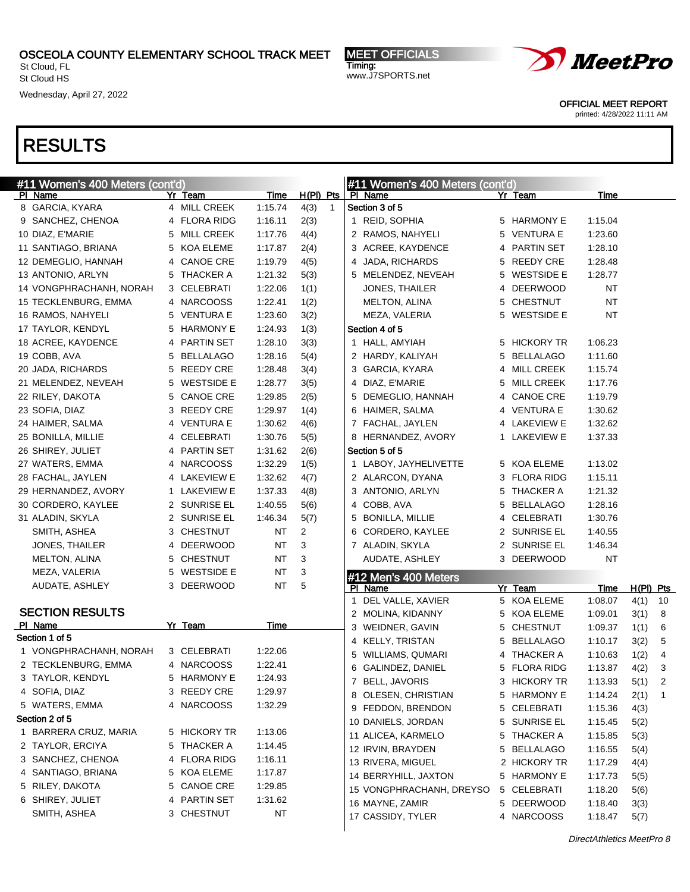OSCEOLA COUNTY ELEMENTARY SCHOOL TRACK MEET
St Cloud, FL
St Cloud HS
Wednesday, April 27, 2022

MEET OFFICIALS
Timing:
www.J7SPORTS.net

OFFICIAL MEET REPORT
printed: 4/28/2022 11:11 AM

# RESULTS

## #11 Women's 400 Meters (cont'd)

| Pl | Name | Yr | Team | Time | H(Pl) | Pts |
|---|---|---|---|---|---|---|
| 8 | GARCIA, KYARA | 4 | MILL CREEK | 1:15.74 | 4(3) | 1 |
| 9 | SANCHEZ, CHENOA | 4 | FLORA RIDG | 1:16.11 | 2(3) | |
| 10 | DIAZ, E'MARIE | 5 | MILL CREEK | 1:17.76 | 4(4) | |
| 11 | SANTIAGO, BRIANA | 5 | KOA ELEME | 1:17.87 | 2(4) | |
| 12 | DEMEGLIO, HANNAH | 4 | CANOE CRE | 1:19.79 | 4(5) | |
| 13 | ANTONIO, ARLYN | 5 | THACKER A | 1:21.32 | 5(3) | |
| 14 | VONGPHRACHANH, NORAH | 3 | CELEBRATI | 1:22.06 | 1(1) | |
| 15 | TECKLENBURG, EMMA | 4 | NARCOOSS | 1:22.41 | 1(2) | |
| 16 | RAMOS, NAHYELI | 5 | VENTURA E | 1:23.60 | 3(2) | |
| 17 | TAYLOR, KENDYL | 5 | HARMONY E | 1:24.93 | 1(3) | |
| 18 | ACREE, KAYDENCE | 4 | PARTIN SET | 1:28.10 | 3(3) | |
| 19 | COBB, AVA | 5 | BELLALAGO | 1:28.16 | 5(4) | |
| 20 | JADA, RICHARDS | 5 | REEDY CRE | 1:28.48 | 3(4) | |
| 21 | MELENDEZ, NEVEAH | 5 | WESTSIDE E | 1:28.77 | 3(5) | |
| 22 | RILEY, DAKOTA | 5 | CANOE CRE | 1:29.85 | 2(5) | |
| 23 | SOFIA, DIAZ | 3 | REEDY CRE | 1:29.97 | 1(4) | |
| 24 | HAIMER, SALMA | 4 | VENTURA E | 1:30.62 | 4(6) | |
| 25 | BONILLA, MILLIE | 4 | CELEBRATI | 1:30.76 | 5(5) | |
| 26 | SHIREY, JULIET | 4 | PARTIN SET | 1:31.62 | 2(6) | |
| 27 | WATERS, EMMA | 4 | NARCOOSS | 1:32.29 | 1(5) | |
| 28 | FACHAL, JAYLEN | 4 | LAKEVIEW E | 1:32.62 | 4(7) | |
| 29 | HERNANDEZ, AVORY | 1 | LAKEVIEW E | 1:37.33 | 4(8) | |
| 30 | CORDERO, KAYLEE | 2 | SUNRISE EL | 1:40.55 | 5(6) | |
| 31 | ALADIN, SKYLA | 2 | SUNRISE EL | 1:46.34 | 5(7) | |
| | SMITH, ASHEA | 3 | CHESTNUT | NT | 2 | |
| | JONES, THAILER | 4 | DEERWOOD | NT | 3 | |
| | MELTON, ALINA | 5 | CHESTNUT | NT | 3 | |
| | MEZA, VALERIA | 5 | WESTSIDE E | NT | 3 | |
| | AUDATE, ASHLEY | 3 | DEERWOOD | NT | 5 | |

### SECTION RESULTS

| Pl | Name | Yr | Team | Time |
|---|---|---|---|---|
| **Section 1 of 5** | | | | |
| 1 | VONGPHRACHANH, NORAH | 3 | CELEBRATI | 1:22.06 |
| 2 | TECKLENBURG, EMMA | 4 | NARCOOSS | 1:22.41 |
| 3 | TAYLOR, KENDYL | 5 | HARMONY E | 1:24.93 |
| 4 | SOFIA, DIAZ | 3 | REEDY CRE | 1:29.97 |
| 5 | WATERS, EMMA | 4 | NARCOOSS | 1:32.29 |
| **Section 2 of 5** | | | | |
| 1 | BARRERA CRUZ, MARIA | 5 | HICKORY TR | 1:13.06 |
| 2 | TAYLOR, ERCIYA | 5 | THACKER A | 1:14.45 |
| 3 | SANCHEZ, CHENOA | 4 | FLORA RIDG | 1:16.11 |
| 4 | SANTIAGO, BRIANA | 5 | KOA ELEME | 1:17.87 |
| 5 | RILEY, DAKOTA | 5 | CANOE CRE | 1:29.85 |
| 6 | SHIREY, JULIET | 4 | PARTIN SET | 1:31.62 |
| | SMITH, ASHEA | 3 | CHESTNUT | NT |
| **Section 3 of 5** | | | | |
| 1 | REID, SOPHIA | 5 | HARMONY E | 1:15.04 |
| 2 | RAMOS, NAHYELI | 5 | VENTURA E | 1:23.60 |
| 3 | ACREE, KAYDENCE | 4 | PARTIN SET | 1:28.10 |
| 4 | JADA, RICHARDS | 5 | REEDY CRE | 1:28.48 |
| 5 | MELENDEZ, NEVEAH | 5 | WESTSIDE E | 1:28.77 |
| | JONES, THAILER | 4 | DEERWOOD | NT |
| | MELTON, ALINA | 5 | CHESTNUT | NT |
| | MEZA, VALERIA | 5 | WESTSIDE E | NT |
| **Section 4 of 5** | | | | |
| 1 | HALL, AMYIAH | 5 | HICKORY TR | 1:06.23 |
| 2 | HARDY, KALIYAH | 5 | BELLALAGO | 1:11.60 |
| 3 | GARCIA, KYARA | 4 | MILL CREEK | 1:15.74 |
| 4 | DIAZ, E'MARIE | 5 | MILL CREEK | 1:17.76 |
| 5 | DEMEGLIO, HANNAH | 4 | CANOE CRE | 1:19.79 |
| 6 | HAIMER, SALMA | 4 | VENTURA E | 1:30.62 |
| 7 | FACHAL, JAYLEN | 4 | LAKEVIEW E | 1:32.62 |
| 8 | HERNANDEZ, AVORY | 1 | LAKEVIEW E | 1:37.33 |
| **Section 5 of 5** | | | | |
| 1 | LABOY, JAYHELIVETTE | 5 | KOA ELEME | 1:13.02 |
| 2 | ALARCON, DYANA | 3 | FLORA RIDG | 1:15.11 |
| 3 | ANTONIO, ARLYN | 5 | THACKER A | 1:21.32 |
| 4 | COBB, AVA | 5 | BELLALAGO | 1:28.16 |
| 5 | BONILLA, MILLIE | 4 | CELEBRATI | 1:30.76 |
| 6 | CORDERO, KAYLEE | 2 | SUNRISE EL | 1:40.55 |
| 7 | ALADIN, SKYLA | 2 | SUNRISE EL | 1:46.34 |
| | AUDATE, ASHLEY | 3 | DEERWOOD | NT |

## #12 Men's 400 Meters

| Pl | Name | Yr | Team | Time | H(Pl) | Pts |
|---|---|---|---|---|---|---|
| 1 | DEL VALLE, XAVIER | 5 | KOA ELEME | 1:08.07 | 4(1) | 10 |
| 2 | MOLINA, KIDANNY | 5 | KOA ELEME | 1:09.01 | 3(1) | 8 |
| 3 | WEIDNER, GAVIN | 5 | CHESTNUT | 1:09.37 | 1(1) | 6 |
| 4 | KELLY, TRISTAN | 5 | BELLALAGO | 1:10.17 | 3(2) | 5 |
| 5 | WILLIAMS, QUMARI | 4 | THACKER A | 1:10.63 | 1(2) | 4 |
| 6 | GALINDEZ, DANIEL | 5 | FLORA RIDG | 1:13.87 | 4(2) | 3 |
| 7 | BELL, JAVORIS | 3 | HICKORY TR | 1:13.93 | 5(1) | 2 |
| 8 | OLESEN, CHRISTIAN | 5 | HARMONY E | 1:14.24 | 2(1) | 1 |
| 9 | FEDDON, BRENDON | 5 | CELEBRATI | 1:15.36 | 4(3) | |
| 10 | DANIELS, JORDAN | 5 | SUNRISE EL | 1:15.45 | 5(2) | |
| 11 | ALICEA, KARMELO | 5 | THACKER A | 1:15.85 | 5(3) | |
| 12 | IRVIN, BRAYDEN | 5 | BELLALAGO | 1:16.55 | 5(4) | |
| 13 | RIVERA, MIGUEL | 2 | HICKORY TR | 1:17.29 | 4(4) | |
| 14 | BERRYHILL, JAXTON | 5 | HARMONY E | 1:17.73 | 5(5) | |
| 15 | VONGPHRACHANH, DREYSO | 5 | CELEBRATI | 1:18.20 | 5(6) | |
| 16 | MAYNE, ZAMIR | 5 | DEERWOOD | 1:18.40 | 3(3) | |
| 17 | CASSIDY, TYLER | 4 | NARCOOSS | 1:18.47 | 5(7) | |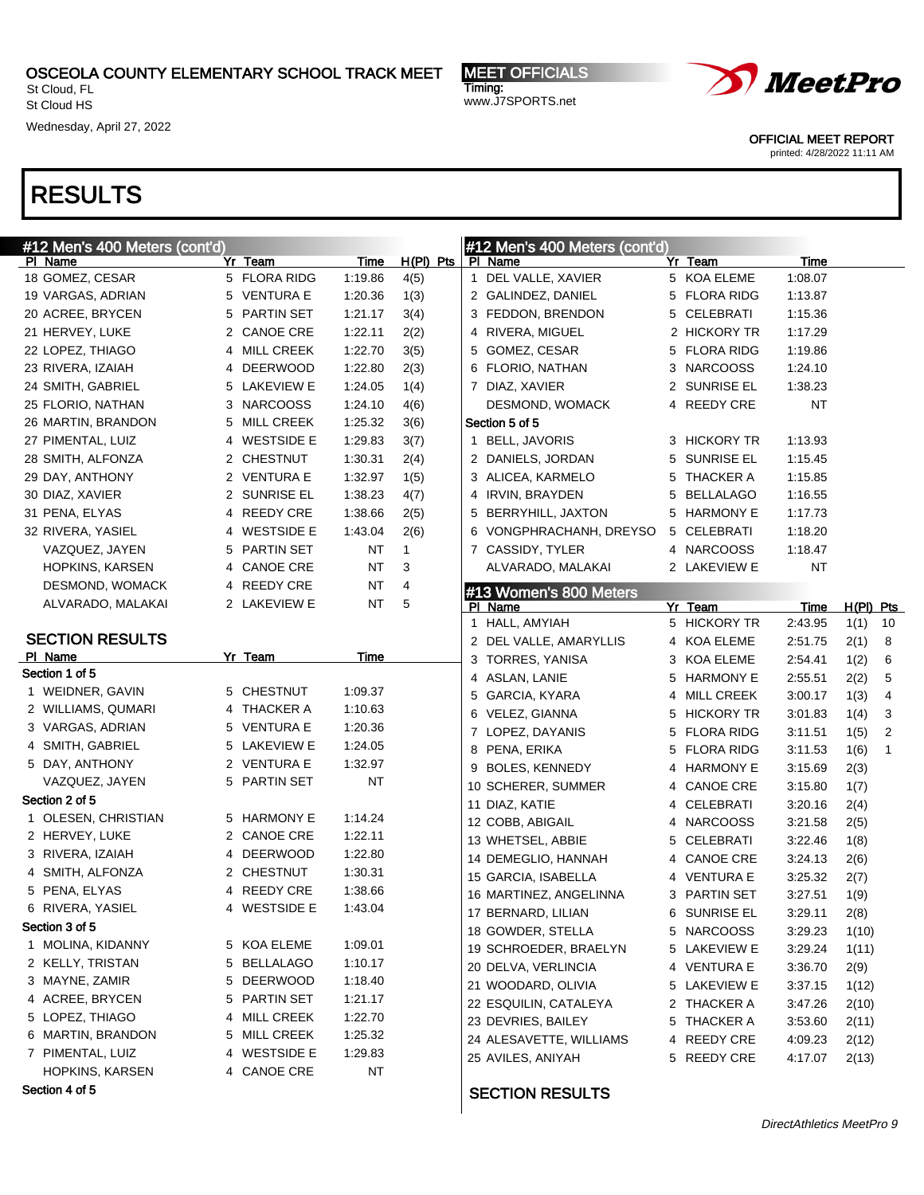# OSCEOLA COUNTY ELEMENTARY SCHOOL TRACK MEET

St Cloud, FL
St Cloud HS
Wednesday, April 27, 2022

MEET OFFICIALS
Timing:
www.J7SPORTS.net

OFFICIAL MEET REPORT
printed: 4/28/2022 11:11 AM

# RESULTS

## #12 Men's 400 Meters (cont'd)

| Pl | Name | Yr | Team | Time | H(Pl) | Pts |
|---|---|---|---|---|---|---|
| 18 | GOMEZ, CESAR | 5 | FLORA RIDG | 1:19.86 | 4(5) | |
| 19 | VARGAS, ADRIAN | 5 | VENTURA E | 1:20.36 | 1(3) | |
| 20 | ACREE, BRYCEN | 5 | PARTIN SET | 1:21.17 | 3(4) | |
| 21 | HERVEY, LUKE | 2 | CANOE CRE | 1:22.11 | 2(2) | |
| 22 | LOPEZ, THIAGO | 4 | MILL CREEK | 1:22.70 | 3(5) | |
| 23 | RIVERA, IZAIAH | 4 | DEERWOOD | 1:22.80 | 2(3) | |
| 24 | SMITH, GABRIEL | 5 | LAKEVIEW E | 1:24.05 | 1(4) | |
| 25 | FLORIO, NATHAN | 3 | NARCOOSS | 1:24.10 | 4(6) | |
| 26 | MARTIN, BRANDON | 5 | MILL CREEK | 1:25.32 | 3(6) | |
| 27 | PIMENTAL, LUIZ | 4 | WESTSIDE E | 1:29.83 | 3(7) | |
| 28 | SMITH, ALFONZA | 2 | CHESTNUT | 1:30.31 | 2(4) | |
| 29 | DAY, ANTHONY | 2 | VENTURA E | 1:32.97 | 1(5) | |
| 30 | DIAZ, XAVIER | 2 | SUNRISE EL | 1:38.23 | 4(7) | |
| 31 | PENA, ELYAS | 4 | REEDY CRE | 1:38.66 | 2(5) | |
| 32 | RIVERA, YASIEL | 4 | WESTSIDE E | 1:43.04 | 2(6) | |
| | VAZQUEZ, JAYEN | 5 | PARTIN SET | NT | 1 | |
| | HOPKINS, KARSEN | 4 | CANOE CRE | NT | 3 | |
| | DESMOND, WOMACK | 4 | REEDY CRE | NT | 4 | |
| | ALVARADO, MALAKAI | 2 | LAKEVIEW E | NT | 5 | |

### SECTION RESULTS

| Pl | Name | Yr | Team | Time |
|---|---|---|---|---|
| **Section 1 of 5** | | | | |
| 1 | WEIDNER, GAVIN | 5 | CHESTNUT | 1:09.37 |
| 2 | WILLIAMS, QUMARI | 4 | THACKER A | 1:10.63 |
| 3 | VARGAS, ADRIAN | 5 | VENTURA E | 1:20.36 |
| 4 | SMITH, GABRIEL | 5 | LAKEVIEW E | 1:24.05 |
| 5 | DAY, ANTHONY | 2 | VENTURA E | 1:32.97 |
| | VAZQUEZ, JAYEN | 5 | PARTIN SET | NT |
| **Section 2 of 5** | | | | |
| 1 | OLESEN, CHRISTIAN | 5 | HARMONY E | 1:14.24 |
| 2 | HERVEY, LUKE | 2 | CANOE CRE | 1:22.11 |
| 3 | RIVERA, IZAIAH | 4 | DEERWOOD | 1:22.80 |
| 4 | SMITH, ALFONZA | 2 | CHESTNUT | 1:30.31 |
| 5 | PENA, ELYAS | 4 | REEDY CRE | 1:38.66 |
| 6 | RIVERA, YASIEL | 4 | WESTSIDE E | 1:43.04 |
| **Section 3 of 5** | | | | |
| 1 | MOLINA, KIDANNY | 5 | KOA ELEME | 1:09.01 |
| 2 | KELLY, TRISTAN | 5 | BELLALAGO | 1:10.17 |
| 3 | MAYNE, ZAMIR | 5 | DEERWOOD | 1:18.40 |
| 4 | ACREE, BRYCEN | 5 | PARTIN SET | 1:21.17 |
| 5 | LOPEZ, THIAGO | 4 | MILL CREEK | 1:22.70 |
| 6 | MARTIN, BRANDON | 5 | MILL CREEK | 1:25.32 |
| 7 | PIMENTAL, LUIZ | 4 | WESTSIDE E | 1:29.83 |
| | HOPKINS, KARSEN | 4 | CANOE CRE | NT |
| **Section 4 of 5** | | | | |
| 1 | DEL VALLE, XAVIER | 5 | KOA ELEME | 1:08.07 |
| 2 | GALINDEZ, DANIEL | 5 | FLORA RIDG | 1:13.87 |
| 3 | FEDDON, BRENDON | 5 | CELEBRATI | 1:15.36 |
| 4 | RIVERA, MIGUEL | 2 | HICKORY TR | 1:17.29 |
| 5 | GOMEZ, CESAR | 5 | FLORA RIDG | 1:19.86 |
| 6 | FLORIO, NATHAN | 3 | NARCOOSS | 1:24.10 |
| 7 | DIAZ, XAVIER | 2 | SUNRISE EL | 1:38.23 |
| | DESMOND, WOMACK | 4 | REEDY CRE | NT |
| **Section 5 of 5** | | | | |
| 1 | BELL, JAVORIS | 3 | HICKORY TR | 1:13.93 |
| 2 | DANIELS, JORDAN | 5 | SUNRISE EL | 1:15.45 |
| 3 | ALICEA, KARMELO | 5 | THACKER A | 1:15.85 |
| 4 | IRVIN, BRAYDEN | 5 | BELLALAGO | 1:16.55 |
| 5 | BERRYHILL, JAXTON | 5 | HARMONY E | 1:17.73 |
| 6 | VONGPHRACHANH, DREYSO | 5 | CELEBRATI | 1:18.20 |
| 7 | CASSIDY, TYLER | 4 | NARCOOSS | 1:18.47 |
| | ALVARADO, MALAKAI | 2 | LAKEVIEW E | NT |

## #13 Women's 800 Meters

| Pl | Name | Yr | Team | Time | H(Pl) | Pts |
|---|---|---|---|---|---|---|
| 1 | HALL, AMYIAH | 5 | HICKORY TR | 2:43.95 | 1(1) | 10 |
| 2 | DEL VALLE, AMARYLLIS | 4 | KOA ELEME | 2:51.75 | 2(1) | 8 |
| 3 | TORRES, YANISA | 3 | KOA ELEME | 2:54.41 | 1(2) | 6 |
| 4 | ASLAN, LANIE | 5 | HARMONY E | 2:55.51 | 2(2) | 5 |
| 5 | GARCIA, KYARA | 4 | MILL CREEK | 3:00.17 | 1(3) | 4 |
| 6 | VELEZ, GIANNA | 5 | HICKORY TR | 3:01.83 | 1(4) | 3 |
| 7 | LOPEZ, DAYANIS | 5 | FLORA RIDG | 3:11.51 | 1(5) | 2 |
| 8 | PENA, ERIKA | 5 | FLORA RIDG | 3:11.53 | 1(6) | 1 |
| 9 | BOLES, KENNEDY | 4 | HARMONY E | 3:15.69 | 2(3) | |
| 10 | SCHERER, SUMMER | 4 | CANOE CRE | 3:15.80 | 1(7) | |
| 11 | DIAZ, KATIE | 4 | CELEBRATI | 3:20.16 | 2(4) | |
| 12 | COBB, ABIGAIL | 4 | NARCOOSS | 3:21.58 | 2(5) | |
| 13 | WHETSEL, ABBIE | 5 | CELEBRATI | 3:22.46 | 1(8) | |
| 14 | DEMEGLIO, HANNAH | 4 | CANOE CRE | 3:24.13 | 2(6) | |
| 15 | GARCIA, ISABELLA | 4 | VENTURA E | 3:25.32 | 2(7) | |
| 16 | MARTINEZ, ANGELINNA | 3 | PARTIN SET | 3:27.51 | 1(9) | |
| 17 | BERNARD, LILIAN | 6 | SUNRISE EL | 3:29.11 | 2(8) | |
| 18 | GOWDER, STELLA | 5 | NARCOOSS | 3:29.23 | 1(10) | |
| 19 | SCHROEDER, BRAELYN | 5 | LAKEVIEW E | 3:29.24 | 1(11) | |
| 20 | DELVA, VERLINCIA | 4 | VENTURA E | 3:36.70 | 2(9) | |
| 21 | WOODARD, OLIVIA | 5 | LAKEVIEW E | 3:37.15 | 1(12) | |
| 22 | ESQUILIN, CATALEYA | 2 | THACKER A | 3:47.26 | 2(10) | |
| 23 | DEVRIES, BAILEY | 5 | THACKER A | 3:53.60 | 2(11) | |
| 24 | ALESAVETTE, WILLIAMS | 4 | REEDY CRE | 4:09.23 | 2(12) | |
| 25 | AVILES, ANIYAH | 5 | REEDY CRE | 4:17.07 | 2(13) | |

### SECTION RESULTS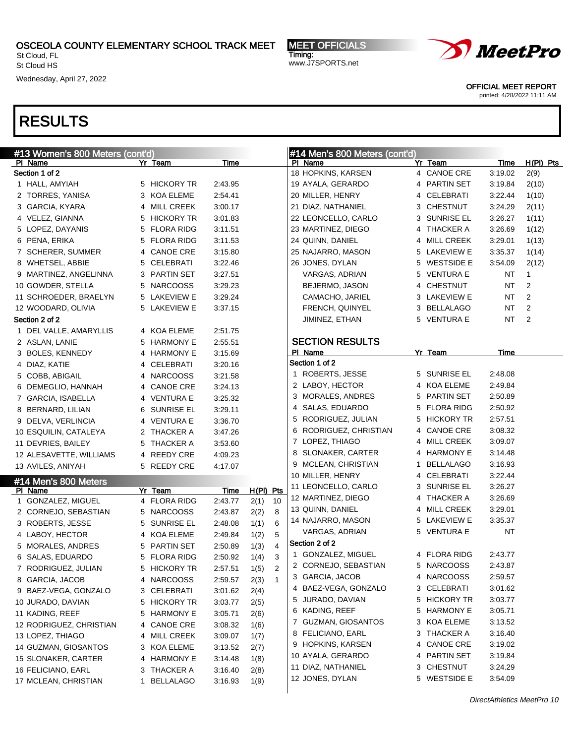OSCEOLA COUNTY ELEMENTARY SCHOOL TRACK MEET
St Cloud, FL
St Cloud HS
Wednesday, April 27, 2022

MEET OFFICIALS
Timing:
www.J7SPORTS.net

OFFICIAL MEET REPORT
printed: 4/28/2022 11:11 AM

# RESULTS

## #13 Women's 800 Meters (cont'd)

| Pl | Name | Yr | Team | Time |
|---|---|---|---|---|
| **Section 1 of 2** | | | | |
| 1 | HALL, AMYIAH | 5 | HICKORY TR | 2:43.95 |
| 2 | TORRES, YANISA | 3 | KOA ELEME | 2:54.41 |
| 3 | GARCIA, KYARA | 4 | MILL CREEK | 3:00.17 |
| 4 | VELEZ, GIANNA | 5 | HICKORY TR | 3:01.83 |
| 5 | LOPEZ, DAYANIS | 5 | FLORA RIDG | 3:11.51 |
| 6 | PENA, ERIKA | 5 | FLORA RIDG | 3:11.53 |
| 7 | SCHERER, SUMMER | 4 | CANOE CRE | 3:15.80 |
| 8 | WHETSEL, ABBIE | 5 | CELEBRATI | 3:22.46 |
| 9 | MARTINEZ, ANGELINNA | 3 | PARTIN SET | 3:27.51 |
| 10 | GOWDER, STELLA | 5 | NARCOOSS | 3:29.23 |
| 11 | SCHROEDER, BRAELYN | 5 | LAKEVIEW E | 3:29.24 |
| 12 | WOODARD, OLIVIA | 5 | LAKEVIEW E | 3:37.15 |
| **Section 2 of 2** | | | | |
| 1 | DEL VALLE, AMARYLLIS | 4 | KOA ELEME | 2:51.75 |
| 2 | ASLAN, LANIE | 5 | HARMONY E | 2:55.51 |
| 3 | BOLES, KENNEDY | 4 | HARMONY E | 3:15.69 |
| 4 | DIAZ, KATIE | 4 | CELEBRATI | 3:20.16 |
| 5 | COBB, ABIGAIL | 4 | NARCOOSS | 3:21.58 |
| 6 | DEMEGLIO, HANNAH | 4 | CANOE CRE | 3:24.13 |
| 7 | GARCIA, ISABELLA | 4 | VENTURA E | 3:25.32 |
| 8 | BERNARD, LILIAN | 6 | SUNRISE EL | 3:29.11 |
| 9 | DELVA, VERLINCIA | 4 | VENTURA E | 3:36.70 |
| 10 | ESQUILIN, CATALEYA | 2 | THACKER A | 3:47.26 |
| 11 | DEVRIES, BAILEY | 5 | THACKER A | 3:53.60 |
| 12 | ALESAVETTE, WILLIAMS | 4 | REEDY CRE | 4:09.23 |
| 13 | AVILES, ANIYAH | 5 | REEDY CRE | 4:17.07 |

## #14 Men's 800 Meters

| Pl | Name | Yr | Team | Time | H(Pl) | Pts |
|---|---|---|---|---|---|---|
| 1 | GONZALEZ, MIGUEL | 4 | FLORA RIDG | 2:43.77 | 2(1) | 10 |
| 2 | CORNEJO, SEBASTIAN | 5 | NARCOOSS | 2:43.87 | 2(2) | 8 |
| 3 | ROBERTS, JESSE | 5 | SUNRISE EL | 2:48.08 | 1(1) | 6 |
| 4 | LABOY, HECTOR | 4 | KOA ELEME | 2:49.84 | 1(2) | 5 |
| 5 | MORALES, ANDRES | 5 | PARTIN SET | 2:50.89 | 1(3) | 4 |
| 6 | SALAS, EDUARDO | 5 | FLORA RIDG | 2:50.92 | 1(4) | 3 |
| 7 | RODRIGUEZ, JULIAN | 5 | HICKORY TR | 2:57.51 | 1(5) | 2 |
| 8 | GARCIA, JACOB | 4 | NARCOOSS | 2:59.57 | 2(3) | 1 |
| 9 | BAEZ-VEGA, GONZALO | 3 | CELEBRATI | 3:01.62 | 2(4) | |
| 10 | JURADO, DAVIAN | 5 | HICKORY TR | 3:03.77 | 2(5) | |
| 11 | KADING, REEF | 5 | HARMONY E | 3:05.71 | 2(6) | |
| 12 | RODRIGUEZ, CHRISTIAN | 4 | CANOE CRE | 3:08.32 | 1(6) | |
| 13 | LOPEZ, THIAGO | 4 | MILL CREEK | 3:09.07 | 1(7) | |
| 14 | GUZMAN, GIOSANTOS | 3 | KOA ELEME | 3:13.52 | 2(7) | |
| 15 | SLONAKER, CARTER | 4 | HARMONY E | 3:14.48 | 1(8) | |
| 16 | FELICIANO, EARL | 3 | THACKER A | 3:16.40 | 2(8) | |
| 17 | MCLEAN, CHRISTIAN | 1 | BELLALAGO | 3:16.93 | 1(9) | |
| 18 | HOPKINS, KARSEN | 4 | CANOE CRE | 3:19.02 | 2(9) | |
| 19 | AYALA, GERARDO | 4 | PARTIN SET | 3:19.84 | 2(10) | |
| 20 | MILLER, HENRY | 4 | CELEBRATI | 3:22.44 | 1(10) | |
| 21 | DIAZ, NATHANIEL | 3 | CHESTNUT | 3:24.29 | 2(11) | |
| 22 | LEONCELLO, CARLO | 3 | SUNRISE EL | 3:26.27 | 1(11) | |
| 23 | MARTINEZ, DIEGO | 4 | THACKER A | 3:26.69 | 1(12) | |
| 24 | QUINN, DANIEL | 4 | MILL CREEK | 3:29.01 | 1(13) | |
| 25 | NAJARRO, MASON | 5 | LAKEVIEW E | 3:35.37 | 1(14) | |
| 26 | JONES, DYLAN | 5 | WESTSIDE E | 3:54.09 | 2(12) | |
| | VARGAS, ADRIAN | 5 | VENTURA E | NT | 1 | |
| | BEJERMO, JASON | 4 | CHESTNUT | NT | 2 | |
| | CAMACHO, JARIEL | 3 | LAKEVIEW E | NT | 2 | |
| | FRENCH, QUINYEL | 3 | BELLALAGO | NT | 2 | |
| | JIMINEZ, ETHAN | 5 | VENTURA E | NT | 2 | |

### SECTION RESULTS

| Pl | Name | Yr | Team | Time |
|---|---|---|---|---|
| **Section 1 of 2** | | | | |
| 1 | ROBERTS, JESSE | 5 | SUNRISE EL | 2:48.08 |
| 2 | LABOY, HECTOR | 4 | KOA ELEME | 2:49.84 |
| 3 | MORALES, ANDRES | 5 | PARTIN SET | 2:50.89 |
| 4 | SALAS, EDUARDO | 5 | FLORA RIDG | 2:50.92 |
| 5 | RODRIGUEZ, JULIAN | 5 | HICKORY TR | 2:57.51 |
| 6 | RODRIGUEZ, CHRISTIAN | 4 | CANOE CRE | 3:08.32 |
| 7 | LOPEZ, THIAGO | 4 | MILL CREEK | 3:09.07 |
| 8 | SLONAKER, CARTER | 4 | HARMONY E | 3:14.48 |
| 9 | MCLEAN, CHRISTIAN | 1 | BELLALAGO | 3:16.93 |
| 10 | MILLER, HENRY | 4 | CELEBRATI | 3:22.44 |
| 11 | LEONCELLO, CARLO | 3 | SUNRISE EL | 3:26.27 |
| 12 | MARTINEZ, DIEGO | 4 | THACKER A | 3:26.69 |
| 13 | QUINN, DANIEL | 4 | MILL CREEK | 3:29.01 |
| 14 | NAJARRO, MASON | 5 | LAKEVIEW E | 3:35.37 |
| | VARGAS, ADRIAN | 5 | VENTURA E | NT |
| **Section 2 of 2** | | | | |
| 1 | GONZALEZ, MIGUEL | 4 | FLORA RIDG | 2:43.77 |
| 2 | CORNEJO, SEBASTIAN | 5 | NARCOOSS | 2:43.87 |
| 3 | GARCIA, JACOB | 4 | NARCOOSS | 2:59.57 |
| 4 | BAEZ-VEGA, GONZALO | 3 | CELEBRATI | 3:01.62 |
| 5 | JURADO, DAVIAN | 5 | HICKORY TR | 3:03.77 |
| 6 | KADING, REEF | 5 | HARMONY E | 3:05.71 |
| 7 | GUZMAN, GIOSANTOS | 3 | KOA ELEME | 3:13.52 |
| 8 | FELICIANO, EARL | 3 | THACKER A | 3:16.40 |
| 9 | HOPKINS, KARSEN | 4 | CANOE CRE | 3:19.02 |
| 10 | AYALA, GERARDO | 4 | PARTIN SET | 3:19.84 |
| 11 | DIAZ, NATHANIEL | 3 | CHESTNUT | 3:24.29 |
| 12 | JONES, DYLAN | 5 | WESTSIDE E | 3:54.09 |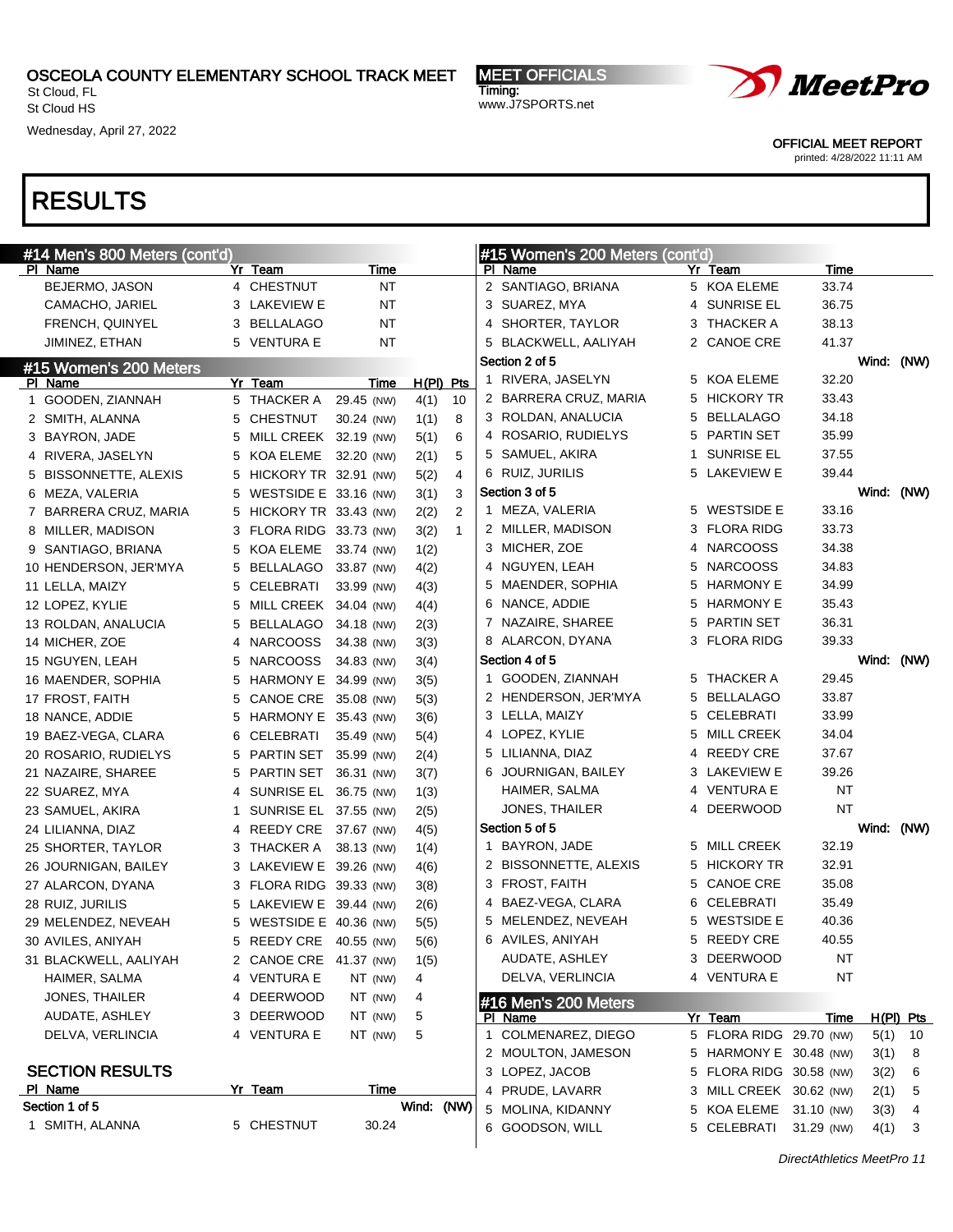OSCEOLA COUNTY ELEMENTARY SCHOOL TRACK MEET
St Cloud, FL
St Cloud HS
Wednesday, April 27, 2022

MEET OFFICIALS
Timing:
www.J7SPORTS.net

OFFICIAL MEET REPORT
printed: 4/28/2022 11:11 AM

# RESULTS

## #14 Men's 800 Meters (cont'd)

| Pl | Name | Yr | Team | Time |
|---|---|---|---|---|
| | BEJERMO, JASON | 4 | CHESTNUT | NT |
| | CAMACHO, JARIEL | 3 | LAKEVIEW E | NT |
| | FRENCH, QUINYEL | 3 | BELLALAGO | NT |
| | JIMINEZ, ETHAN | 5 | VENTURA E | NT |

## #15 Women's 200 Meters

| Pl | Name | Yr | Team | Time | | H(Pl) | Pts |
|---|---|---|---|---|---|---|---|
| 1 | GOODEN, ZIANNAH | 5 | THACKER A | 29.45 | (NW) | 4(1) | 10 |
| 2 | SMITH, ALANNA | 5 | CHESTNUT | 30.24 | (NW) | 1(1) | 8 |
| 3 | BAYRON, JADE | 5 | MILL CREEK | 32.19 | (NW) | 5(1) | 6 |
| 4 | RIVERA, JASELYN | 5 | KOA ELEME | 32.20 | (NW) | 2(1) | 5 |
| 5 | BISSONNETTE, ALEXIS | 5 | HICKORY TR | 32.91 | (NW) | 5(2) | 4 |
| 6 | MEZA, VALERIA | 5 | WESTSIDE E | 33.16 | (NW) | 3(1) | 3 |
| 7 | BARRERA CRUZ, MARIA | 5 | HICKORY TR | 33.43 | (NW) | 2(2) | 2 |
| 8 | MILLER, MADISON | 3 | FLORA RIDG | 33.73 | (NW) | 3(2) | 1 |
| 9 | SANTIAGO, BRIANA | 5 | KOA ELEME | 33.74 | (NW) | 1(2) | |
| 10 | HENDERSON, JER'MYA | 5 | BELLALAGO | 33.87 | (NW) | 4(2) | |
| 11 | LELLA, MAIZY | 5 | CELEBRATI | 33.99 | (NW) | 4(3) | |
| 12 | LOPEZ, KYLIE | 5 | MILL CREEK | 34.04 | (NW) | 4(4) | |
| 13 | ROLDAN, ANALUCIA | 5 | BELLALAGO | 34.18 | (NW) | 2(3) | |
| 14 | MICHER, ZOE | 4 | NARCOOSS | 34.38 | (NW) | 3(3) | |
| 15 | NGUYEN, LEAH | 5 | NARCOOSS | 34.83 | (NW) | 3(4) | |
| 16 | MAENDER, SOPHIA | 5 | HARMONY E | 34.99 | (NW) | 3(5) | |
| 17 | FROST, FAITH | 5 | CANOE CRE | 35.08 | (NW) | 5(3) | |
| 18 | NANCE, ADDIE | 5 | HARMONY E | 35.43 | (NW) | 3(6) | |
| 19 | BAEZ-VEGA, CLARA | 6 | CELEBRATI | 35.49 | (NW) | 5(4) | |
| 20 | ROSARIO, RUDIELYS | 5 | PARTIN SET | 35.99 | (NW) | 2(4) | |
| 21 | NAZAIRE, SHAREE | 5 | PARTIN SET | 36.31 | (NW) | 3(7) | |
| 22 | SUAREZ, MYA | 4 | SUNRISE EL | 36.75 | (NW) | 1(3) | |
| 23 | SAMUEL, AKIRA | 1 | SUNRISE EL | 37.55 | (NW) | 2(5) | |
| 24 | LILIANNA, DIAZ | 4 | REEDY CRE | 37.67 | (NW) | 4(5) | |
| 25 | SHORTER, TAYLOR | 3 | THACKER A | 38.13 | (NW) | 1(4) | |
| 26 | JOURNIGAN, BAILEY | 3 | LAKEVIEW E | 39.26 | (NW) | 4(6) | |
| 27 | ALARCON, DYANA | 3 | FLORA RIDG | 39.33 | (NW) | 3(8) | |
| 28 | RUIZ, JURILIS | 5 | LAKEVIEW E | 39.44 | (NW) | 2(6) | |
| 29 | MELENDEZ, NEVEAH | 5 | WESTSIDE E | 40.36 | (NW) | 5(5) | |
| 30 | AVILES, ANIYAH | 5 | REEDY CRE | 40.55 | (NW) | 5(6) | |
| 31 | BLACKWELL, AALIYAH | 2 | CANOE CRE | 41.37 | (NW) | 1(5) | |
| | HAIMER, SALMA | 4 | VENTURA E | NT | (NW) | 4 | |
| | JONES, THAILER | 4 | DEERWOOD | NT | (NW) | 4 | |
| | AUDATE, ASHLEY | 3 | DEERWOOD | NT | (NW) | 5 | |
| | DELVA, VERLINCIA | 4 | VENTURA E | NT | (NW) | 5 | |

### SECTION RESULTS

| Pl | Name | Yr | Team | Time |
|---|---|---|---|---|
| **Section 1 of 5** | | | | Wind: (NW) |
| 1 | SMITH, ALANNA | 5 | CHESTNUT | 30.24 |
| 2 | SANTIAGO, BRIANA | 5 | KOA ELEME | 33.74 |
| 3 | SUAREZ, MYA | 4 | SUNRISE EL | 36.75 |
| 4 | SHORTER, TAYLOR | 3 | THACKER A | 38.13 |
| 5 | BLACKWELL, AALIYAH | 2 | CANOE CRE | 41.37 |
| **Section 2 of 5** | | | | Wind: (NW) |
| 1 | RIVERA, JASELYN | 5 | KOA ELEME | 32.20 |
| 2 | BARRERA CRUZ, MARIA | 5 | HICKORY TR | 33.43 |
| 3 | ROLDAN, ANALUCIA | 5 | BELLALAGO | 34.18 |
| 4 | ROSARIO, RUDIELYS | 5 | PARTIN SET | 35.99 |
| 5 | SAMUEL, AKIRA | 1 | SUNRISE EL | 37.55 |
| 6 | RUIZ, JURILIS | 5 | LAKEVIEW E | 39.44 |
| **Section 3 of 5** | | | | Wind: (NW) |
| 1 | MEZA, VALERIA | 5 | WESTSIDE E | 33.16 |
| 2 | MILLER, MADISON | 3 | FLORA RIDG | 33.73 |
| 3 | MICHER, ZOE | 4 | NARCOOSS | 34.38 |
| 4 | NGUYEN, LEAH | 5 | NARCOOSS | 34.83 |
| 5 | MAENDER, SOPHIA | 5 | HARMONY E | 34.99 |
| 6 | NANCE, ADDIE | 5 | HARMONY E | 35.43 |
| 7 | NAZAIRE, SHAREE | 5 | PARTIN SET | 36.31 |
| 8 | ALARCON, DYANA | 3 | FLORA RIDG | 39.33 |
| **Section 4 of 5** | | | | Wind: (NW) |
| 1 | GOODEN, ZIANNAH | 5 | THACKER A | 29.45 |
| 2 | HENDERSON, JER'MYA | 5 | BELLALAGO | 33.87 |
| 3 | LELLA, MAIZY | 5 | CELEBRATI | 33.99 |
| 4 | LOPEZ, KYLIE | 5 | MILL CREEK | 34.04 |
| 5 | LILIANNA, DIAZ | 4 | REEDY CRE | 37.67 |
| 6 | JOURNIGAN, BAILEY | 3 | LAKEVIEW E | 39.26 |
| | HAIMER, SALMA | 4 | VENTURA E | NT |
| | JONES, THAILER | 4 | DEERWOOD | NT |
| **Section 5 of 5** | | | | Wind: (NW) |
| 1 | BAYRON, JADE | 5 | MILL CREEK | 32.19 |
| 2 | BISSONNETTE, ALEXIS | 5 | HICKORY TR | 32.91 |
| 3 | FROST, FAITH | 5 | CANOE CRE | 35.08 |
| 4 | BAEZ-VEGA, CLARA | 6 | CELEBRATI | 35.49 |
| 5 | MELENDEZ, NEVEAH | 5 | WESTSIDE E | 40.36 |
| 6 | AVILES, ANIYAH | 5 | REEDY CRE | 40.55 |
| | AUDATE, ASHLEY | 3 | DEERWOOD | NT |
| | DELVA, VERLINCIA | 4 | VENTURA E | NT |

## #16 Men's 200 Meters

| Pl | Name | Yr | Team | Time | | H(Pl) | Pts |
|---|---|---|---|---|---|---|---|
| 1 | COLMENAREZ, DIEGO | 5 | FLORA RIDG | 29.70 | (NW) | 5(1) | 10 |
| 2 | MOULTON, JAMESON | 5 | HARMONY E | 30.48 | (NW) | 3(1) | 8 |
| 3 | LOPEZ, JACOB | 5 | FLORA RIDG | 30.58 | (NW) | 3(2) | 6 |
| 4 | PRUDE, LAVARR | 3 | MILL CREEK | 30.62 | (NW) | 2(1) | 5 |
| 5 | MOLINA, KIDANNY | 5 | KOA ELEME | 31.10 | (NW) | 3(3) | 4 |
| 6 | GOODSON, WILL | 5 | CELEBRATI | 31.29 | (NW) | 4(1) | 3 |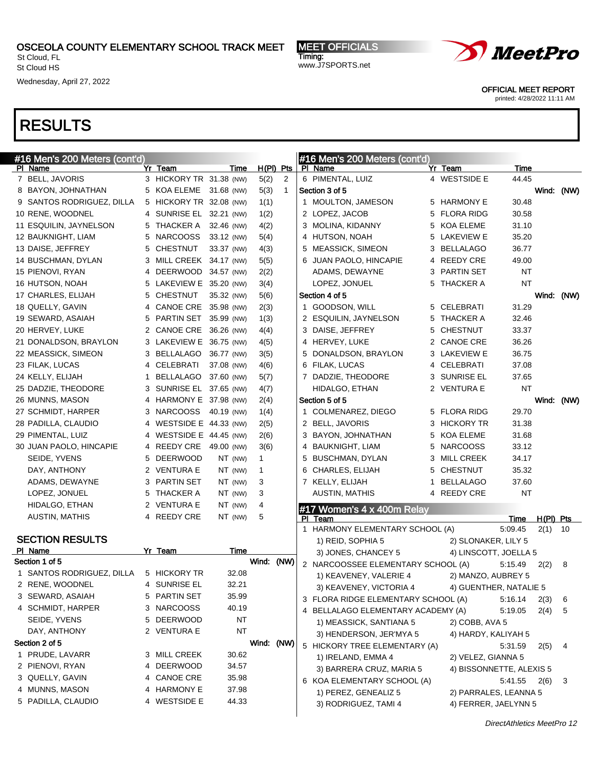# OSCEOLA COUNTY ELEMENTARY SCHOOL TRACK MEET

St Cloud, FL
St Cloud HS
Wednesday, April 27, 2022

MEET OFFICIALS
Timing:
www.J7SPORTS.net

OFFICIAL MEET REPORT
printed: 4/28/2022 11:11 AM

# RESULTS

## #16 Men's 200 Meters (cont'd)

| Pl | Name | Yr | Team | Time | | H(Pl) | Pts |
|---|---|---|---|---|---|---|---|
| 7 | BELL, JAVORIS | 3 | HICKORY TR | 31.38 | (NW) | 5(2) | 2 |
| 8 | BAYON, JOHNATHAN | 5 | KOA ELEME | 31.68 | (NW) | 5(3) | 1 |
| 9 | SANTOS RODRIGUEZ, DILLA | 5 | HICKORY TR | 32.08 | (NW) | 1(1) | |
| 10 | RENE, WOODNEL | 4 | SUNRISE EL | 32.21 | (NW) | 1(2) | |
| 11 | ESQUILIN, JAYNELSON | 5 | THACKER A | 32.46 | (NW) | 4(2) | |
| 12 | BAUKNIGHT, LIAM | 5 | NARCOOSS | 33.12 | (NW) | 5(4) | |
| 13 | DAISE, JEFFREY | 5 | CHESTNUT | 33.37 | (NW) | 4(3) | |
| 14 | BUSCHMAN, DYLAN | 3 | MILL CREEK | 34.17 | (NW) | 5(5) | |
| 15 | PIENOVI, RYAN | 4 | DEERWOOD | 34.57 | (NW) | 2(2) | |
| 16 | HUTSON, NOAH | 5 | LAKEVIEW E | 35.20 | (NW) | 3(4) | |
| 17 | CHARLES, ELIJAH | 5 | CHESTNUT | 35.32 | (NW) | 5(6) | |
| 18 | QUELLY, GAVIN | 4 | CANOE CRE | 35.98 | (NW) | 2(3) | |
| 19 | SEWARD, ASAIAH | 5 | PARTIN SET | 35.99 | (NW) | 1(3) | |
| 20 | HERVEY, LUKE | 2 | CANOE CRE | 36.26 | (NW) | 4(4) | |
| 21 | DONALDSON, BRAYLON | 3 | LAKEVIEW E | 36.75 | (NW) | 4(5) | |
| 22 | MEASSICK, SIMEON | 3 | BELLALAGO | 36.77 | (NW) | 3(5) | |
| 23 | FILAK, LUCAS | 4 | CELEBRATI | 37.08 | (NW) | 4(6) | |
| 24 | KELLY, ELIJAH | 1 | BELLALAGO | 37.60 | (NW) | 5(7) | |
| 25 | DADZIE, THEODORE | 3 | SUNRISE EL | 37.65 | (NW) | 4(7) | |
| 26 | MUNNS, MASON | 4 | HARMONY E | 37.98 | (NW) | 2(4) | |
| 27 | SCHMIDT, HARPER | 3 | NARCOOSS | 40.19 | (NW) | 1(4) | |
| 28 | PADILLA, CLAUDIO | 4 | WESTSIDE E | 44.33 | (NW) | 2(5) | |
| 29 | PIMENTAL, LUIZ | 4 | WESTSIDE E | 44.45 | (NW) | 2(6) | |
| 30 | JUAN PAOLO, HINCAPIE | 4 | REEDY CRE | 49.00 | (NW) | 3(6) | |
| | SEIDE, YVENS | 5 | DEERWOOD | NT | (NW) | 1 | |
| | DAY, ANTHONY | 2 | VENTURA E | NT | (NW) | 1 | |
| | ADAMS, DEWAYNE | 3 | PARTIN SET | NT | (NW) | 3 | |
| | LOPEZ, JONUEL | 5 | THACKER A | NT | (NW) | 3 | |
| | HIDALGO, ETHAN | 2 | VENTURA E | NT | (NW) | 4 | |
| | AUSTIN, MATHIS | 4 | REEDY CRE | NT | (NW) | 5 | |

## SECTION RESULTS

| Pl | Name | Yr | Team | Time |
|---|---|---|---|---|
| **Section 1 of 5** | | | | Wind: (NW) |
| 1 | SANTOS RODRIGUEZ, DILLA | 5 | HICKORY TR | 32.08 |
| 2 | RENE, WOODNEL | 4 | SUNRISE EL | 32.21 |
| 3 | SEWARD, ASAIAH | 5 | PARTIN SET | 35.99 |
| 4 | SCHMIDT, HARPER | 3 | NARCOOSS | 40.19 |
| | SEIDE, YVENS | 5 | DEERWOOD | NT |
| | DAY, ANTHONY | 2 | VENTURA E | NT |
| **Section 2 of 5** | | | | Wind: (NW) |
| 1 | PRUDE, LAVARR | 3 | MILL CREEK | 30.62 |
| 2 | PIENOVI, RYAN | 4 | DEERWOOD | 34.57 |
| 3 | QUELLY, GAVIN | 4 | CANOE CRE | 35.98 |
| 4 | MUNNS, MASON | 4 | HARMONY E | 37.98 |
| 5 | PADILLA, CLAUDIO | 4 | WESTSIDE E | 44.33 |
| 6 | PIMENTAL, LUIZ | 4 | WESTSIDE E | 44.45 |
| **Section 3 of 5** | | | | Wind: (NW) |
| 1 | MOULTON, JAMESON | 5 | HARMONY E | 30.48 |
| 2 | LOPEZ, JACOB | 5 | FLORA RIDG | 30.58 |
| 3 | MOLINA, KIDANNY | 5 | KOA ELEME | 31.10 |
| 4 | HUTSON, NOAH | 5 | LAKEVIEW E | 35.20 |
| 5 | MEASSICK, SIMEON | 3 | BELLALAGO | 36.77 |
| 6 | JUAN PAOLO, HINCAPIE | 4 | REEDY CRE | 49.00 |
| | ADAMS, DEWAYNE | 3 | PARTIN SET | NT |
| | LOPEZ, JONUEL | 5 | THACKER A | NT |
| **Section 4 of 5** | | | | Wind: (NW) |
| 1 | GOODSON, WILL | 5 | CELEBRATI | 31.29 |
| 2 | ESQUILIN, JAYNELSON | 5 | THACKER A | 32.46 |
| 3 | DAISE, JEFFREY | 5 | CHESTNUT | 33.37 |
| 4 | HERVEY, LUKE | 2 | CANOE CRE | 36.26 |
| 5 | DONALDSON, BRAYLON | 3 | LAKEVIEW E | 36.75 |
| 6 | FILAK, LUCAS | 4 | CELEBRATI | 37.08 |
| 7 | DADZIE, THEODORE | 3 | SUNRISE EL | 37.65 |
| | HIDALGO, ETHAN | 2 | VENTURA E | NT |
| **Section 5 of 5** | | | | Wind: (NW) |
| 1 | COLMENAREZ, DIEGO | 5 | FLORA RIDG | 29.70 |
| 2 | BELL, JAVORIS | 3 | HICKORY TR | 31.38 |
| 3 | BAYON, JOHNATHAN | 5 | KOA ELEME | 31.68 |
| 4 | BAUKNIGHT, LIAM | 5 | NARCOOSS | 33.12 |
| 5 | BUSCHMAN, DYLAN | 3 | MILL CREEK | 34.17 |
| 6 | CHARLES, ELIJAH | 5 | CHESTNUT | 35.32 |
| 7 | KELLY, ELIJAH | 1 | BELLALAGO | 37.60 |
| | AUSTIN, MATHIS | 4 | REEDY CRE | NT |

## #17 Women's 4 x 400m Relay

| Pl | Team | Time | H(Pl) | Pts |
|---|---|---|---|---|
| 1 | HARMONY ELEMENTARY SCHOOL (A) | 5:09.45 | 2(1) | 10 |
| | 1) REID, SOPHIA 5; 2) SLONAKER, LILY 5; 3) JONES, CHANCEY 5; 4) LINSCOTT, JOELLA 5 | | | |
| 2 | NARCOOSSEE ELEMENTARY SCHOOL (A) | 5:15.49 | 2(2) | 8 |
| | 1) KEAVENEY, VALERIE 4; 2) MANZO, AUBREY 5; 3) KEAVENEY, VICTORIA 4; 4) GUENTHER, NATALIE 5 | | | |
| 3 | FLORA RIDGE ELEMENTARY SCHOOL (A) | 5:16.14 | 2(3) | 6 |
| 4 | BELLALAGO ELEMENTARY ACADEMY (A) | 5:19.05 | 2(4) | 5 |
| | 1) MEASSICK, SANTIANA 5; 2) COBB, AVA 5; 3) HENDERSON, JER'MYA 5; 4) HARDY, KALIYAH 5 | | | |
| 5 | HICKORY TREE ELEMENTARY (A) | 5:31.59 | 2(5) | 4 |
| | 1) IRELAND, EMMA 4; 2) VELEZ, GIANNA 5; 3) BARRERA CRUZ, MARIA 5; 4) BISSONNETTE, ALEXIS 5 | | | |
| 6 | KOA ELEMENTARY SCHOOL (A) | 5:41.55 | 2(6) | 3 |
| | 1) PEREZ, GENEALIZ 5; 2) PARRALES, LEANNA 5; 3) RODRIGUEZ, TAMI 4; 4) FERRER, JAELYNN 5 | | | |

DirectAthletics MeetPro 12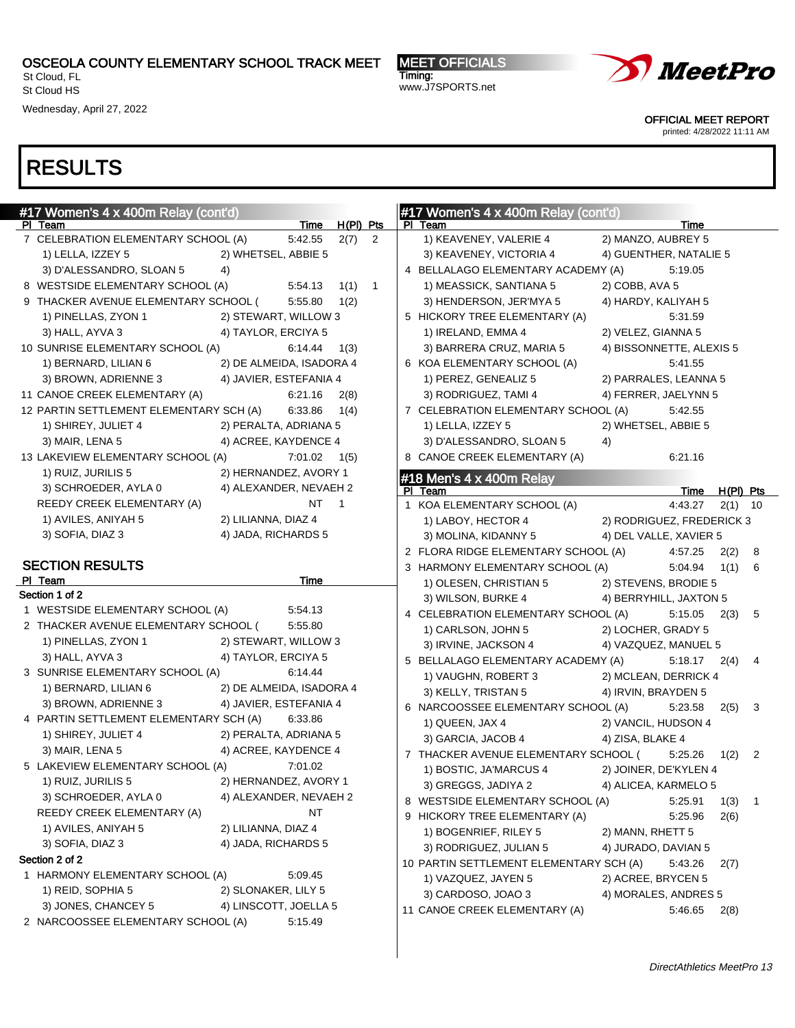OSCEOLA COUNTY ELEMENTARY SCHOOL TRACK MEET
St Cloud, FL
St Cloud HS
Wednesday, April 27, 2022

MEET OFFICIALS
Timing:
www.J7SPORTS.net

OFFICIAL MEET REPORT
printed: 4/28/2022 11:11 AM

# RESULTS

## #17 Women's 4 x 400m Relay (cont'd)

| Pl | Team | Time | H(Pl) | Pts |
|---|---|---|---|---|
| 7 | CELEBRATION ELEMENTARY SCHOOL (A) | 5:42.55 | 2(7) | 2 |
| | 1) LELLA, IZZEY 5; 2) WHETSEL, ABBIE 5; 3) D'ALESSANDRO, SLOAN 5; 4) | | | |
| 8 | WESTSIDE ELEMENTARY SCHOOL (A) | 5:54.13 | 1(1) | 1 |
| 9 | THACKER AVENUE ELEMENTARY SCHOOL ( | 5:55.80 | 1(2) | |
| | 1) PINELLAS, ZYON 1; 2) STEWART, WILLOW 3; 3) HALL, AYVA 3; 4) TAYLOR, ERCIYA 5 | | | |
| 10 | SUNRISE ELEMENTARY SCHOOL (A) | 6:14.44 | 1(3) | |
| | 1) BERNARD, LILIAN 6; 2) DE ALMEIDA, ISADORA 4; 3) BROWN, ADRIENNE 3; 4) JAVIER, ESTEFANIA 4 | | | |
| 11 | CANOE CREEK ELEMENTARY (A) | 6:21.16 | 2(8) | |
| 12 | PARTIN SETTLEMENT ELEMENTARY SCH (A) | 6:33.86 | 1(4) | |
| | 1) SHIREY, JULIET 4; 2) PERALTA, ADRIANA 5; 3) MAIR, LENA 5; 4) ACREE, KAYDENCE 4 | | | |
| 13 | LAKEVIEW ELEMENTARY SCHOOL (A) | 7:01.02 | 1(5) | |
| | 1) RUIZ, JURILIS 5; 2) HERNANDEZ, AVORY 1; 3) SCHROEDER, AYLA 0; 4) ALEXANDER, NEVAEH 2 | | | |
| | REEDY CREEK ELEMENTARY (A) | NT | 1 | |
| | 1) AVILES, ANIYAH 5; 2) LILIANNA, DIAZ 4; 3) SOFIA, DIAZ 3; 4) JADA, RICHARDS 5 | | | |

### SECTION RESULTS

**Section 1 of 2**

| Pl | Team | Time |
|---|---|---|
| 1 | WESTSIDE ELEMENTARY SCHOOL (A) | 5:54.13 |
| 2 | THACKER AVENUE ELEMENTARY SCHOOL ( | 5:55.80 |
| | 1) PINELLAS, ZYON 1; 2) STEWART, WILLOW 3; 3) HALL, AYVA 3; 4) TAYLOR, ERCIYA 5 | |
| 3 | SUNRISE ELEMENTARY SCHOOL (A) | 6:14.44 |
| | 1) BERNARD, LILIAN 6; 2) DE ALMEIDA, ISADORA 4; 3) BROWN, ADRIENNE 3; 4) JAVIER, ESTEFANIA 4 | |
| 4 | PARTIN SETTLEMENT ELEMENTARY SCH (A) | 6:33.86 |
| | 1) SHIREY, JULIET 4; 2) PERALTA, ADRIANA 5; 3) MAIR, LENA 5; 4) ACREE, KAYDENCE 4 | |
| 5 | LAKEVIEW ELEMENTARY SCHOOL (A) | 7:01.02 |
| | 1) RUIZ, JURILIS 5; 2) HERNANDEZ, AVORY 1; 3) SCHROEDER, AYLA 0; 4) ALEXANDER, NEVAEH 2 | |
| | REEDY CREEK ELEMENTARY (A) | NT |
| | 1) AVILES, ANIYAH 5; 2) LILIANNA, DIAZ 4; 3) SOFIA, DIAZ 3; 4) JADA, RICHARDS 5 | |

**Section 2 of 2**

| Pl | Team | Time |
|---|---|---|
| 1 | HARMONY ELEMENTARY SCHOOL (A) | 5:09.45 |
| | 1) REID, SOPHIA 5; 2) SLONAKER, LILY 5; 3) JONES, CHANCEY 5; 4) LINSCOTT, JOELLA 5 | |
| 2 | NARCOOSSEE ELEMENTARY SCHOOL (A) | 5:15.49 |
| | 1) KEAVENEY, VALERIE 4; 2) MANZO, AUBREY 5; 3) KEAVENEY, VICTORIA 4; 4) GUENTHER, NATALIE 5 | |
| 4 | BELLALAGO ELEMENTARY ACADEMY (A) | 5:19.05 |
| | 1) MEASSICK, SANTIANA 5; 2) COBB, AVA 5; 3) HENDERSON, JER'MYA 5; 4) HARDY, KALIYAH 5 | |
| 5 | HICKORY TREE ELEMENTARY (A) | 5:31.59 |
| | 1) IRELAND, EMMA 4; 2) VELEZ, GIANNA 5; 3) BARRERA CRUZ, MARIA 5; 4) BISSONNETTE, ALEXIS 5 | |
| 6 | KOA ELEMENTARY SCHOOL (A) | 5:41.55 |
| | 1) PEREZ, GENEALIZ 5; 2) PARRALES, LEANNA 5; 3) RODRIGUEZ, TAMI 4; 4) FERRER, JAELYNN 5 | |
| 7 | CELEBRATION ELEMENTARY SCHOOL (A) | 5:42.55 |
| | 1) LELLA, IZZEY 5; 2) WHETSEL, ABBIE 5; 3) D'ALESSANDRO, SLOAN 5; 4) | |
| 8 | CANOE CREEK ELEMENTARY (A) | 6:21.16 |

## #18 Men's 4 x 400m Relay

| Pl | Team | Time | H(Pl) | Pts |
|---|---|---|---|---|
| 1 | KOA ELEMENTARY SCHOOL (A) | 4:43.27 | 2(1) | 10 |
| | 1) LABOY, HECTOR 4; 2) RODRIGUEZ, FREDERICK 3; 3) MOLINA, KIDANNY 5; 4) DEL VALLE, XAVIER 5 | | | |
| 2 | FLORA RIDGE ELEMENTARY SCHOOL (A) | 4:57.25 | 2(2) | 8 |
| 3 | HARMONY ELEMENTARY SCHOOL (A) | 5:04.94 | 1(1) | 6 |
| | 1) OLESEN, CHRISTIAN 5; 2) STEVENS, BRODIE 5; 3) WILSON, BURKE 4; 4) BERRYHILL, JAXTON 5 | | | |
| 4 | CELEBRATION ELEMENTARY SCHOOL (A) | 5:15.05 | 2(3) | 5 |
| | 1) CARLSON, JOHN 5; 2) LOCHER, GRADY 5; 3) IRVINE, JACKSON 4; 4) VAZQUEZ, MANUEL 5 | | | |
| 5 | BELLALAGO ELEMENTARY ACADEMY (A) | 5:18.17 | 2(4) | 4 |
| | 1) VAUGHN, ROBERT 3; 2) MCLEAN, DERRICK 4; 3) KELLY, TRISTAN 5; 4) IRVIN, BRAYDEN 5 | | | |
| 6 | NARCOOSSEE ELEMENTARY SCHOOL (A) | 5:23.58 | 2(5) | 3 |
| | 1) QUEEN, JAX 4; 2) VANCIL, HUDSON 4; 3) GARCIA, JACOB 4; 4) ZISA, BLAKE 4 | | | |
| 7 | THACKER AVENUE ELEMENTARY SCHOOL ( | 5:25.26 | 1(2) | 2 |
| | 1) BOSTIC, JA'MARCUS 4; 2) JOINER, DE'KYLEN 4; 3) GREGGS, JADIYA 2; 4) ALICEA, KARMELO 5 | | | |
| 8 | WESTSIDE ELEMENTARY SCHOOL (A) | 5:25.91 | 1(3) | 1 |
| 9 | HICKORY TREE ELEMENTARY (A) | 5:25.96 | 2(6) | |
| | 1) BOGENRIEF, RILEY 5; 2) MANN, RHETT 5; 3) RODRIGUEZ, JULIAN 5; 4) JURADO, DAVIAN 5 | | | |
| 10 | PARTIN SETTLEMENT ELEMENTARY SCH (A) | 5:43.26 | 2(7) | |
| | 1) VAZQUEZ, JAYEN 5; 2) ACREE, BRYCEN 5; 3) CARDOSO, JOAO 3; 4) MORALES, ANDRES 5 | | | |
| 11 | CANOE CREEK ELEMENTARY (A) | 5:46.65 | 2(8) | |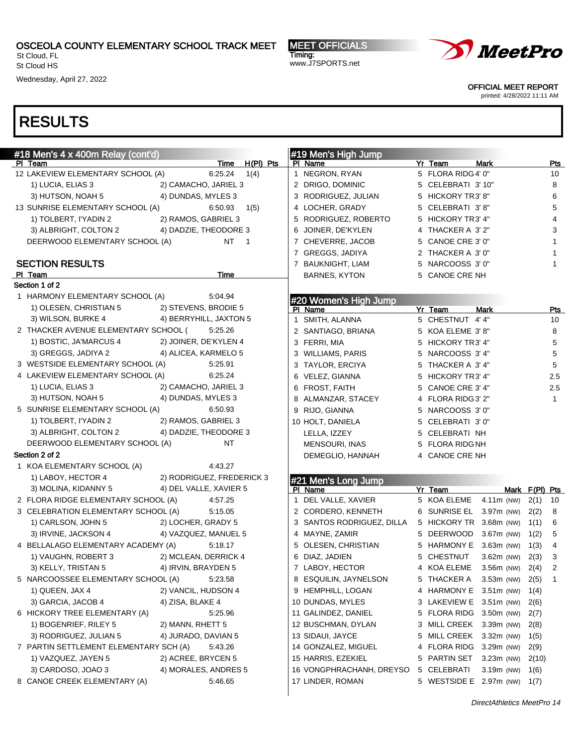OSCEOLA COUNTY ELEMENTARY SCHOOL TRACK MEET
St Cloud, FL
St Cloud HS
Wednesday, April 27, 2022

MEET OFFICIALS
Timing:
www.J7SPORTS.net

OFFICIAL MEET REPORT
printed: 4/28/2022 11:11 AM

# RESULTS

## #18 Men's 4 x 400m Relay (cont'd)

| Pl | Team | Time | H(Pl) | Pts |
|---|---|---|---|---|
| 12 | LAKEVIEW ELEMENTARY SCHOOL (A) | 6:25.24 | 1(4) | |
| | 1) LUCIA, ELIAS 3; 2) CAMACHO, JARIEL 3; 3) HUTSON, NOAH 5; 4) DUNDAS, MYLES 3 | | | |
| 13 | SUNRISE ELEMENTARY SCHOOL (A) | 6:50.93 | 1(5) | |
| | 1) TOLBERT, I'YADIN 2; 2) RAMOS, GABRIEL 3; 3) ALBRIGHT, COLTON 2; 4) DADZIE, THEODORE 3 | | | |
| | DEERWOOD ELEMENTARY SCHOOL (A) | NT | 1 | |

### SECTION RESULTS

| Pl | Team | Time |
|---|---|---|
| **Section 1 of 2** | | |
| 1 | HARMONY ELEMENTARY SCHOOL (A) | 5:04.94 |
| | 1) OLESEN, CHRISTIAN 5; 2) STEVENS, BRODIE 5; 3) WILSON, BURKE 4; 4) BERRYHILL, JAXTON 5 | |
| 2 | THACKER AVENUE ELEMENTARY SCHOOL ( | 5:25.26 |
| | 1) BOSTIC, JA'MARCUS 4; 2) JOINER, DE'KYLEN 4; 3) GREGGS, JADIYA 2; 4) ALICEA, KARMELO 5 | |
| 3 | WESTSIDE ELEMENTARY SCHOOL (A) | 5:25.91 |
| 4 | LAKEVIEW ELEMENTARY SCHOOL (A) | 6:25.24 |
| | 1) LUCIA, ELIAS 3; 2) CAMACHO, JARIEL 3; 3) HUTSON, NOAH 5; 4) DUNDAS, MYLES 3 | |
| 5 | SUNRISE ELEMENTARY SCHOOL (A) | 6:50.93 |
| | 1) TOLBERT, I'YADIN 2; 2) RAMOS, GABRIEL 3; 3) ALBRIGHT, COLTON 2; 4) DADZIE, THEODORE 3 | |
| | DEERWOOD ELEMENTARY SCHOOL (A) | NT |
| **Section 2 of 2** | | |
| 1 | KOA ELEMENTARY SCHOOL (A) | 4:43.27 |
| | 1) LABOY, HECTOR 4; 2) RODRIGUEZ, FREDERICK 3; 3) MOLINA, KIDANNY 5; 4) DEL VALLE, XAVIER 5 | |
| 2 | FLORA RIDGE ELEMENTARY SCHOOL (A) | 4:57.25 |
| 3 | CELEBRATION ELEMENTARY SCHOOL (A) | 5:15.05 |
| | 1) CARLSON, JOHN 5; 2) LOCHER, GRADY 5; 3) IRVINE, JACKSON 4; 4) VAZQUEZ, MANUEL 5 | |
| 4 | BELLALAGO ELEMENTARY ACADEMY (A) | 5:18.17 |
| | 1) VAUGHN, ROBERT 3; 2) MCLEAN, DERRICK 4; 3) KELLY, TRISTAN 5; 4) IRVIN, BRAYDEN 5 | |
| 5 | NARCOOSSEE ELEMENTARY SCHOOL (A) | 5:23.58 |
| | 1) QUEEN, JAX 4; 2) VANCIL, HUDSON 4; 3) GARCIA, JACOB 4; 4) ZISA, BLAKE 4 | |
| 6 | HICKORY TREE ELEMENTARY (A) | 5:25.96 |
| | 1) BOGENRIEF, RILEY 5; 2) MANN, RHETT 5; 3) RODRIGUEZ, JULIAN 5; 4) JURADO, DAVIAN 5 | |
| 7 | PARTIN SETTLEMENT ELEMENTARY SCH (A) | 5:43.26 |
| | 1) VAZQUEZ, JAYEN 5; 2) ACREE, BRYCEN 5; 3) CARDOSO, JOAO 3; 4) MORALES, ANDRES 5 | |
| 8 | CANOE CREEK ELEMENTARY (A) | 5:46.65 |

## #19 Men's High Jump

| Pl | Name | Yr | Team | Mark | Pts |
|---|---|---|---|---|---|
| 1 | NEGRON, RYAN | 5 | FLORA RIDG | 4' 0" | 10 |
| 2 | DRIGO, DOMINIC | 5 | CELEBRATI | 3' 10" | 8 |
| 3 | RODRIGUEZ, JULIAN | 5 | HICKORY TR | 3' 8" | 6 |
| 4 | LOCHER, GRADY | 5 | CELEBRATI | 3' 8" | 5 |
| 5 | RODRIGUEZ, ROBERTO | 5 | HICKORY TR | 3' 4" | 4 |
| 6 | JOINER, DE'KYLEN | 4 | THACKER A | 3' 2" | 3 |
| 7 | CHEVERRE, JACOB | 5 | CANOE CRE | 3' 0" | 1 |
| 7 | GREGGS, JADIYA | 2 | THACKER A | 3' 0" | 1 |
| 7 | BAUKNIGHT, LIAM | 5 | NARCOOSS | 3' 0" | 1 |
| | BARNES, KYTON | 5 | CANOE CRE | NH | |

## #20 Women's High Jump

| Pl | Name | Yr | Team | Mark | Pts |
|---|---|---|---|---|---|
| 1 | SMITH, ALANNA | 5 | CHESTNUT | 4' 4" | 10 |
| 2 | SANTIAGO, BRIANA | 5 | KOA ELEME | 3' 8" | 8 |
| 3 | FERRI, MIA | 5 | HICKORY TR | 3' 4" | 5 |
| 3 | WILLIAMS, PARIS | 5 | NARCOOSS | 3' 4" | 5 |
| 3 | TAYLOR, ERCIYA | 5 | THACKER A | 3' 4" | 5 |
| 6 | VELEZ, GIANNA | 5 | HICKORY TR | 3' 4" | 2.5 |
| 6 | FROST, FAITH | 5 | CANOE CRE | 3' 4" | 2.5 |
| 8 | ALMANZAR, STACEY | 4 | FLORA RIDG | 3' 2" | 1 |
| 9 | RIJO, GIANNA | 5 | NARCOOSS | 3' 0" | |
| 10 | HOLT, DANIELA | 5 | CELEBRATI | 3' 0" | |
| | LELLA, IZZEY | 5 | CELEBRATI | NH | |
| | MENSOURI, INAS | 5 | FLORA RIDG | NH | |
| | DEMEGLIO, HANNAH | 4 | CANOE CRE | NH | |

## #21 Men's Long Jump

| Pl | Name | Yr | Team | Mark | F(Pl) | Pts |
|---|---|---|---|---|---|---|
| 1 | DEL VALLE, XAVIER | 5 | KOA ELEME | 4.11m (NW) | 2(1) | 10 |
| 2 | CORDERO, KENNETH | 6 | SUNRISE EL | 3.97m (NW) | 2(2) | 8 |
| 3 | SANTOS RODRIGUEZ, DILLA | 5 | HICKORY TR | 3.68m (NW) | 1(1) | 6 |
| 4 | MAYNE, ZAMIR | 5 | DEERWOOD | 3.67m (NW) | 1(2) | 5 |
| 5 | OLESEN, CHRISTIAN | 5 | HARMONY E | 3.63m (NW) | 1(3) | 4 |
| 6 | DIAZ, JADIEN | 5 | CHESTNUT | 3.62m (NW) | 2(3) | 3 |
| 7 | LABOY, HECTOR | 4 | KOA ELEME | 3.56m (NW) | 2(4) | 2 |
| 8 | ESQUILIN, JAYNELSON | 5 | THACKER A | 3.53m (NW) | 2(5) | 1 |
| 9 | HEMPHILL, LOGAN | 4 | HARMONY E | 3.51m (NW) | 1(4) | |
| 10 | DUNDAS, MYLES | 3 | LAKEVIEW E | 3.51m (NW) | 2(6) | |
| 11 | GALINDEZ, DANIEL | 5 | FLORA RIDG | 3.50m (NW) | 2(7) | |
| 12 | BUSCHMAN, DYLAN | 3 | MILL CREEK | 3.39m (NW) | 2(8) | |
| 13 | SIDAUI, JAYCE | 5 | MILL CREEK | 3.32m (NW) | 1(5) | |
| 14 | GONZALEZ, MIGUEL | 4 | FLORA RIDG | 3.29m (NW) | 2(9) | |
| 15 | HARRIS, EZEKIEL | 5 | PARTIN SET | 3.23m (NW) | 2(10) | |
| 16 | VONGPHRACHANH, DREYSO | 5 | CELEBRATI | 3.19m (NW) | 1(6) | |
| 17 | LINDER, ROMAN | 5 | WESTSIDE E | 2.97m (NW) | 1(7) | |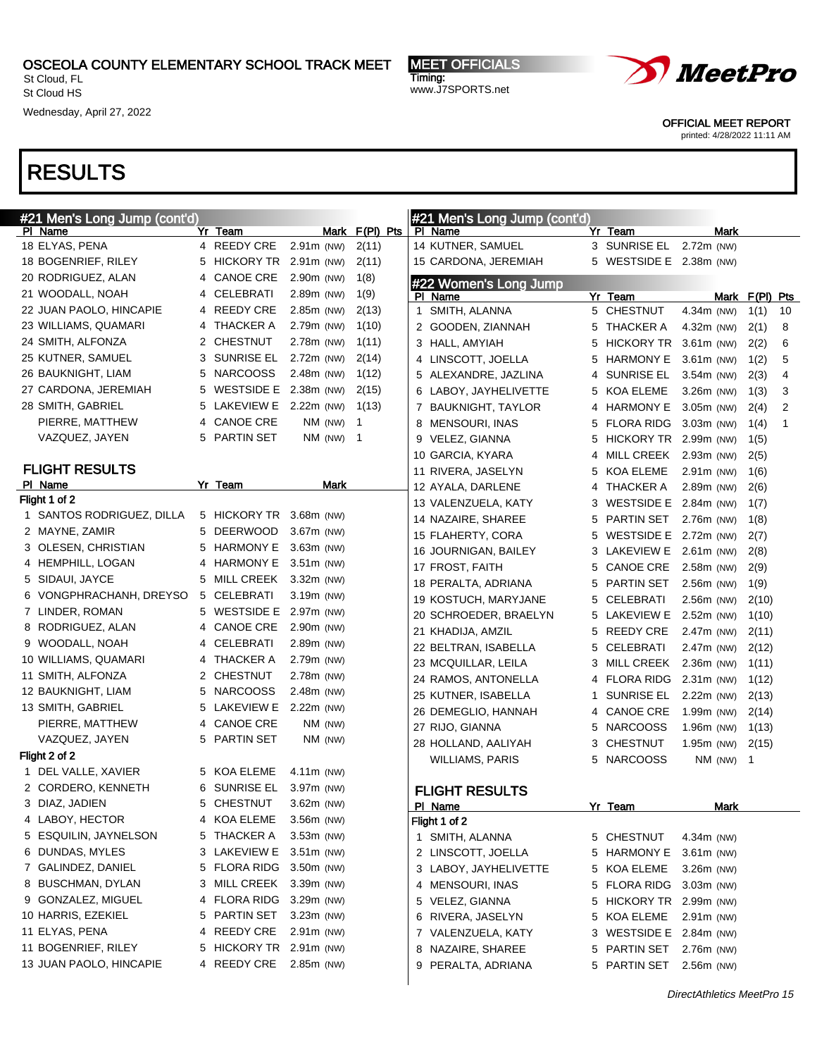# RESULTS

## #21 Men's Long Jump (cont'd)

| Pl | Name | Yr | Team | Mark | F(Pl) | Pts |
|---|---|---|---|---|---|---|
| 18 | ELYAS, PENA | 4 | REEDY CRE | 2.91m (NW) | 2(11) | |
| 18 | BOGENRIEF, RILEY | 5 | HICKORY TR | 2.91m (NW) | 2(11) | |
| 20 | RODRIGUEZ, ALAN | 4 | CANOE CRE | 2.90m (NW) | 1(8) | |
| 21 | WOODALL, NOAH | 4 | CELEBRATI | 2.89m (NW) | 1(9) | |
| 22 | JUAN PAOLO, HINCAPIE | 4 | REEDY CRE | 2.85m (NW) | 2(13) | |
| 23 | WILLIAMS, QUAMARI | 4 | THACKER A | 2.79m (NW) | 1(10) | |
| 24 | SMITH, ALFONZA | 2 | CHESTNUT | 2.78m (NW) | 1(11) | |
| 25 | KUTNER, SAMUEL | 3 | SUNRISE EL | 2.72m (NW) | 2(14) | |
| 26 | BAUKNIGHT, LIAM | 5 | NARCOOSS | 2.48m (NW) | 1(12) | |
| 27 | CARDONA, JEREMIAH | 5 | WESTSIDE E | 2.38m (NW) | 2(15) | |
| 28 | SMITH, GABRIEL | 5 | LAKEVIEW E | 2.22m (NW) | 1(13) | |
| | PIERRE, MATTHEW | 4 | CANOE CRE | NM (NW) | 1 | |
| | VAZQUEZ, JAYEN | 5 | PARTIN SET | NM (NW) | 1 | |

### FLIGHT RESULTS

| Pl | Name | Yr | Team | Mark |
|---|---|---|---|---|
| **Flight 1 of 2** | | | | |
| 1 | SANTOS RODRIGUEZ, DILLA | 5 | HICKORY TR | 3.68m (NW) |
| 2 | MAYNE, ZAMIR | 5 | DEERWOOD | 3.67m (NW) |
| 3 | OLESEN, CHRISTIAN | 5 | HARMONY E | 3.63m (NW) |
| 4 | HEMPHILL, LOGAN | 4 | HARMONY E | 3.51m (NW) |
| 5 | SIDAUI, JAYCE | 5 | MILL CREEK | 3.32m (NW) |
| 6 | VONGPHRACHANH, DREYSO | 5 | CELEBRATI | 3.19m (NW) |
| 7 | LINDER, ROMAN | 5 | WESTSIDE E | 2.97m (NW) |
| 8 | RODRIGUEZ, ALAN | 4 | CANOE CRE | 2.90m (NW) |
| 9 | WOODALL, NOAH | 4 | CELEBRATI | 2.89m (NW) |
| 10 | WILLIAMS, QUAMARI | 4 | THACKER A | 2.79m (NW) |
| 11 | SMITH, ALFONZA | 2 | CHESTNUT | 2.78m (NW) |
| 12 | BAUKNIGHT, LIAM | 5 | NARCOOSS | 2.48m (NW) |
| 13 | SMITH, GABRIEL | 5 | LAKEVIEW E | 2.22m (NW) |
| | PIERRE, MATTHEW | 4 | CANOE CRE | NM (NW) |
| | VAZQUEZ, JAYEN | 5 | PARTIN SET | NM (NW) |
| **Flight 2 of 2** | | | | |
| 1 | DEL VALLE, XAVIER | 5 | KOA ELEME | 4.11m (NW) |
| 2 | CORDERO, KENNETH | 6 | SUNRISE EL | 3.97m (NW) |
| 3 | DIAZ, JADIEN | 5 | CHESTNUT | 3.62m (NW) |
| 4 | LABOY, HECTOR | 4 | KOA ELEME | 3.56m (NW) |
| 5 | ESQUILIN, JAYNELSON | 5 | THACKER A | 3.53m (NW) |
| 6 | DUNDAS, MYLES | 3 | LAKEVIEW E | 3.51m (NW) |
| 7 | GALINDEZ, DANIEL | 5 | FLORA RIDG | 3.50m (NW) |
| 8 | BUSCHMAN, DYLAN | 3 | MILL CREEK | 3.39m (NW) |
| 9 | GONZALEZ, MIGUEL | 4 | FLORA RIDG | 3.29m (NW) |
| 10 | HARRIS, EZEKIEL | 5 | PARTIN SET | 3.23m (NW) |
| 11 | ELYAS, PENA | 4 | REEDY CRE | 2.91m (NW) |
| 11 | BOGENRIEF, RILEY | 5 | HICKORY TR | 2.91m (NW) |
| 13 | JUAN PAOLO, HINCAPIE | 4 | REEDY CRE | 2.85m (NW) |
| 14 | KUTNER, SAMUEL | 3 | SUNRISE EL | 2.72m (NW) |
| 15 | CARDONA, JEREMIAH | 5 | WESTSIDE E | 2.38m (NW) |

## #22 Women's Long Jump

| Pl | Name | Yr | Team | Mark | F(Pl) | Pts |
|---|---|---|---|---|---|---|
| 1 | SMITH, ALANNA | 5 | CHESTNUT | 4.34m (NW) | 1(1) | 10 |
| 2 | GOODEN, ZIANNAH | 5 | THACKER A | 4.32m (NW) | 2(1) | 8 |
| 3 | HALL, AMYIAH | 5 | HICKORY TR | 3.61m (NW) | 2(2) | 6 |
| 4 | LINSCOTT, JOELLA | 5 | HARMONY E | 3.61m (NW) | 1(2) | 5 |
| 5 | ALEXANDRE, JAZLINA | 4 | SUNRISE EL | 3.54m (NW) | 2(3) | 4 |
| 6 | LABOY, JAYHELIVETTE | 5 | KOA ELEME | 3.26m (NW) | 1(3) | 3 |
| 7 | BAUKNIGHT, TAYLOR | 4 | HARMONY E | 3.05m (NW) | 2(4) | 2 |
| 8 | MENSOURI, INAS | 5 | FLORA RIDG | 3.03m (NW) | 1(4) | 1 |
| 9 | VELEZ, GIANNA | 5 | HICKORY TR | 2.99m (NW) | 1(5) | |
| 10 | GARCIA, KYARA | 4 | MILL CREEK | 2.93m (NW) | 2(5) | |
| 11 | RIVERA, JASELYN | 5 | KOA ELEME | 2.91m (NW) | 1(6) | |
| 12 | AYALA, DARLENE | 4 | THACKER A | 2.89m (NW) | 2(6) | |
| 13 | VALENZUELA, KATY | 3 | WESTSIDE E | 2.84m (NW) | 1(7) | |
| 14 | NAZAIRE, SHAREE | 5 | PARTIN SET | 2.76m (NW) | 1(8) | |
| 15 | FLAHERTY, CORA | 5 | WESTSIDE E | 2.72m (NW) | 2(7) | |
| 16 | JOURNIGAN, BAILEY | 3 | LAKEVIEW E | 2.61m (NW) | 2(8) | |
| 17 | FROST, FAITH | 5 | CANOE CRE | 2.58m (NW) | 2(9) | |
| 18 | PERALTA, ADRIANA | 5 | PARTIN SET | 2.56m (NW) | 1(9) | |
| 19 | KOSTUCH, MARYJANE | 5 | CELEBRATI | 2.56m (NW) | 2(10) | |
| 20 | SCHROEDER, BRAELYN | 5 | LAKEVIEW E | 2.52m (NW) | 1(10) | |
| 21 | KHADIJA, AMZIL | 5 | REEDY CRE | 2.47m (NW) | 2(11) | |
| 22 | BELTRAN, ISABELLA | 5 | CELEBRATI | 2.47m (NW) | 2(12) | |
| 23 | MCQUILLAR, LEILA | 3 | MILL CREEK | 2.36m (NW) | 1(11) | |
| 24 | RAMOS, ANTONELLA | 4 | FLORA RIDG | 2.31m (NW) | 1(12) | |
| 25 | KUTNER, ISABELLA | 1 | SUNRISE EL | 2.22m (NW) | 2(13) | |
| 26 | DEMEGLIO, HANNAH | 4 | CANOE CRE | 1.99m (NW) | 2(14) | |
| 27 | RIJO, GIANNA | 5 | NARCOOSS | 1.96m (NW) | 1(13) | |
| 28 | HOLLAND, AALIYAH | 3 | CHESTNUT | 1.95m (NW) | 2(15) | |
| | WILLIAMS, PARIS | 5 | NARCOOSS | NM (NW) | 1 | |

### FLIGHT RESULTS

| Pl | Name | Yr | Team | Mark |
|---|---|---|---|---|
| **Flight 1 of 2** | | | | |
| 1 | SMITH, ALANNA | 5 | CHESTNUT | 4.34m (NW) |
| 2 | LINSCOTT, JOELLA | 5 | HARMONY E | 3.61m (NW) |
| 3 | LABOY, JAYHELIVETTE | 5 | KOA ELEME | 3.26m (NW) |
| 4 | MENSOURI, INAS | 5 | FLORA RIDG | 3.03m (NW) |
| 5 | VELEZ, GIANNA | 5 | HICKORY TR | 2.99m (NW) |
| 6 | RIVERA, JASELYN | 5 | KOA ELEME | 2.91m (NW) |
| 7 | VALENZUELA, KATY | 3 | WESTSIDE E | 2.84m (NW) |
| 8 | NAZAIRE, SHAREE | 5 | PARTIN SET | 2.76m (NW) |
| 9 | PERALTA, ADRIANA | 5 | PARTIN SET | 2.56m (NW) |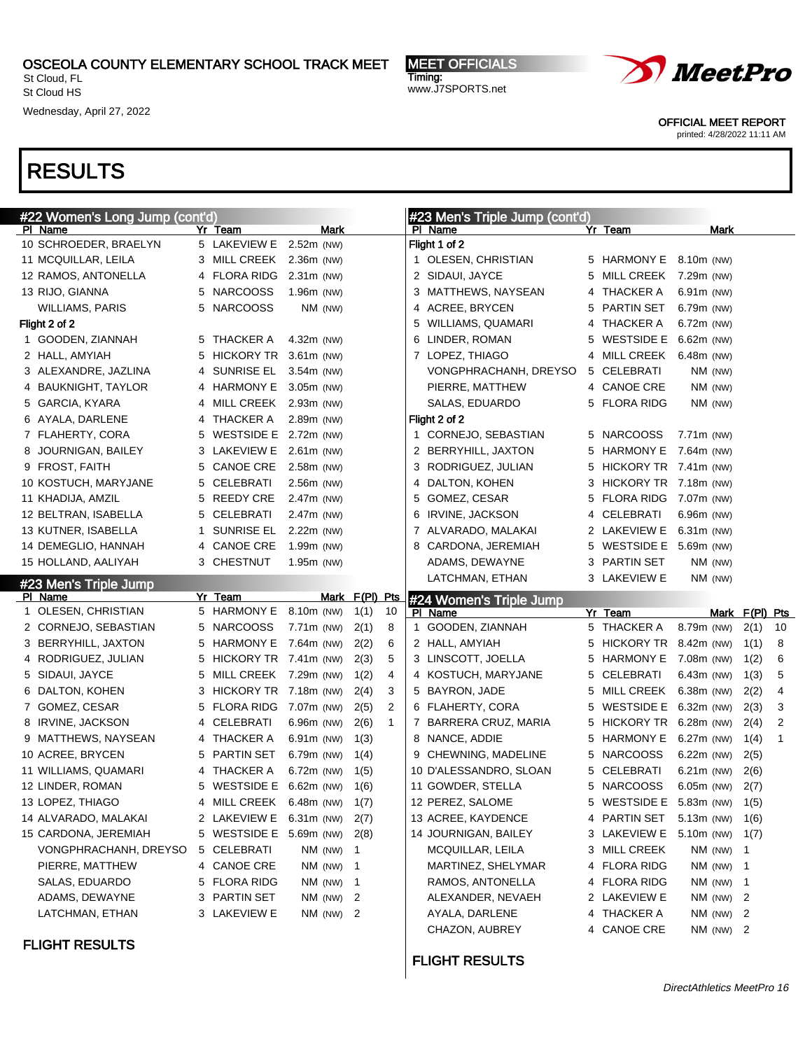OSCEOLA COUNTY ELEMENTARY SCHOOL TRACK MEET
St Cloud, FL
St Cloud HS
Wednesday, April 27, 2022

MEET OFFICIALS
Timing:
www.J7SPORTS.net

OFFICIAL MEET REPORT
printed: 4/28/2022 11:11 AM

# RESULTS

## #22 Women's Long Jump (cont'd)

| Pl | Name | Yr | Team | Mark |
|---|---|---|---|---|
| 10 | SCHROEDER, BRAELYN | 5 | LAKEVIEW E | 2.52m (NW) |
| 11 | MCQUILLAR, LEILA | 3 | MILL CREEK | 2.36m (NW) |
| 12 | RAMOS, ANTONELLA | 4 | FLORA RIDG | 2.31m (NW) |
| 13 | RIJO, GIANNA | 5 | NARCOOSS | 1.96m (NW) |
| | WILLIAMS, PARIS | 5 | NARCOOSS | NM (NW) |
| **Flight 2 of 2** | | | | |
| 1 | GOODEN, ZIANNAH | 5 | THACKER A | 4.32m (NW) |
| 2 | HALL, AMYIAH | 5 | HICKORY TR | 3.61m (NW) |
| 3 | ALEXANDRE, JAZLINA | 4 | SUNRISE EL | 3.54m (NW) |
| 4 | BAUKNIGHT, TAYLOR | 4 | HARMONY E | 3.05m (NW) |
| 5 | GARCIA, KYARA | 4 | MILL CREEK | 2.93m (NW) |
| 6 | AYALA, DARLENE | 4 | THACKER A | 2.89m (NW) |
| 7 | FLAHERTY, CORA | 5 | WESTSIDE E | 2.72m (NW) |
| 8 | JOURNIGAN, BAILEY | 3 | LAKEVIEW E | 2.61m (NW) |
| 9 | FROST, FAITH | 5 | CANOE CRE | 2.58m (NW) |
| 10 | KOSTUCH, MARYJANE | 5 | CELEBRATI | 2.56m (NW) |
| 11 | KHADIJA, AMZIL | 5 | REEDY CRE | 2.47m (NW) |
| 12 | BELTRAN, ISABELLA | 5 | CELEBRATI | 2.47m (NW) |
| 13 | KUTNER, ISABELLA | 1 | SUNRISE EL | 2.22m (NW) |
| 14 | DEMEGLIO, HANNAH | 4 | CANOE CRE | 1.99m (NW) |
| 15 | HOLLAND, AALIYAH | 3 | CHESTNUT | 1.95m (NW) |

## #23 Men's Triple Jump

| Pl | Name | Yr | Team | Mark | F(Pl) | Pts |
|---|---|---|---|---|---|---|
| 1 | OLESEN, CHRISTIAN | 5 | HARMONY E | 8.10m (NW) | 1(1) | 10 |
| 2 | CORNEJO, SEBASTIAN | 5 | NARCOOSS | 7.71m (NW) | 2(1) | 8 |
| 3 | BERRYHILL, JAXTON | 5 | HARMONY E | 7.64m (NW) | 2(2) | 6 |
| 4 | RODRIGUEZ, JULIAN | 5 | HICKORY TR | 7.41m (NW) | 2(3) | 5 |
| 5 | SIDAUI, JAYCE | 5 | MILL CREEK | 7.29m (NW) | 1(2) | 4 |
| 6 | DALTON, KOHEN | 3 | HICKORY TR | 7.18m (NW) | 2(4) | 3 |
| 7 | GOMEZ, CESAR | 5 | FLORA RIDG | 7.07m (NW) | 2(5) | 2 |
| 8 | IRVINE, JACKSON | 4 | CELEBRATI | 6.96m (NW) | 2(6) | 1 |
| 9 | MATTHEWS, NAYSEAN | 4 | THACKER A | 6.91m (NW) | 1(3) | |
| 10 | ACREE, BRYCEN | 5 | PARTIN SET | 6.79m (NW) | 1(4) | |
| 11 | WILLIAMS, QUAMARI | 4 | THACKER A | 6.72m (NW) | 1(5) | |
| 12 | LINDER, ROMAN | 5 | WESTSIDE E | 6.62m (NW) | 1(6) | |
| 13 | LOPEZ, THIAGO | 4 | MILL CREEK | 6.48m (NW) | 1(7) | |
| 14 | ALVARADO, MALAKAI | 2 | LAKEVIEW E | 6.31m (NW) | 2(7) | |
| 15 | CARDONA, JEREMIAH | 5 | WESTSIDE E | 5.69m (NW) | 2(8) | |
| | VONGPHRACHANH, DREYSO | 5 | CELEBRATI | NM (NW) | 1 | |
| | PIERRE, MATTHEW | 4 | CANOE CRE | NM (NW) | 1 | |
| | SALAS, EDUARDO | 5 | FLORA RIDG | NM (NW) | 1 | |
| | ADAMS, DEWAYNE | 3 | PARTIN SET | NM (NW) | 2 | |
| | LATCHMAN, ETHAN | 3 | LAKEVIEW E | NM (NW) | 2 | |

### FLIGHT RESULTS

## #23 Men's Triple Jump (cont'd)

| Pl | Name | Yr | Team | Mark |
|---|---|---|---|---|
| **Flight 1 of 2** | | | | |
| 1 | OLESEN, CHRISTIAN | 5 | HARMONY E | 8.10m (NW) |
| 2 | SIDAUI, JAYCE | 5 | MILL CREEK | 7.29m (NW) |
| 3 | MATTHEWS, NAYSEAN | 4 | THACKER A | 6.91m (NW) |
| 4 | ACREE, BRYCEN | 5 | PARTIN SET | 6.79m (NW) |
| 5 | WILLIAMS, QUAMARI | 4 | THACKER A | 6.72m (NW) |
| 6 | LINDER, ROMAN | 5 | WESTSIDE E | 6.62m (NW) |
| 7 | LOPEZ, THIAGO | 4 | MILL CREEK | 6.48m (NW) |
| | VONGPHRACHANH, DREYSO | 5 | CELEBRATI | NM (NW) |
| | PIERRE, MATTHEW | 4 | CANOE CRE | NM (NW) |
| | SALAS, EDUARDO | 5 | FLORA RIDG | NM (NW) |
| **Flight 2 of 2** | | | | |
| 1 | CORNEJO, SEBASTIAN | 5 | NARCOOSS | 7.71m (NW) |
| 2 | BERRYHILL, JAXTON | 5 | HARMONY E | 7.64m (NW) |
| 3 | RODRIGUEZ, JULIAN | 5 | HICKORY TR | 7.41m (NW) |
| 4 | DALTON, KOHEN | 3 | HICKORY TR | 7.18m (NW) |
| 5 | GOMEZ, CESAR | 5 | FLORA RIDG | 7.07m (NW) |
| 6 | IRVINE, JACKSON | 4 | CELEBRATI | 6.96m (NW) |
| 7 | ALVARADO, MALAKAI | 2 | LAKEVIEW E | 6.31m (NW) |
| 8 | CARDONA, JEREMIAH | 5 | WESTSIDE E | 5.69m (NW) |
| | ADAMS, DEWAYNE | 3 | PARTIN SET | NM (NW) |
| | LATCHMAN, ETHAN | 3 | LAKEVIEW E | NM (NW) |

## #24 Women's Triple Jump

| Pl | Name | Yr | Team | Mark | F(Pl) | Pts |
|---|---|---|---|---|---|---|
| 1 | GOODEN, ZIANNAH | 5 | THACKER A | 8.79m (NW) | 2(1) | 10 |
| 2 | HALL, AMYIAH | 5 | HICKORY TR | 8.42m (NW) | 1(1) | 8 |
| 3 | LINSCOTT, JOELLA | 5 | HARMONY E | 7.08m (NW) | 1(2) | 6 |
| 4 | KOSTUCH, MARYJANE | 5 | CELEBRATI | 6.43m (NW) | 1(3) | 5 |
| 5 | BAYRON, JADE | 5 | MILL CREEK | 6.38m (NW) | 2(2) | 4 |
| 6 | FLAHERTY, CORA | 5 | WESTSIDE E | 6.32m (NW) | 2(3) | 3 |
| 7 | BARRERA CRUZ, MARIA | 5 | HICKORY TR | 6.28m (NW) | 2(4) | 2 |
| 8 | NANCE, ADDIE | 5 | HARMONY E | 6.27m (NW) | 1(4) | 1 |
| 9 | CHEWNING, MADELINE | 5 | NARCOOSS | 6.22m (NW) | 2(5) | |
| 10 | D'ALESSANDRO, SLOAN | 5 | CELEBRATI | 6.21m (NW) | 2(6) | |
| 11 | GOWDER, STELLA | 5 | NARCOOSS | 6.05m (NW) | 2(7) | |
| 12 | PEREZ, SALOME | 5 | WESTSIDE E | 5.83m (NW) | 1(5) | |
| 13 | ACREE, KAYDENCE | 4 | PARTIN SET | 5.13m (NW) | 1(6) | |
| 14 | JOURNIGAN, BAILEY | 3 | LAKEVIEW E | 5.10m (NW) | 1(7) | |
| | MCQUILLAR, LEILA | 3 | MILL CREEK | NM (NW) | 1 | |
| | MARTINEZ, SHELYMAR | 4 | FLORA RIDG | NM (NW) | 1 | |
| | RAMOS, ANTONELLA | 4 | FLORA RIDG | NM (NW) | 1 | |
| | ALEXANDER, NEVAEH | 2 | LAKEVIEW E | NM (NW) | 2 | |
| | AYALA, DARLENE | 4 | THACKER A | NM (NW) | 2 | |
| | CHAZON, AUBREY | 4 | CANOE CRE | NM (NW) | 2 | |

### FLIGHT RESULTS

DirectAthletics MeetPro 16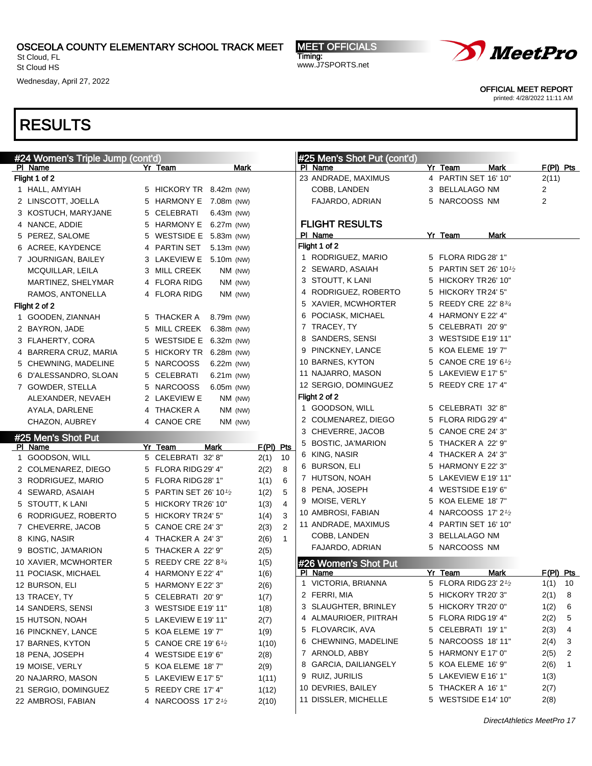OSCEOLA COUNTY ELEMENTARY SCHOOL TRACK MEET
St Cloud, FL
St Cloud HS
Wednesday, April 27, 2022

MEET OFFICIALS
Timing:
www.J7SPORTS.net

OFFICIAL MEET REPORT
printed: 4/28/2022 11:11 AM

# RESULTS

## #24 Women's Triple Jump (cont'd)

| Pl | Name | Yr | Team | Mark |
|---|---|---|---|---|
| **Flight 1 of 2** | | | | |
| 1 | HALL, AMYIAH | 5 | HICKORY TR | 8.42m (NW) |
| 2 | LINSCOTT, JOELLA | 5 | HARMONY E | 7.08m (NW) |
| 3 | KOSTUCH, MARYJANE | 5 | CELEBRATI | 6.43m (NW) |
| 4 | NANCE, ADDIE | 5 | HARMONY E | 6.27m (NW) |
| 5 | PEREZ, SALOME | 5 | WESTSIDE E | 5.83m (NW) |
| 6 | ACREE, KAYDENCE | 4 | PARTIN SET | 5.13m (NW) |
| 7 | JOURNIGAN, BAILEY | 3 | LAKEVIEW E | 5.10m (NW) |
| | MCQUILLAR, LEILA | 3 | MILL CREEK | NM (NW) |
| | MARTINEZ, SHELYMAR | 4 | FLORA RIDG | NM (NW) |
| | RAMOS, ANTONELLA | 4 | FLORA RIDG | NM (NW) |
| **Flight 2 of 2** | | | | |
| 1 | GOODEN, ZIANNAH | 5 | THACKER A | 8.79m (NW) |
| 2 | BAYRON, JADE | 5 | MILL CREEK | 6.38m (NW) |
| 3 | FLAHERTY, CORA | 5 | WESTSIDE E | 6.32m (NW) |
| 4 | BARRERA CRUZ, MARIA | 5 | HICKORY TR | 6.28m (NW) |
| 5 | CHEWNING, MADELINE | 5 | NARCOOSS | 6.22m (NW) |
| 6 | D'ALESSANDRO, SLOAN | 5 | CELEBRATI | 6.21m (NW) |
| 7 | GOWDER, STELLA | 5 | NARCOOSS | 6.05m (NW) |
| | ALEXANDER, NEVAEH | 2 | LAKEVIEW E | NM (NW) |
| | AYALA, DARLENE | 4 | THACKER A | NM (NW) |
| | CHAZON, AUBREY | 4 | CANOE CRE | NM (NW) |

## #25 Men's Shot Put

| Pl | Name | Yr | Team | Mark | F(Pl) | Pts |
|---|---|---|---|---|---|---|
| 1 | GOODSON, WILL | 5 | CELEBRATI | 32' 8" | 2(1) | 10 |
| 2 | COLMENAREZ, DIEGO | 5 | FLORA RIDG | 29' 4" | 2(2) | 8 |
| 3 | RODRIGUEZ, MARIO | 5 | FLORA RIDG | 28' 1" | 1(1) | 6 |
| 4 | SEWARD, ASAIAH | 5 | PARTIN SET | 26' 10½ | 1(2) | 5 |
| 5 | STOUTT, K LANI | 5 | HICKORY TR | 26' 10" | 1(3) | 4 |
| 6 | RODRIGUEZ, ROBERTO | 5 | HICKORY TR | 24' 5" | 1(4) | 3 |
| 7 | CHEVERRE, JACOB | 5 | CANOE CRE | 24' 3" | 2(3) | 2 |
| 8 | KING, NASIR | 4 | THACKER A | 24' 3" | 2(6) | 1 |
| 9 | BOSTIC, JA'MARION | 5 | THACKER A | 22' 9" | 2(5) | |
| 10 | XAVIER, MCWHORTER | 5 | REEDY CRE | 22' 8¾ | 1(5) | |
| 11 | POCIASK, MICHAEL | 4 | HARMONY E | 22' 4" | 1(6) | |
| 12 | BURSON, ELI | 5 | HARMONY E | 22' 3" | 2(6) | |
| 13 | TRACEY, TY | 5 | CELEBRATI | 20' 9" | 1(7) | |
| 14 | SANDERS, SENSI | 3 | WESTSIDE E | 19' 11" | 1(8) | |
| 15 | HUTSON, NOAH | 5 | LAKEVIEW E | 19' 11" | 2(7) | |
| 16 | PINCKNEY, LANCE | 5 | KOA ELEME | 19' 7" | 1(9) | |
| 17 | BARNES, KYTON | 5 | CANOE CRE | 19' 6½ | 1(10) | |
| 18 | PENA, JOSEPH | 4 | WESTSIDE E | 19' 6" | 2(8) | |
| 19 | MOISE, VERLY | 5 | KOA ELEME | 18' 7" | 2(9) | |
| 20 | NAJARRO, MASON | 5 | LAKEVIEW E | 17' 5" | 1(11) | |
| 21 | SERGIO, DOMINGUEZ | 5 | REEDY CRE | 17' 4" | 1(12) | |
| 22 | AMBROSI, FABIAN | 4 | NARCOOSS | 17' 2½ | 2(10) | |
| 23 | ANDRADE, MAXIMUS | 4 | PARTIN SET | 16' 10" | 2(11) | |
| | COBB, LANDEN | 3 | BELLALAGO | NM | 2 | |
| | FAJARDO, ADRIAN | 5 | NARCOOSS | NM | 2 | |

### FLIGHT RESULTS

| Pl | Name | Yr | Team | Mark |
|---|---|---|---|---|
| **Flight 1 of 2** | | | | |
| 1 | RODRIGUEZ, MARIO | 5 | FLORA RIDG | 28' 1" |
| 2 | SEWARD, ASAIAH | 5 | PARTIN SET | 26' 10½ |
| 3 | STOUTT, K LANI | 5 | HICKORY TR | 26' 10" |
| 4 | RODRIGUEZ, ROBERTO | 5 | HICKORY TR | 24' 5" |
| 5 | XAVIER, MCWHORTER | 5 | REEDY CRE | 22' 8¾ |
| 6 | POCIASK, MICHAEL | 4 | HARMONY E | 22' 4" |
| 7 | TRACEY, TY | 5 | CELEBRATI | 20' 9" |
| 8 | SANDERS, SENSI | 3 | WESTSIDE E | 19' 11" |
| 9 | PINCKNEY, LANCE | 5 | KOA ELEME | 19' 7" |
| 10 | BARNES, KYTON | 5 | CANOE CRE | 19' 6½ |
| 11 | NAJARRO, MASON | 5 | LAKEVIEW E | 17' 5" |
| 12 | SERGIO, DOMINGUEZ | 5 | REEDY CRE | 17' 4" |
| **Flight 2 of 2** | | | | |
| 1 | GOODSON, WILL | 5 | CELEBRATI | 32' 8" |
| 2 | COLMENAREZ, DIEGO | 5 | FLORA RIDG | 29' 4" |
| 3 | CHEVERRE, JACOB | 5 | CANOE CRE | 24' 3" |
| 5 | BOSTIC, JA'MARION | 5 | THACKER A | 22' 9" |
| 6 | KING, NASIR | 4 | THACKER A | 24' 3" |
| 6 | BURSON, ELI | 5 | HARMONY E | 22' 3" |
| 7 | HUTSON, NOAH | 5 | LAKEVIEW E | 19' 11" |
| 8 | PENA, JOSEPH | 4 | WESTSIDE E | 19' 6" |
| 9 | MOISE, VERLY | 5 | KOA ELEME | 18' 7" |
| 10 | AMBROSI, FABIAN | 4 | NARCOOSS | 17' 2½ |
| 11 | ANDRADE, MAXIMUS | 4 | PARTIN SET | 16' 10" |
| | COBB, LANDEN | 3 | BELLALAGO | NM |
| | FAJARDO, ADRIAN | 5 | NARCOOSS | NM |

## #26 Women's Shot Put

| Pl | Name | Yr | Team | Mark | F(Pl) | Pts |
|---|---|---|---|---|---|---|
| 1 | VICTORIA, BRIANNA | 5 | FLORA RIDG | 23' 2½ | 1(1) | 10 |
| 2 | FERRI, MIA | 5 | HICKORY TR | 20' 3" | 2(1) | 8 |
| 3 | SLAUGHTER, BRINLEY | 5 | HICKORY TR | 20' 0" | 1(2) | 6 |
| 4 | ALMAURIOER, PIITRAH | 5 | FLORA RIDG | 19' 4" | 2(2) | 5 |
| 5 | FLOVARCIK, AVA | 5 | CELEBRATI | 19' 1" | 2(3) | 4 |
| 6 | CHEWNING, MADELINE | 5 | NARCOOSS | 18' 11" | 2(4) | 3 |
| 7 | ARNOLD, ABBY | 5 | HARMONY E | 17' 0" | 2(5) | 2 |
| 8 | GARCIA, DAILIANGELY | 5 | KOA ELEME | 16' 9" | 2(6) | 1 |
| 9 | RUIZ, JURILIS | 5 | LAKEVIEW E | 16' 1" | 1(3) | |
| 10 | DEVRIES, BAILEY | 5 | THACKER A | 16' 1" | 2(7) | |
| 11 | DISSLER, MICHELLE | 5 | WESTSIDE E | 14' 10" | 2(8) | |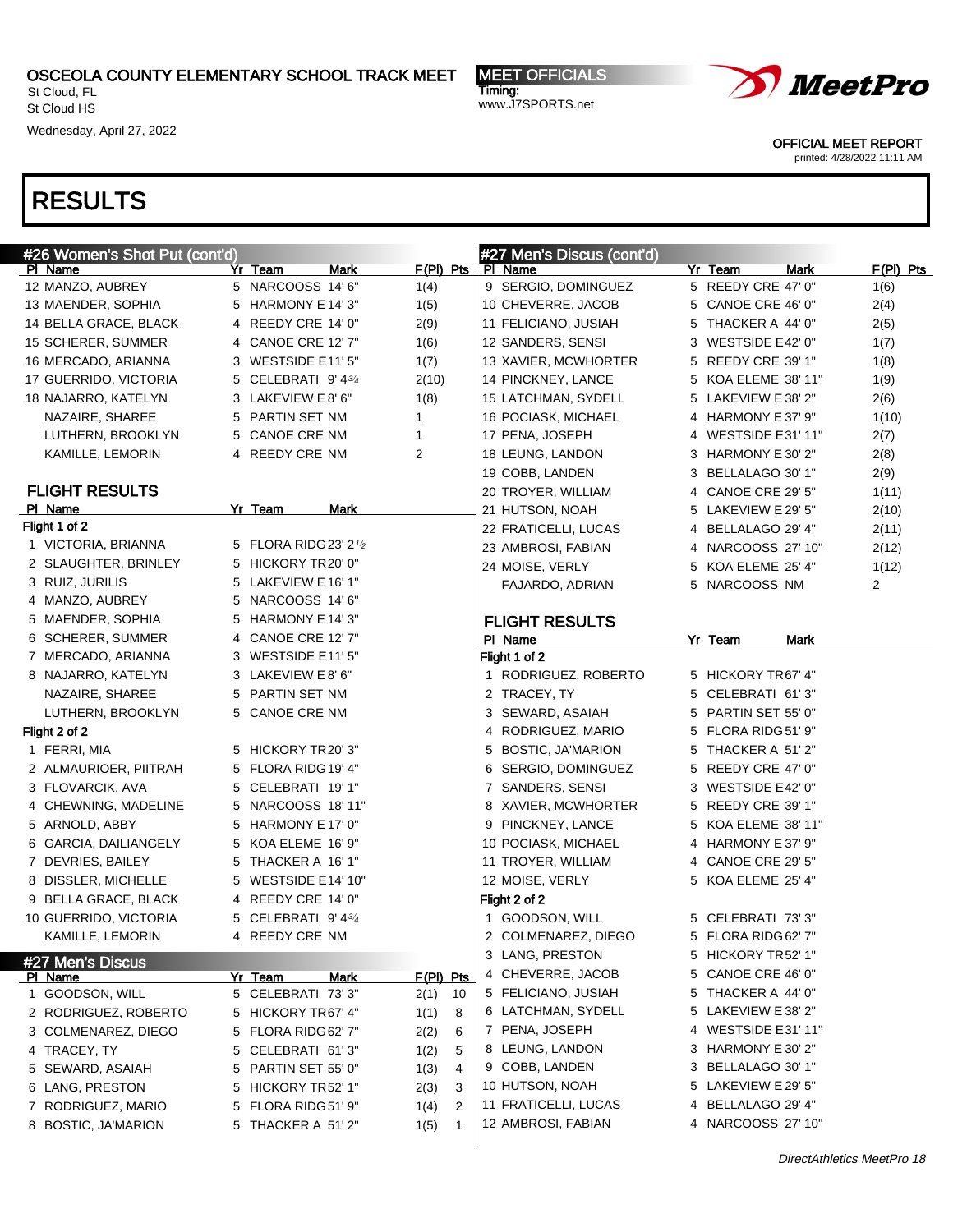# OSCEOLA COUNTY ELEMENTARY SCHOOL TRACK MEET

St Cloud, FL
St Cloud HS
Wednesday, April 27, 2022

MEET OFFICIALS
Timing:
www.J7SPORTS.net

OFFICIAL MEET REPORT
printed: 4/28/2022 11:11 AM

# RESULTS

## #26 Women's Shot Put (cont'd)

| Pl | Name | Yr | Team | Mark | F(Pl) | Pts |
|---|---|---|---|---|---|---|
| 12 | MANZO, AUBREY | 5 | NARCOOSS | 14' 6" | 1(4) | |
| 13 | MAENDER, SOPHIA | 5 | HARMONY E | 14' 3" | 1(5) | |
| 14 | BELLA GRACE, BLACK | 4 | REEDY CRE | 14' 0" | 2(9) | |
| 15 | SCHERER, SUMMER | 4 | CANOE CRE | 12' 7" | 1(6) | |
| 16 | MERCADO, ARIANNA | 3 | WESTSIDE E | 11' 5" | 1(7) | |
| 17 | GUERRIDO, VICTORIA | 5 | CELEBRATI | 9' 4¾ | 2(10) | |
| 18 | NAJARRO, KATELYN | 3 | LAKEVIEW E | 8' 6" | 1(8) | |
| | NAZAIRE, SHAREE | 5 | PARTIN SET | NM | 1 | |
| | LUTHERN, BROOKLYN | 5 | CANOE CRE | NM | 1 | |
| | KAMILLE, LEMORIN | 4 | REEDY CRE | NM | 2 | |

### FLIGHT RESULTS

| Pl | Name | Yr | Team | Mark |
|---|---|---|---|---|
| **Flight 1 of 2** | | | | |
| 1 | VICTORIA, BRIANNA | 5 | FLORA RIDG | 23' 2½ |
| 2 | SLAUGHTER, BRINLEY | 5 | HICKORY TR | 20' 0" |
| 3 | RUIZ, JURILIS | 5 | LAKEVIEW E | 16' 1" |
| 4 | MANZO, AUBREY | 5 | NARCOOSS | 14' 6" |
| 5 | MAENDER, SOPHIA | 5 | HARMONY E | 14' 3" |
| 6 | SCHERER, SUMMER | 4 | CANOE CRE | 12' 7" |
| 7 | MERCADO, ARIANNA | 3 | WESTSIDE E | 11' 5" |
| 8 | NAJARRO, KATELYN | 3 | LAKEVIEW E | 8' 6" |
| | NAZAIRE, SHAREE | 5 | PARTIN SET | NM |
| | LUTHERN, BROOKLYN | 5 | CANOE CRE | NM |
| **Flight 2 of 2** | | | | |
| 1 | FERRI, MIA | 5 | HICKORY TR | 20' 3" |
| 2 | ALMAURIOER, PIITRAH | 5 | FLORA RIDG | 19' 4" |
| 3 | FLOVARCIK, AVA | 5 | CELEBRATI | 19' 1" |
| 4 | CHEWNING, MADELINE | 5 | NARCOOSS | 18' 11" |
| 5 | ARNOLD, ABBY | 5 | HARMONY E | 17' 0" |
| 6 | GARCIA, DAILIANGELY | 5 | KOA ELEME | 16' 9" |
| 7 | DEVRIES, BAILEY | 5 | THACKER A | 16' 1" |
| 8 | DISSLER, MICHELLE | 5 | WESTSIDE E | 14' 10" |
| 9 | BELLA GRACE, BLACK | 4 | REEDY CRE | 14' 0" |
| 10 | GUERRIDO, VICTORIA | 5 | CELEBRATI | 9' 4¾ |
| | KAMILLE, LEMORIN | 4 | REEDY CRE | NM |

## #27 Men's Discus

| Pl | Name | Yr | Team | Mark | F(Pl) | Pts |
|---|---|---|---|---|---|---|
| 1 | GOODSON, WILL | 5 | CELEBRATI | 73' 3" | 2(1) | 10 |
| 2 | RODRIGUEZ, ROBERTO | 5 | HICKORY TR | 67' 4" | 1(1) | 8 |
| 3 | COLMENAREZ, DIEGO | 5 | FLORA RIDG | 62' 7" | 2(2) | 6 |
| 4 | TRACEY, TY | 5 | CELEBRATI | 61' 3" | 1(2) | 5 |
| 5 | SEWARD, ASAIAH | 5 | PARTIN SET | 55' 0" | 1(3) | 4 |
| 6 | LANG, PRESTON | 5 | HICKORY TR | 52' 1" | 2(3) | 3 |
| 7 | RODRIGUEZ, MARIO | 5 | FLORA RIDG | 51' 9" | 1(4) | 2 |
| 8 | BOSTIC, JA'MARION | 5 | THACKER A | 51' 2" | 1(5) | 1 |
| 9 | SERGIO, DOMINGUEZ | 5 | REEDY CRE | 47' 0" | 1(6) | |
| 10 | CHEVERRE, JACOB | 5 | CANOE CRE | 46' 0" | 2(4) | |
| 11 | FELICIANO, JUSIAH | 5 | THACKER A | 44' 0" | 2(5) | |
| 12 | SANDERS, SENSI | 3 | WESTSIDE E | 42' 0" | 1(7) | |
| 13 | XAVIER, MCWHORTER | 5 | REEDY CRE | 39' 1" | 1(8) | |
| 14 | PINCKNEY, LANCE | 5 | KOA ELEME | 38' 11" | 1(9) | |
| 15 | LATCHMAN, SYDELL | 5 | LAKEVIEW E | 38' 2" | 2(6) | |
| 16 | POCIASK, MICHAEL | 4 | HARMONY E | 37' 9" | 1(10) | |
| 17 | PENA, JOSEPH | 4 | WESTSIDE E | 31' 11" | 2(7) | |
| 18 | LEUNG, LANDON | 3 | HARMONY E | 30' 2" | 2(8) | |
| 19 | COBB, LANDEN | 3 | BELLALAGO | 30' 1" | 2(9) | |
| 20 | TROYER, WILLIAM | 4 | CANOE CRE | 29' 5" | 1(11) | |
| 21 | HUTSON, NOAH | 5 | LAKEVIEW E | 29' 5" | 2(10) | |
| 22 | FRATICELLI, LUCAS | 4 | BELLALAGO | 29' 4" | 2(11) | |
| 23 | AMBROSI, FABIAN | 4 | NARCOOSS | 27' 10" | 2(12) | |
| 24 | MOISE, VERLY | 5 | KOA ELEME | 25' 4" | 1(12) | |
| | FAJARDO, ADRIAN | 5 | NARCOOSS | NM | 2 | |

### FLIGHT RESULTS

| Pl | Name | Yr | Team | Mark |
|---|---|---|---|---|
| **Flight 1 of 2** | | | | |
| 1 | RODRIGUEZ, ROBERTO | 5 | HICKORY TR | 67' 4" |
| 2 | TRACEY, TY | 5 | CELEBRATI | 61' 3" |
| 3 | SEWARD, ASAIAH | 5 | PARTIN SET | 55' 0" |
| 4 | RODRIGUEZ, MARIO | 5 | FLORA RIDG | 51' 9" |
| 5 | BOSTIC, JA'MARION | 5 | THACKER A | 51' 2" |
| 6 | SERGIO, DOMINGUEZ | 5 | REEDY CRE | 47' 0" |
| 7 | SANDERS, SENSI | 3 | WESTSIDE E | 42' 0" |
| 8 | XAVIER, MCWHORTER | 5 | REEDY CRE | 39' 1" |
| 9 | PINCKNEY, LANCE | 5 | KOA ELEME | 38' 11" |
| 10 | POCIASK, MICHAEL | 4 | HARMONY E | 37' 9" |
| 11 | TROYER, WILLIAM | 4 | CANOE CRE | 29' 5" |
| 12 | MOISE, VERLY | 5 | KOA ELEME | 25' 4" |
| **Flight 2 of 2** | | | | |
| 1 | GOODSON, WILL | 5 | CELEBRATI | 73' 3" |
| 2 | COLMENAREZ, DIEGO | 5 | FLORA RIDG | 62' 7" |
| 3 | LANG, PRESTON | 5 | HICKORY TR | 52' 1" |
| 4 | CHEVERRE, JACOB | 5 | CANOE CRE | 46' 0" |
| 5 | FELICIANO, JUSIAH | 5 | THACKER A | 44' 0" |
| 6 | LATCHMAN, SYDELL | 5 | LAKEVIEW E | 38' 2" |
| 7 | PENA, JOSEPH | 4 | WESTSIDE E | 31' 11" |
| 8 | LEUNG, LANDON | 3 | HARMONY E | 30' 2" |
| 9 | COBB, LANDEN | 3 | BELLALAGO | 30' 1" |
| 10 | HUTSON, NOAH | 5 | LAKEVIEW E | 29' 5" |
| 11 | FRATICELLI, LUCAS | 4 | BELLALAGO | 29' 4" |
| 12 | AMBROSI, FABIAN | 4 | NARCOOSS | 27' 10" |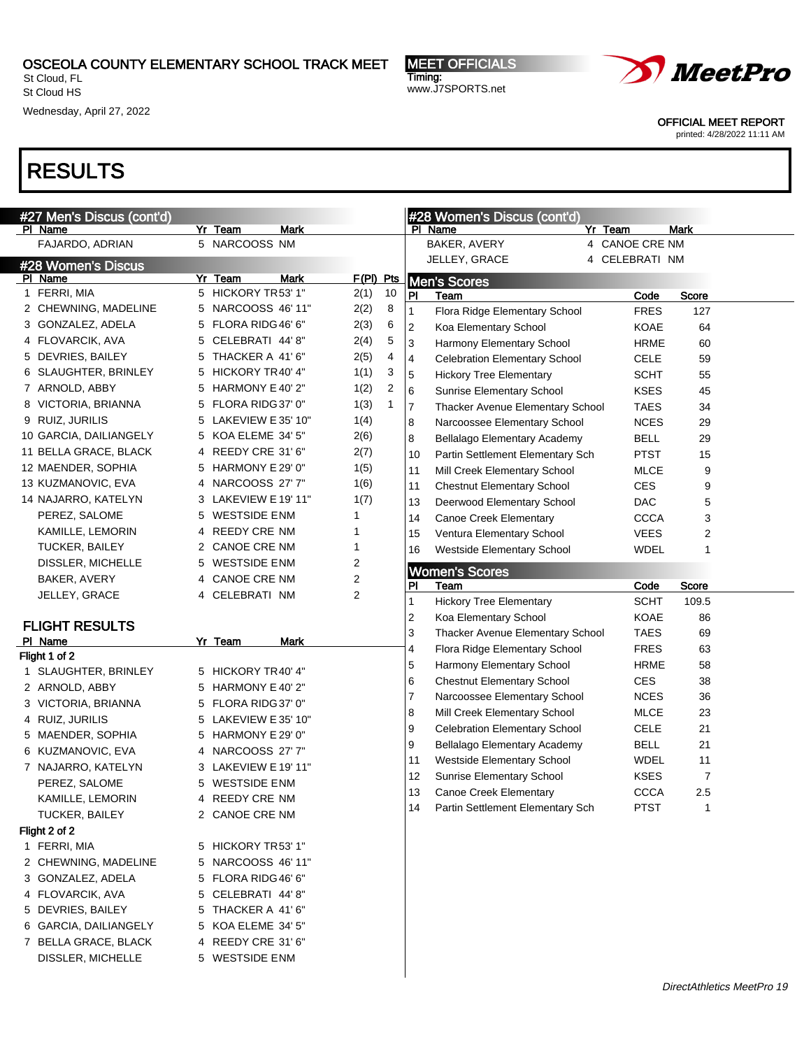# OSCEOLA COUNTY ELEMENTARY SCHOOL TRACK MEET

St Cloud, FL
St Cloud HS

Wednesday, April 27, 2022

MEET OFFICIALS
Timing:
www.J7SPORTS.net

OFFICIAL MEET REPORT
printed: 4/28/2022 11:11 AM

## RESULTS

### #27 Men's Discus (cont'd)

| Pl | Name | Yr | Team | Mark |
|---|---|---|---|---|
| | FAJARDO, ADRIAN | 5 | NARCOOSS | NM |

### #28 Women's Discus

| Pl | Name | Yr | Team | Mark | F(Pl) | Pts |
|---|---|---|---|---|---|---|
| 1 | FERRI, MIA | 5 | HICKORY TR | 53' 1" | 2(1) | 10 |
| 2 | CHEWNING, MADELINE | 5 | NARCOOSS | 46' 11" | 2(2) | 8 |
| 3 | GONZALEZ, ADELA | 5 | FLORA RIDG | 46' 6" | 2(3) | 6 |
| 4 | FLOVARCIK, AVA | 5 | CELEBRATI | 44' 8" | 2(4) | 5 |
| 5 | DEVRIES, BAILEY | 5 | THACKER A | 41' 6" | 2(5) | 4 |
| 6 | SLAUGHTER, BRINLEY | 5 | HICKORY TR | 40' 4" | 1(1) | 3 |
| 7 | ARNOLD, ABBY | 5 | HARMONY E | 40' 2" | 1(2) | 2 |
| 8 | VICTORIA, BRIANNA | 5 | FLORA RIDG | 37' 0" | 1(3) | 1 |
| 9 | RUIZ, JURILIS | 5 | LAKEVIEW E | 35' 10" | 1(4) | |
| 10 | GARCIA, DAILIANGELY | 5 | KOA ELEME | 34' 5" | 2(6) | |
| 11 | BELLA GRACE, BLACK | 4 | REEDY CRE | 31' 6" | 2(7) | |
| 12 | MAENDER, SOPHIA | 5 | HARMONY E | 29' 0" | 1(5) | |
| 13 | KUZMANOVIC, EVA | 4 | NARCOOSS | 27' 7" | 1(6) | |
| 14 | NAJARRO, KATELYN | 3 | LAKEVIEW E | 19' 11" | 1(7) | |
| | PEREZ, SALOME | 5 | WESTSIDE E | NM | 1 | |
| | KAMILLE, LEMORIN | 4 | REEDY CRE | NM | 1 | |
| | TUCKER, BAILEY | 2 | CANOE CRE | NM | 1 | |
| | DISSLER, MICHELLE | 5 | WESTSIDE E | NM | 2 | |
| | BAKER, AVERY | 4 | CANOE CRE | NM | 2 | |
| | JELLEY, GRACE | 4 | CELEBRATI | NM | 2 | |

### FLIGHT RESULTS

| Pl | Name | Yr | Team | Mark |
|---|---|---|---|---|
| **Flight 1 of 2** | | | | |
| 1 | SLAUGHTER, BRINLEY | 5 | HICKORY TR | 40' 4" |
| 2 | ARNOLD, ABBY | 5 | HARMONY E | 40' 2" |
| 3 | VICTORIA, BRIANNA | 5 | FLORA RIDG | 37' 0" |
| 4 | RUIZ, JURILIS | 5 | LAKEVIEW E | 35' 10" |
| 5 | MAENDER, SOPHIA | 5 | HARMONY E | 29' 0" |
| 6 | KUZMANOVIC, EVA | 4 | NARCOOSS | 27' 7" |
| 7 | NAJARRO, KATELYN | 3 | LAKEVIEW E | 19' 11" |
| | PEREZ, SALOME | 5 | WESTSIDE E | NM |
| | KAMILLE, LEMORIN | 4 | REEDY CRE | NM |
| | TUCKER, BAILEY | 2 | CANOE CRE | NM |
| **Flight 2 of 2** | | | | |
| 1 | FERRI, MIA | 5 | HICKORY TR | 53' 1" |
| 2 | CHEWNING, MADELINE | 5 | NARCOOSS | 46' 11" |
| 3 | GONZALEZ, ADELA | 5 | FLORA RIDG | 46' 6" |
| 4 | FLOVARCIK, AVA | 5 | CELEBRATI | 44' 8" |
| 5 | DEVRIES, BAILEY | 5 | THACKER A | 41' 6" |
| 6 | GARCIA, DAILIANGELY | 5 | KOA ELEME | 34' 5" |
| 7 | BELLA GRACE, BLACK | 4 | REEDY CRE | 31' 6" |
| | DISSLER, MICHELLE | 5 | WESTSIDE E | NM |

### #28 Women's Discus (cont'd)

| Pl | Name | Yr | Team | Mark |
|---|---|---|---|---|
| | BAKER, AVERY | 4 | CANOE CRE | NM |
| | JELLEY, GRACE | 4 | CELEBRATI | NM |

### Men's Scores

| Pl | Team | Code | Score |
|---|---|---|---|
| 1 | Flora Ridge Elementary School | FRES | 127 |
| 2 | Koa Elementary School | KOAE | 64 |
| 3 | Harmony Elementary School | HRME | 60 |
| 4 | Celebration Elementary School | CELE | 59 |
| 5 | Hickory Tree Elementary | SCHT | 55 |
| 6 | Sunrise Elementary School | KSES | 45 |
| 7 | Thacker Avenue Elementary School | TAES | 34 |
| 8 | Narcoossee Elementary School | NCES | 29 |
| 8 | Bellalago Elementary Academy | BELL | 29 |
| 10 | Partin Settlement Elementary Sch | PTST | 15 |
| 11 | Mill Creek Elementary School | MLCE | 9 |
| 11 | Chestnut Elementary School | CES | 9 |
| 13 | Deerwood Elementary School | DAC | 5 |
| 14 | Canoe Creek Elementary | CCCA | 3 |
| 15 | Ventura Elementary School | VEES | 2 |
| 16 | Westside Elementary School | WDEL | 1 |

### Women's Scores

| Pl | Team | Code | Score |
|---|---|---|---|
| 1 | Hickory Tree Elementary | SCHT | 109.5 |
| 2 | Koa Elementary School | KOAE | 86 |
| 3 | Thacker Avenue Elementary School | TAES | 69 |
| 4 | Flora Ridge Elementary School | FRES | 63 |
| 5 | Harmony Elementary School | HRME | 58 |
| 6 | Chestnut Elementary School | CES | 38 |
| 7 | Narcoossee Elementary School | NCES | 36 |
| 8 | Mill Creek Elementary School | MLCE | 23 |
| 9 | Celebration Elementary School | CELE | 21 |
| 9 | Bellalago Elementary Academy | BELL | 21 |
| 11 | Westside Elementary School | WDEL | 11 |
| 12 | Sunrise Elementary School | KSES | 7 |
| 13 | Canoe Creek Elementary | CCCA | 2.5 |
| 14 | Partin Settlement Elementary Sch | PTST | 1 |